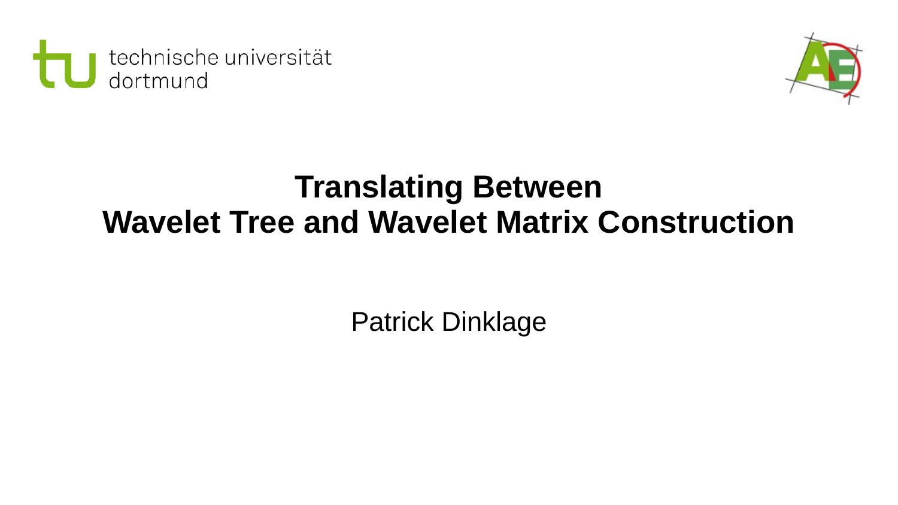technische universität dortmund

# Translating Between Wavelet Tree and Wavelet Matrix Construction

Patrick Dinklage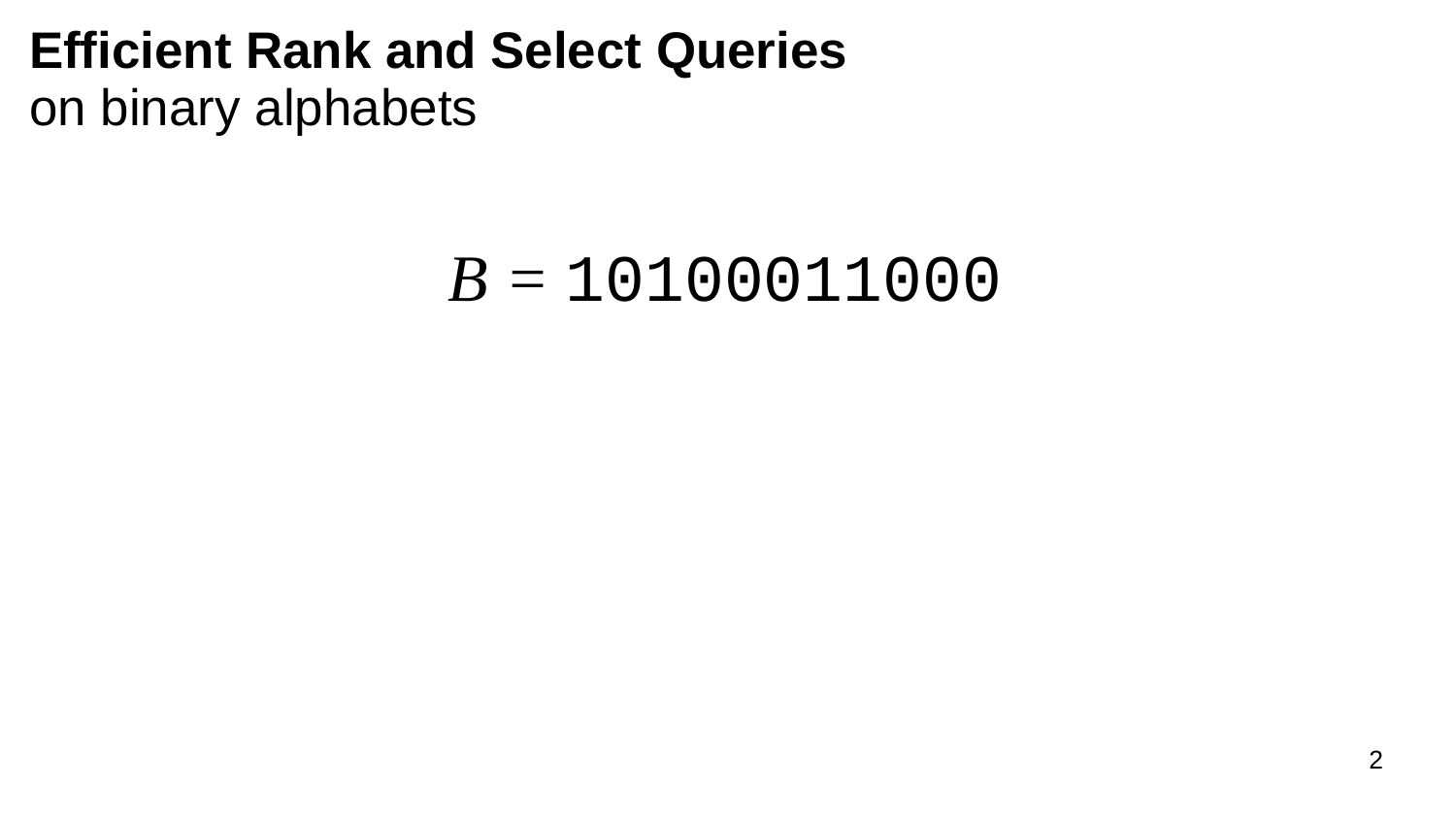# Efficient Rank and Select Queries
on binary alphabets

$$B = \texttt{10100011000}$$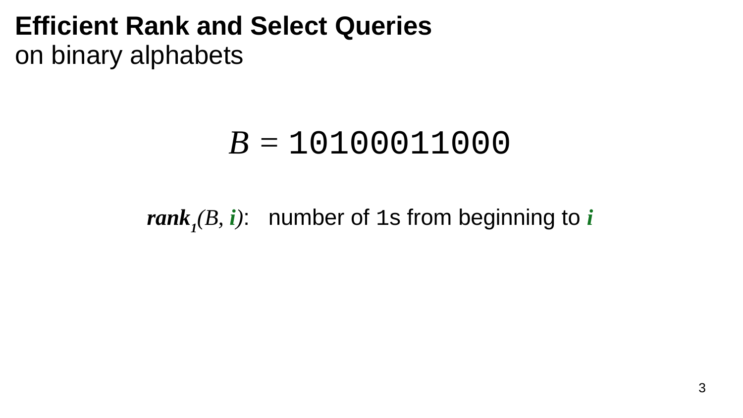# **Efficient Rank and Select Queries**
on binary alphabets

$$B = \texttt{10100011000}$$

$rank_1(B, i)$: number of `1`s from beginning to $i$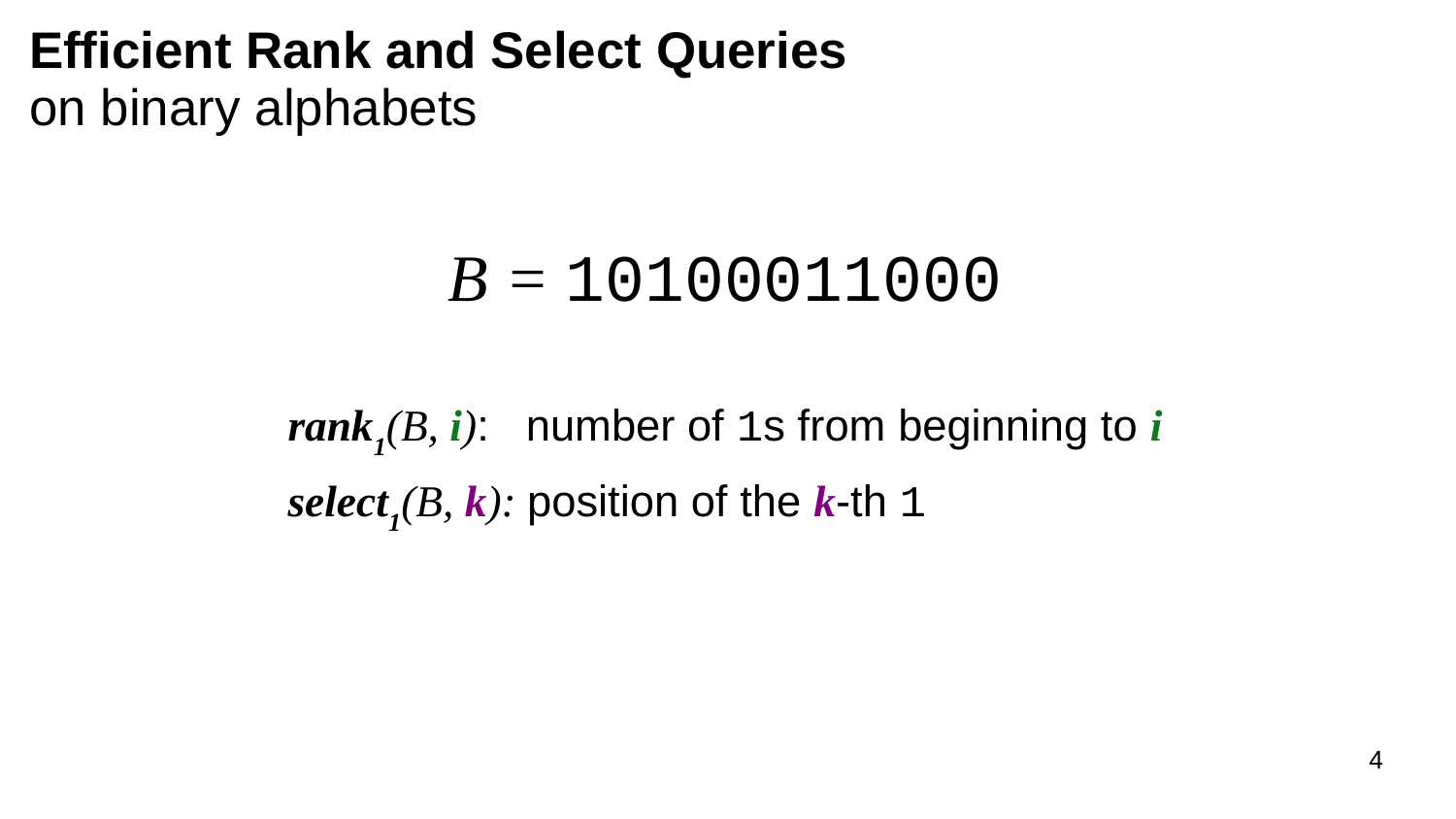# **Efficient Rank and Select Queries**

on binary alphabets

$$B = \texttt{10100011000}$$

$\boldsymbol{rank_1}(B, \boldsymbol{i})$: number of `1`s from beginning to $\boldsymbol{i}$

$\boldsymbol{select_1}(B, \boldsymbol{k})$: position of the $\boldsymbol{k}$-th `1`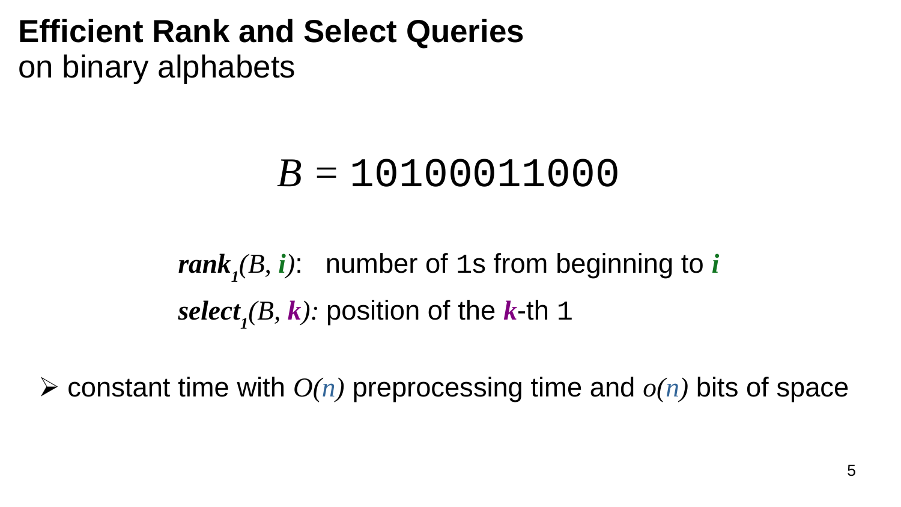# Efficient Rank and Select Queries

on binary alphabets

$$B = \texttt{10100011000}$$

$rank_1(B, i)$: number of `1`s from beginning to $i$

$select_1(B, k)$: position of the $k$-th `1`

- constant time with $O(n)$ preprocessing time and $o(n)$ bits of space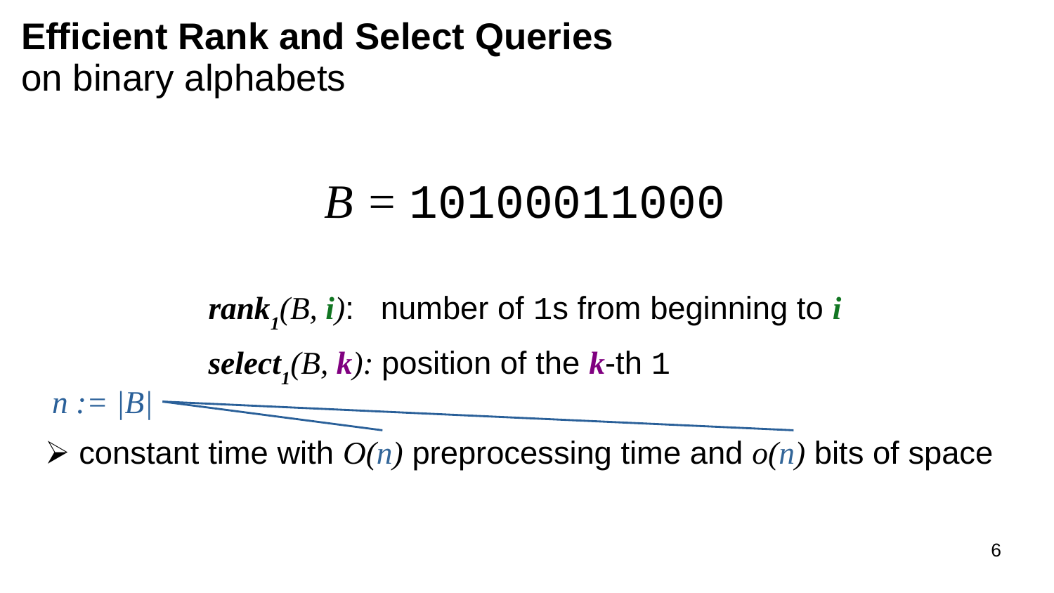# Efficient Rank and Select Queries

on binary alphabets

$$B = \texttt{10100011000}$$

$\textbf{\textit{rank}}_1(B, \textbf{\textit{i}})$: number of 1s from beginning to $\textbf{\textit{i}}$

$\textbf{\textit{select}}_1(B, \textbf{\textit{k}})$: position of the $\textbf{\textit{k}}$-th 1

$n := |B|$

- constant time with $O(n)$ preprocessing time and $o(n)$ bits of space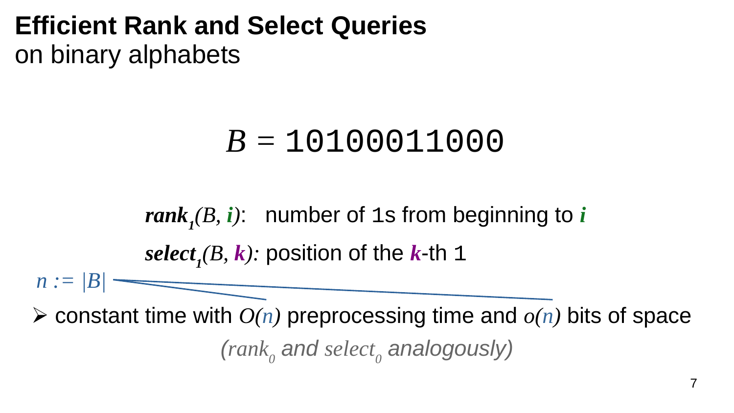# Efficient Rank and Select Queries

on binary alphabets

$$B = \texttt{10100011000}$$

$rank_1(B, i)$: number of 1s from beginning to $i$

$select_1(B, k)$: position of the $k$-th 1

$n := |B|$

- constant time with $O(n)$ preprocessing time and $o(n)$ bits of space

*($rank_0$ and $select_0$ analogously)*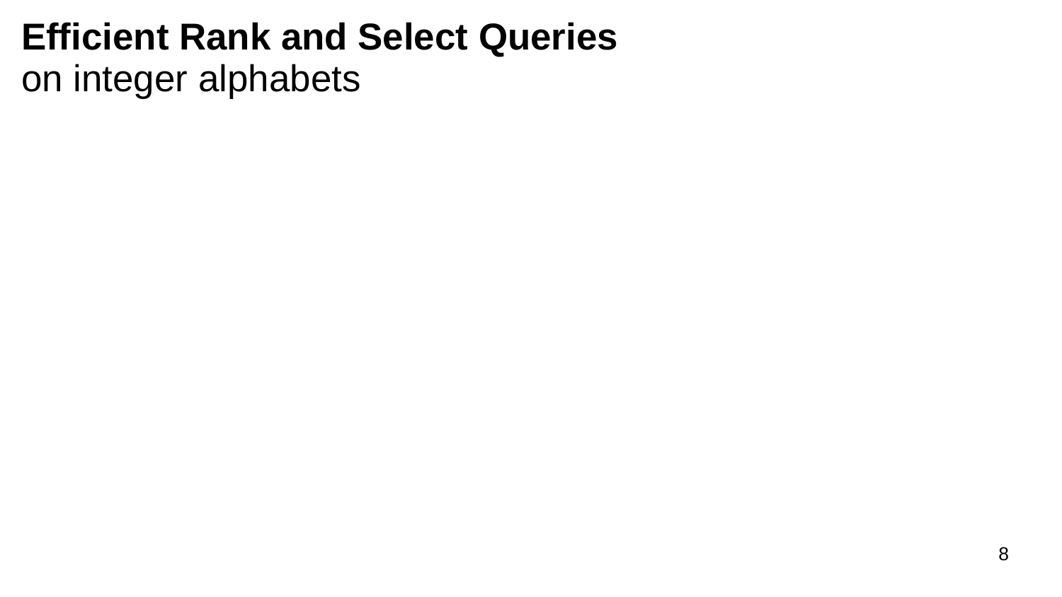# **Efficient Rank and Select Queries**

on integer alphabets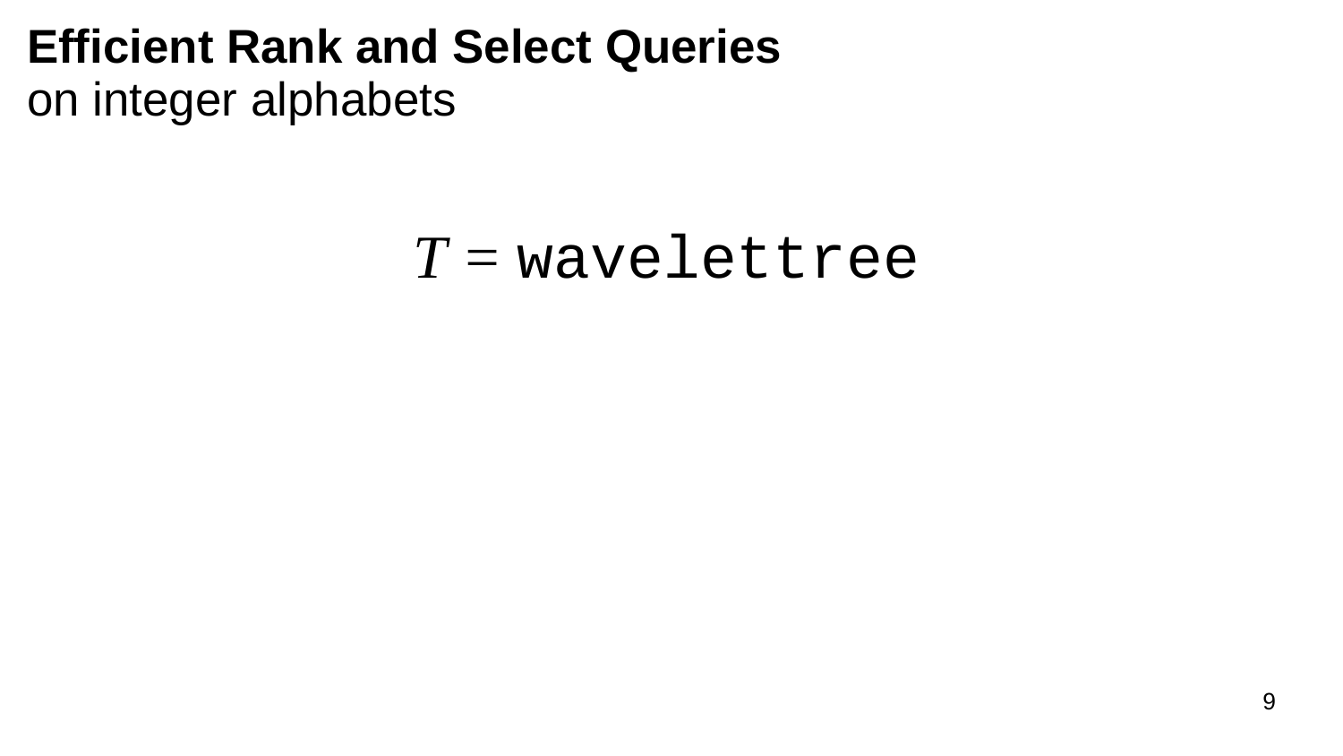**Efficient Rank and Select Queries**
on integer alphabets

$T = \texttt{wavelettree}$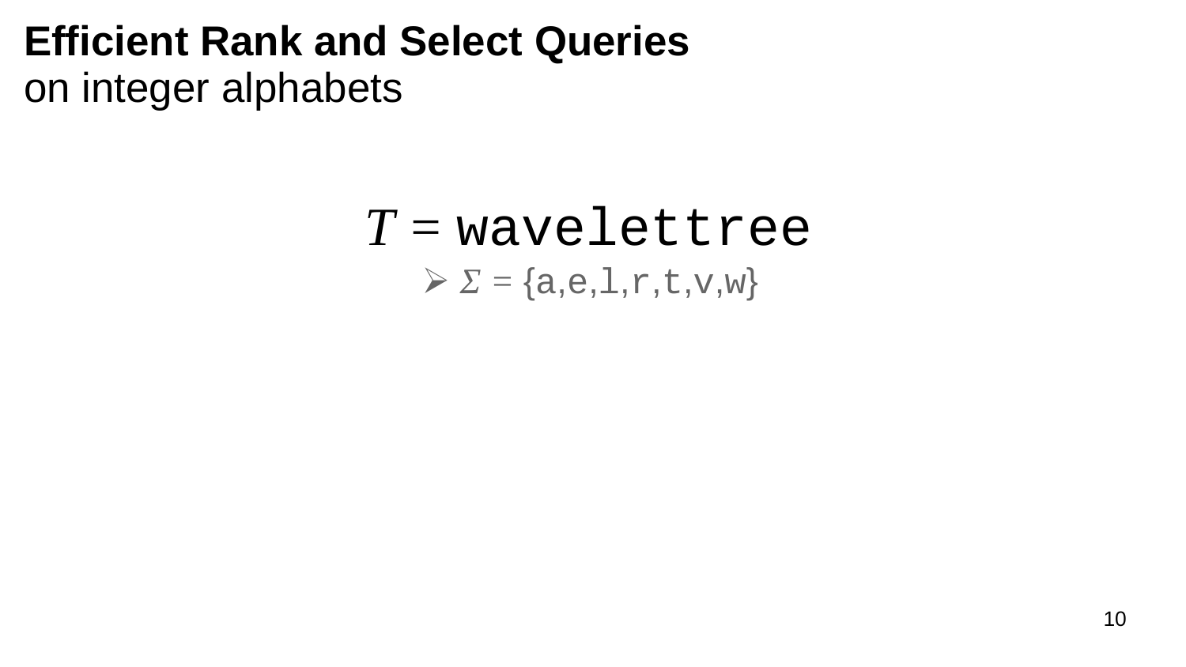# **Efficient Rank and Select Queries**
on integer alphabets

$T$ = `wavelettree`

- $\Sigma$ = {`a`,`e`,`l`,`r`,`t`,`v`,`w`}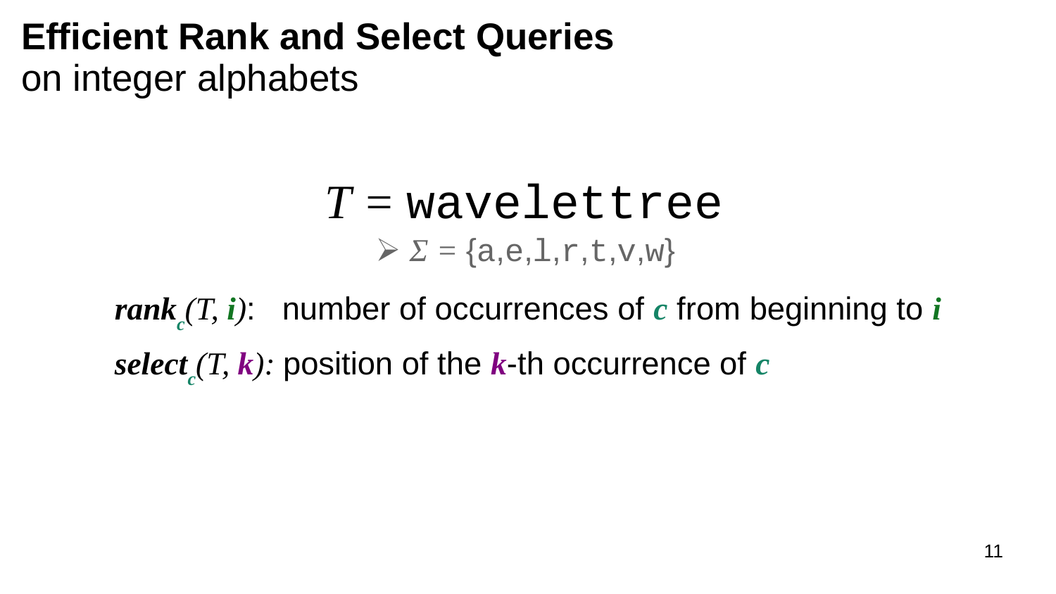# Efficient Rank and Select Queries

on integer alphabets

$$T = \texttt{wavelettree}$$

- $\Sigma = \{\texttt{a},\texttt{e},\texttt{l},\texttt{r},\texttt{t},\texttt{v},\texttt{w}\}$

***rank***$_c(T, i)$: number of occurrences of $c$ from beginning to $i$

***select***$_c(T, k)$: position of the $k$-th occurrence of $c$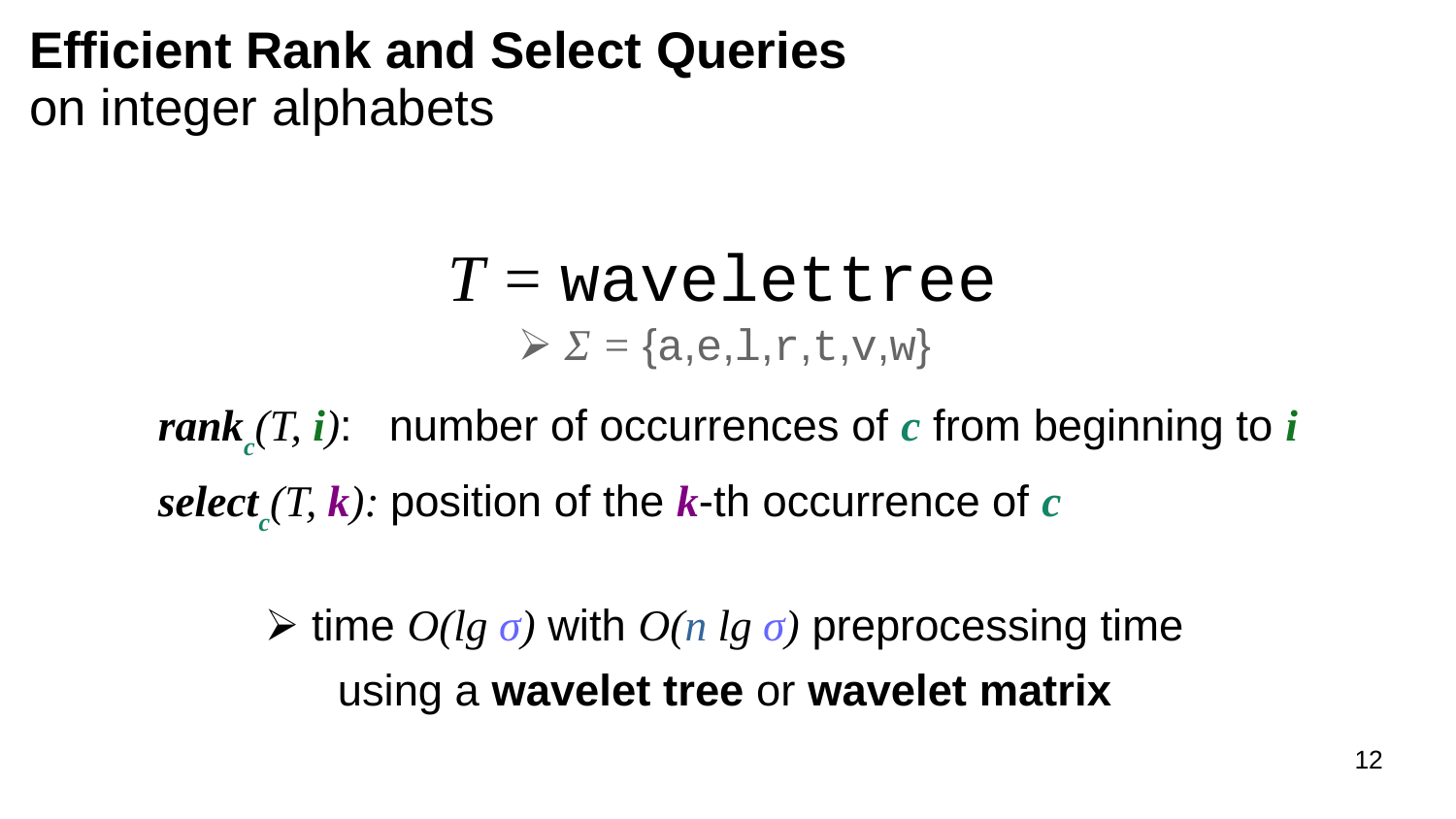# **Efficient Rank and Select Queries**
on integer alphabets

$$T = \texttt{wavelettree}$$

- $\Sigma = \{\texttt{a},\texttt{e},\texttt{l},\texttt{r},\texttt{t},\texttt{v},\texttt{w}\}$

***rank***$_c(T, i)$: number of occurrences of $c$ from beginning to $i$

***select***$_c(T, k)$: position of the $k$-th occurrence of $c$

- time $O(\lg \sigma)$ with $O(n \lg \sigma)$ preprocessing time using a **wavelet tree** or **wavelet matrix**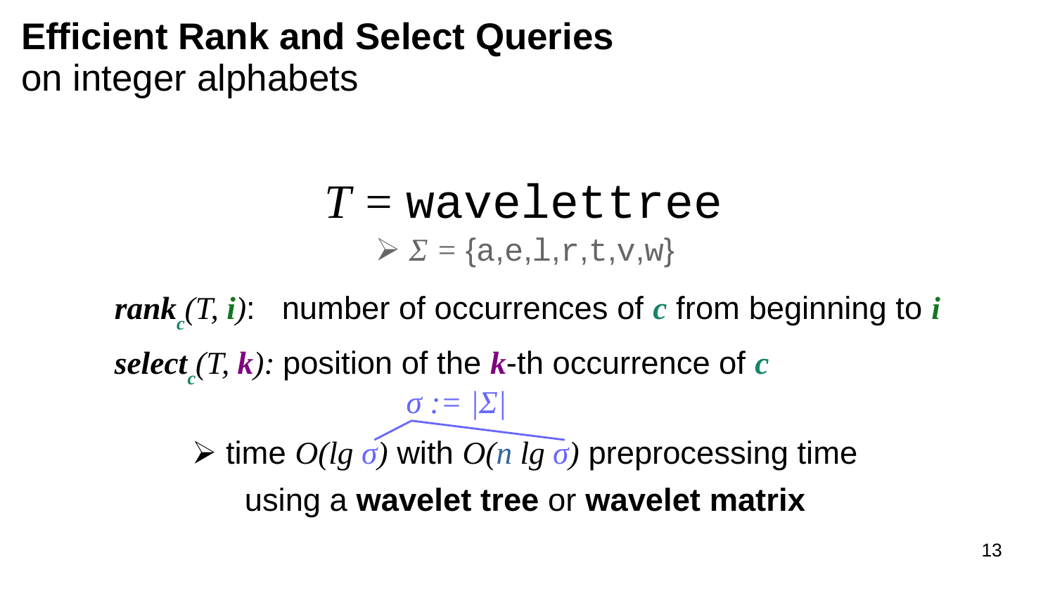# Efficient Rank and Select Queries
on integer alphabets

$$T = \texttt{wavelettree}$$

- $\Sigma = \{\texttt{a},\texttt{e},\texttt{l},\texttt{r},\texttt{t},\texttt{v},\texttt{w}\}$

$\textit{rank}_c(T, i)$: number of occurrences of $c$ from beginning to $i$

$\textit{select}_c(T, k)$: position of the $k$-th occurrence of $c$

$\sigma := |\Sigma|$

- time $O(\lg \sigma)$ with $O(n \lg \sigma)$ preprocessing time using a **wavelet tree** or **wavelet matrix**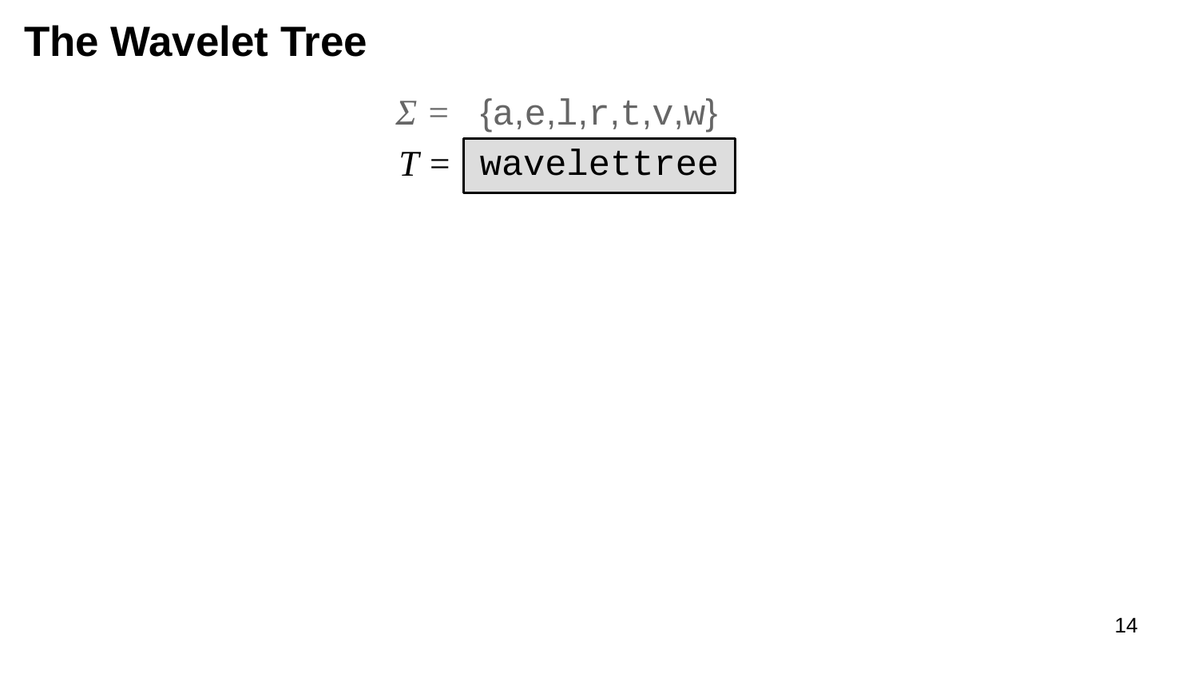# The Wavelet Tree

$\Sigma =$ {a,e,l,r,t,v,w}

$T =$ `wavelettree`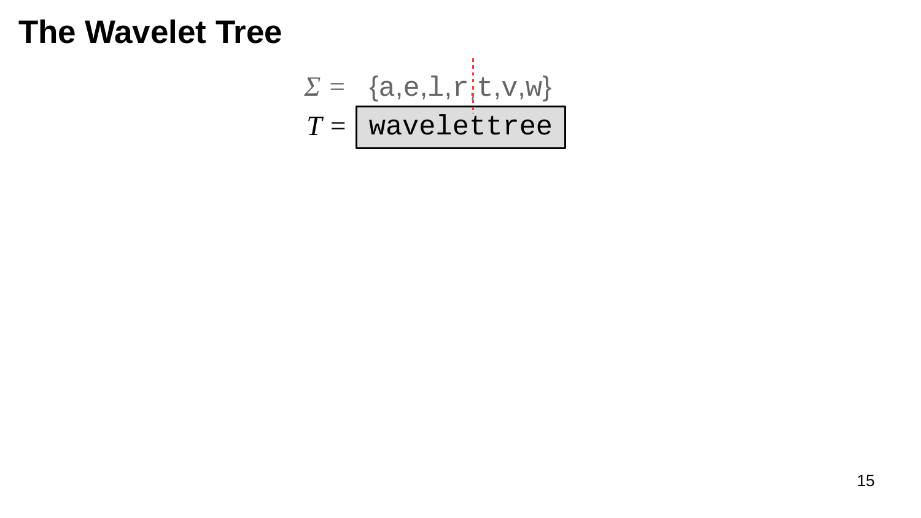# The Wavelet Tree

$\Sigma$ = {a,e,l,r,t,v,w}

$T$ = `wavelettree`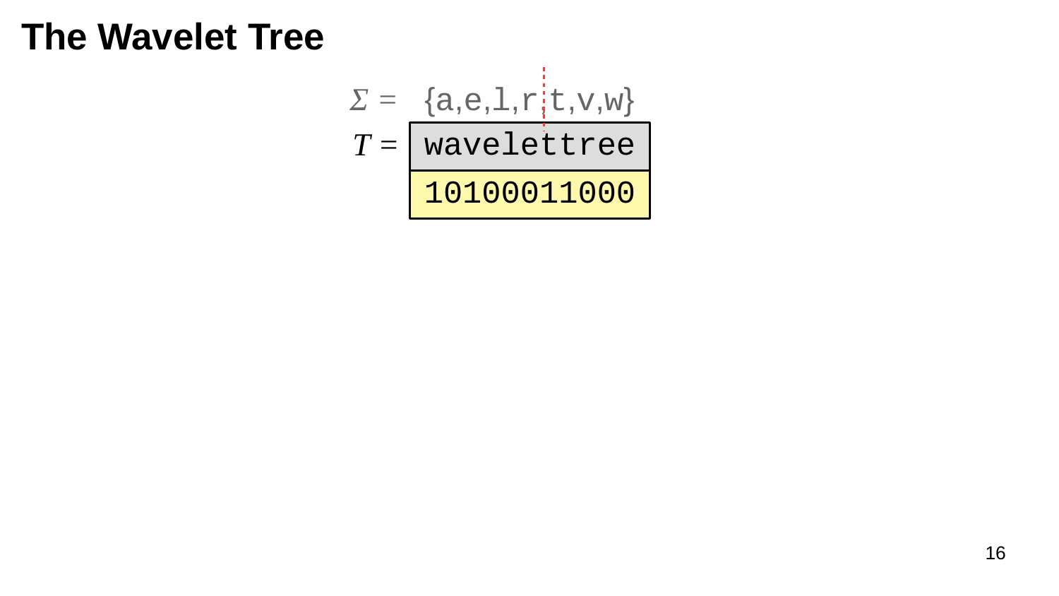# The Wavelet Tree

$\Sigma =$ {a,e,l,r | t,v,w}

| $T =$ | wavelettree |
|---|---|
| | 10100011000 |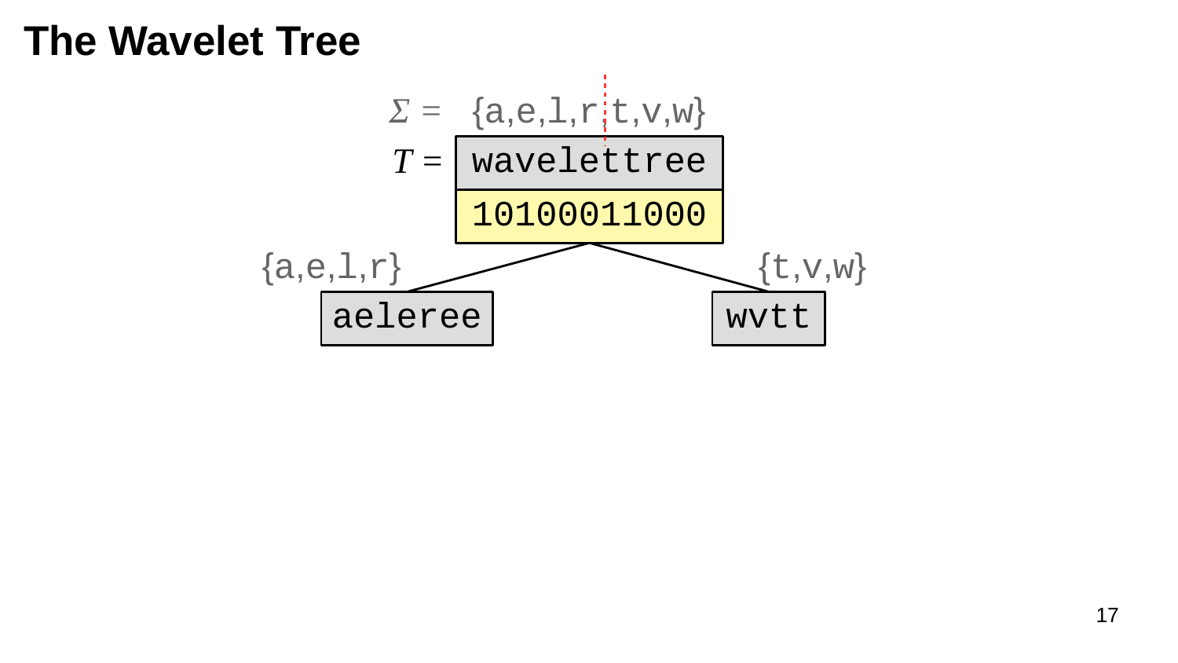# The Wavelet Tree

$\Sigma$ = {a,e,l,r,t,v,w}

$T$ = waveletttree

```
wavelettree
10100011000
```

{a,e,l,r}

```
aeleree
```

{t,v,w}

```
wvtt
```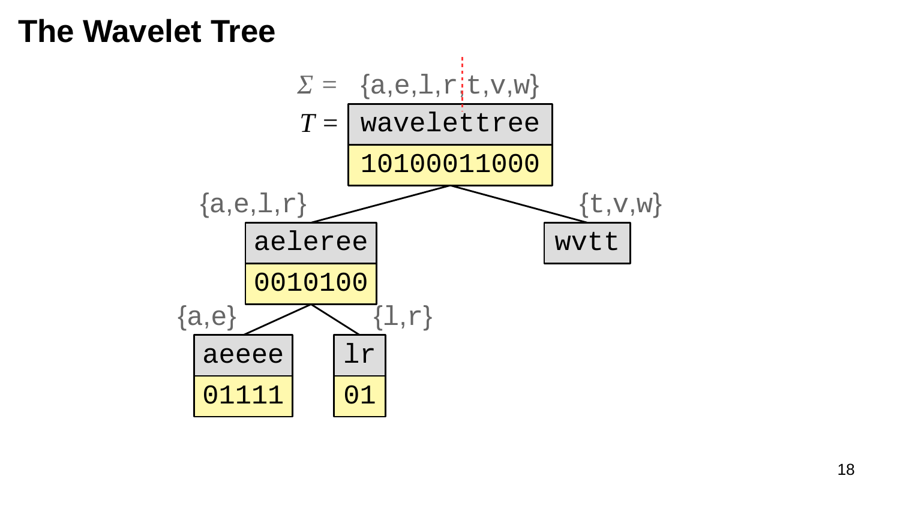# The Wavelet Tree

$\Sigma =$ {a,e,l,r | t,v,w}

$T =$

```
wavelettree
10100011000
```

{a,e,l,r}

```
aeleree
0010100
```

{t,v,w}

```
wvtt
```

{a,e}

```
aeeee
01111
```

{l,r}

```
lr
01
```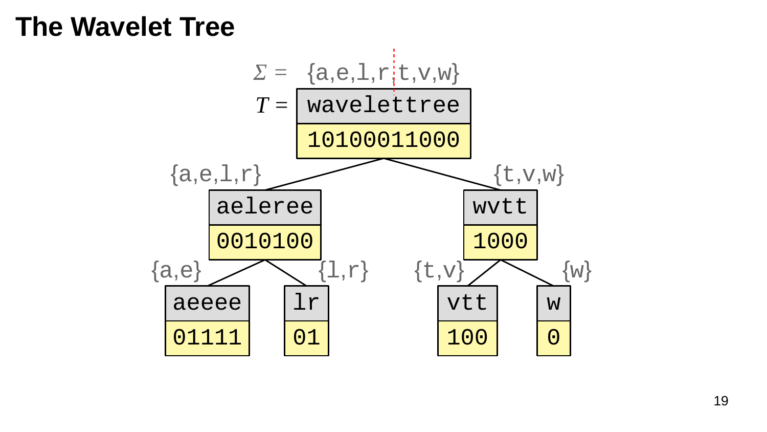# The Wavelet Tree

$\Sigma$ = {a,e,l,r,t,v,w}

$T$ = waveletree

```
                     waveletree
                     10100011000
            {a,e,l,r}             {t,v,w}
             aeleree               wvtt
             0010100               1000
      {a,e}         {l,r}    {t,v}        {w}
      aeeee          lr       vtt          w
      01111          01       100          0
```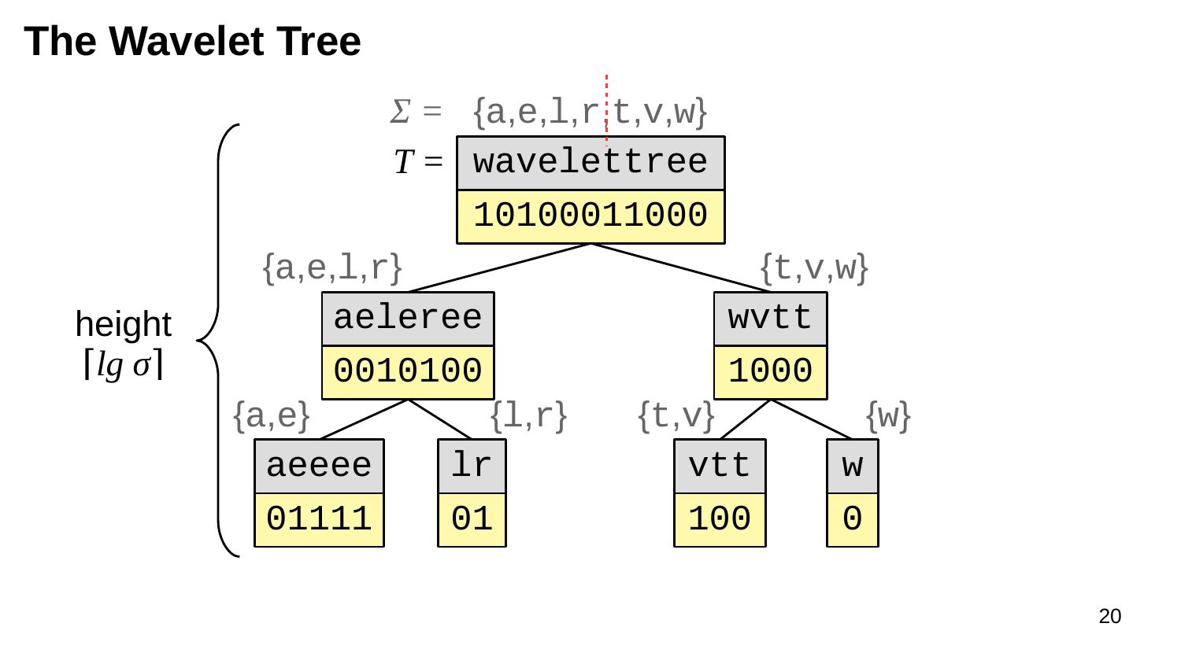# The Wavelet Tree

$\Sigma =$ {a,e,l,r t,v,w}

$T =$ waveletttree

10100011000

{a,e,l,r}

aeleree

0010100

{t,v,w}

wvtt

1000

{a,e}

aeeee

01111

{l,r}

lr

01

{t,v}

vtt

100

{w}

w

0

height $\lceil lg\ \sigma \rceil$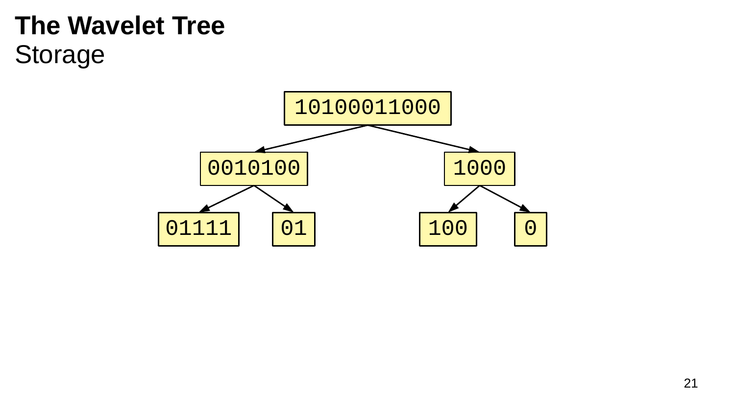# The Wavelet Tree

## Storage

```
              10100011000
             /           \
       0010100            1000
       /     \            /   \
   01111     01         100    0
```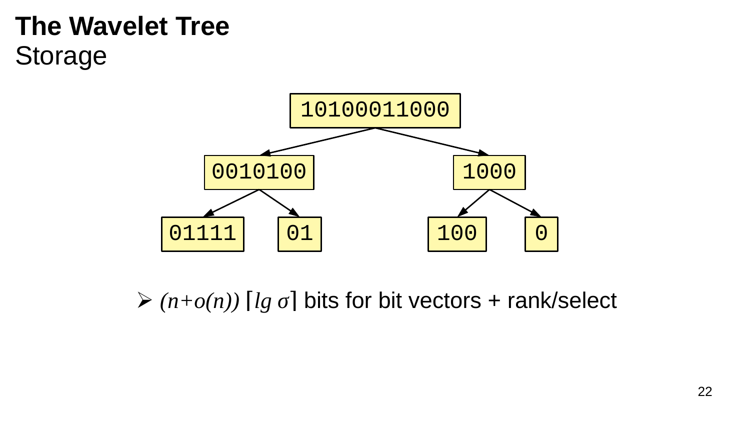# The Wavelet Tree
## Storage

10100011000

0010100 | 1000

01111 | 01 | 100 | 0

- $(n+o(n)) \lceil lg\ \sigma \rceil$ bits for bit vectors + rank/select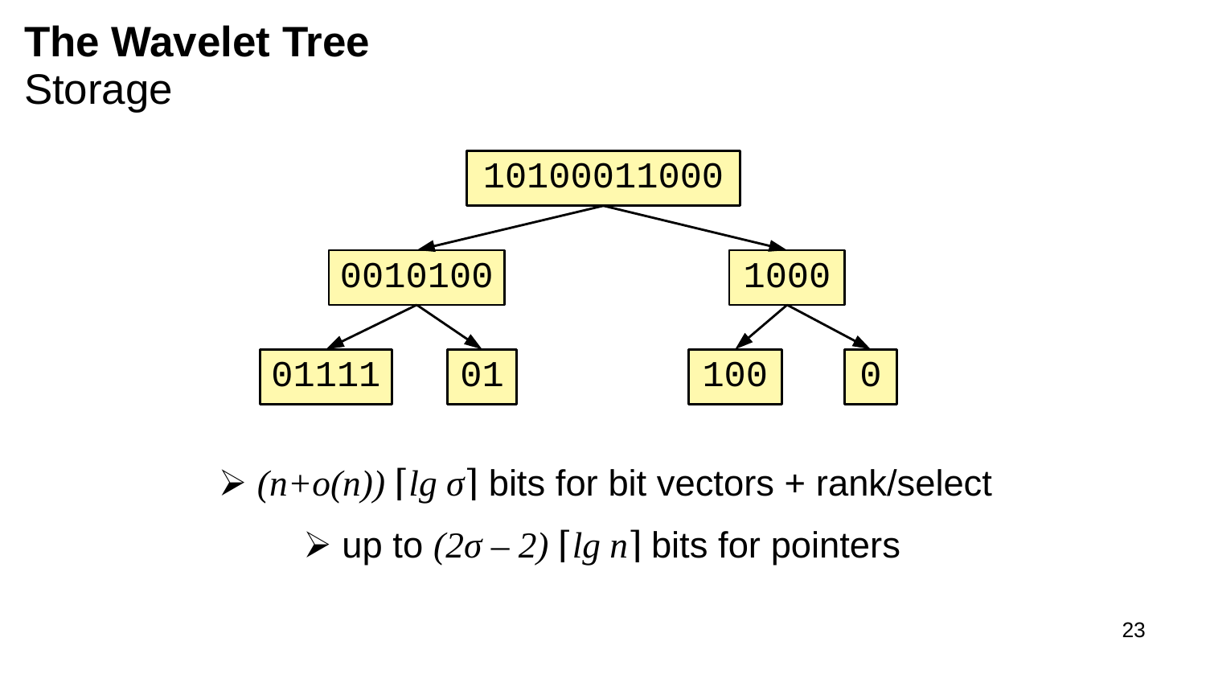# The Wavelet Tree

## Storage

```
              10100011000
             /           \
        0010100          1000
        /     \         /    \
    01111     01      100     0
```

- $(n+o(n)) \lceil lg\ \sigma \rceil$ bits for bit vectors + rank/select
  - up to $(2\sigma - 2) \lceil lg\ n \rceil$ bits for pointers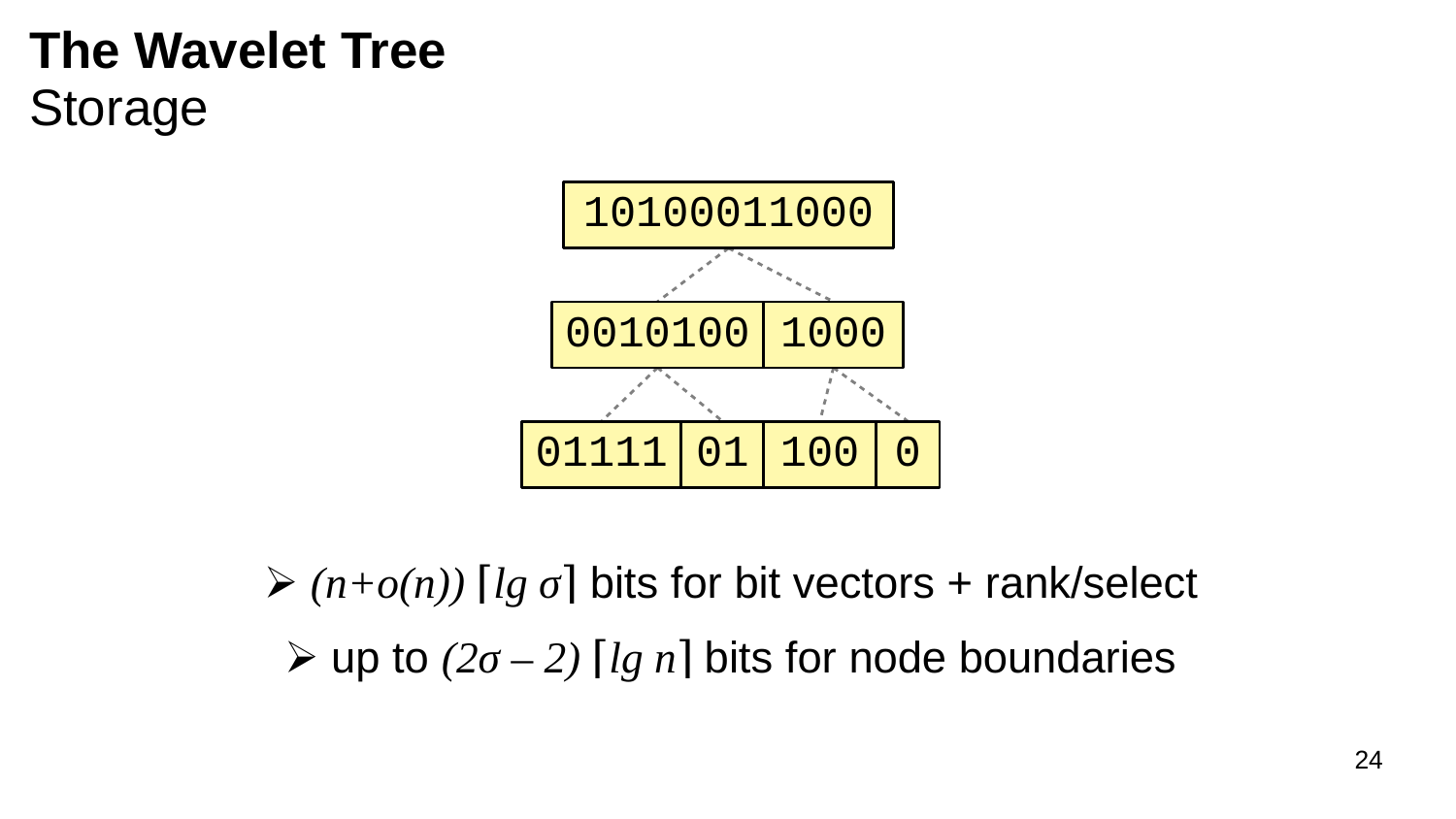# The Wavelet Tree

## Storage

```
        10100011000
   0010100 | 1000
01111 | 01 | 100 | 0
```

- $(n+o(n)) \lceil lg\ \sigma \rceil$ bits for bit vectors + rank/select
- up to $(2\sigma - 2) \lceil lg\ n \rceil$ bits for node boundaries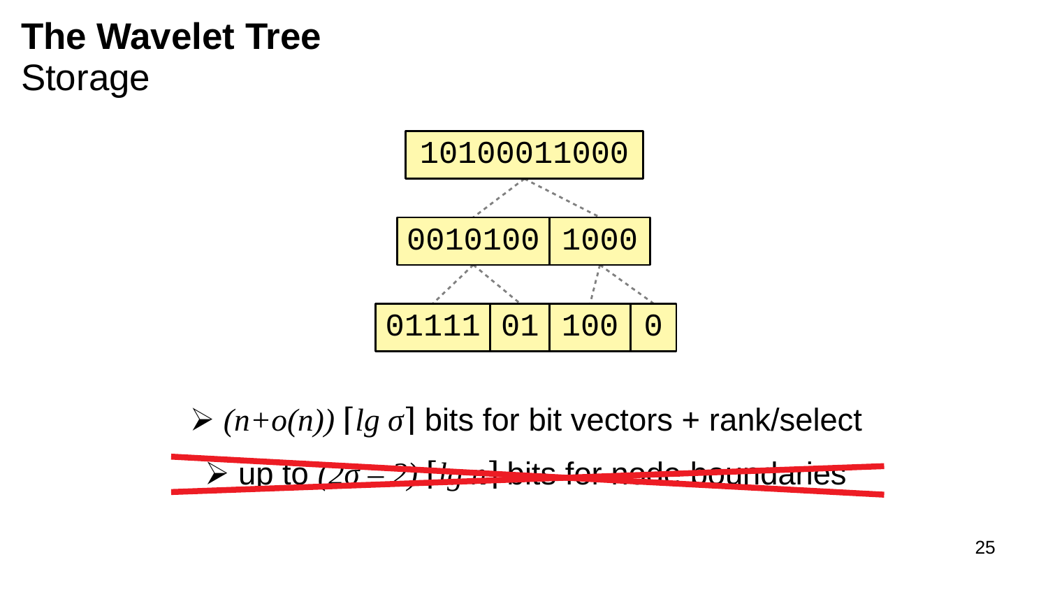# The Wavelet Tree

## Storage

```
        10100011000
   0010100 | 1000
01111 | 01 | 100 | 0
```

- $(n+o(n)) \lceil lg\ \sigma \rceil$ bits for bit vectors + rank/select
- ~~up to $(2\sigma - 2) \lceil lg\ n \rceil$ bits for node boundaries~~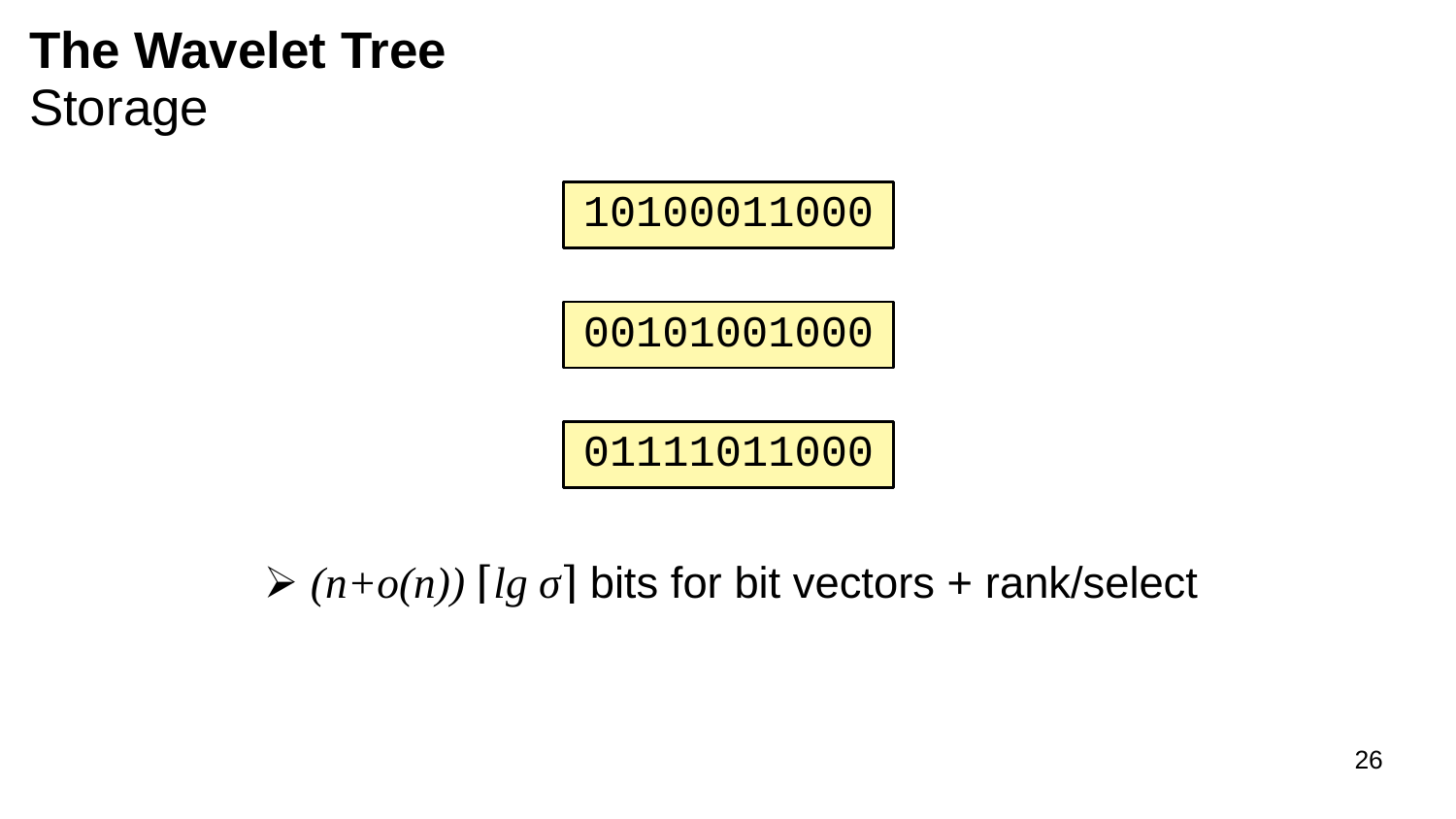# The Wavelet Tree

## Storage

```
10100011000
```

```
00101001000
```

```
01111011000
```

- $(n+o(n)) \lceil lg\ \sigma \rceil$ bits for bit vectors + rank/select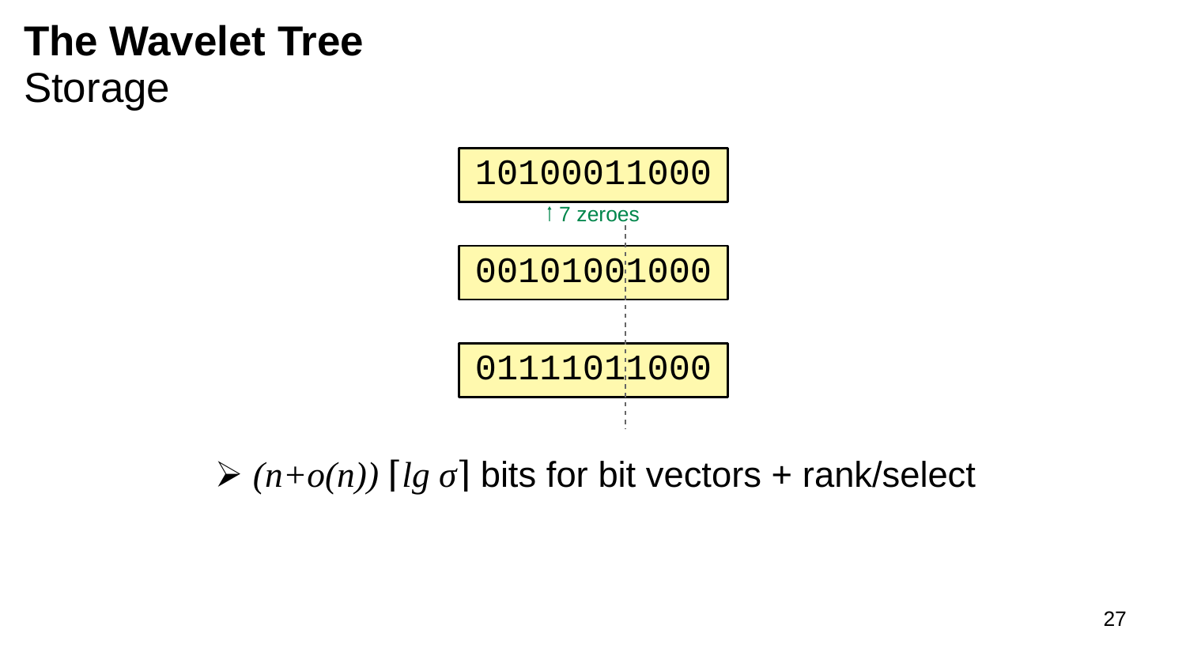# The Wavelet Tree

## Storage

```
10100011000
↑ 7 zeroes
00101001000

01111011000
```

- $(n+o(n)) \lceil lg\ \sigma \rceil$ bits for bit vectors + rank/select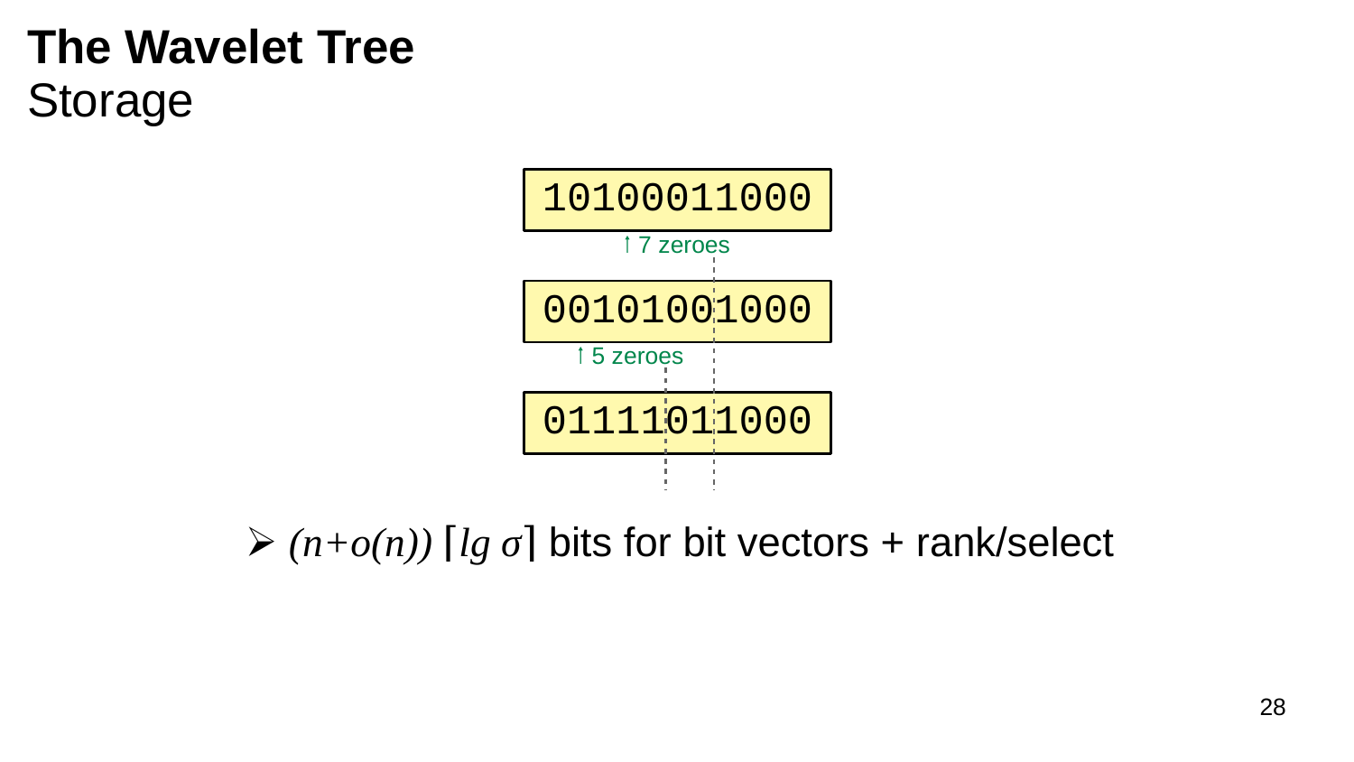# The Wavelet Tree

## Storage

```
10100011000
```

↑ 7 zeroes

```
00101001000
```

↑ 5 zeroes

```
01111011000
```

- $(n+o(n))$ $\lceil lg\ \sigma \rceil$ bits for bit vectors + rank/select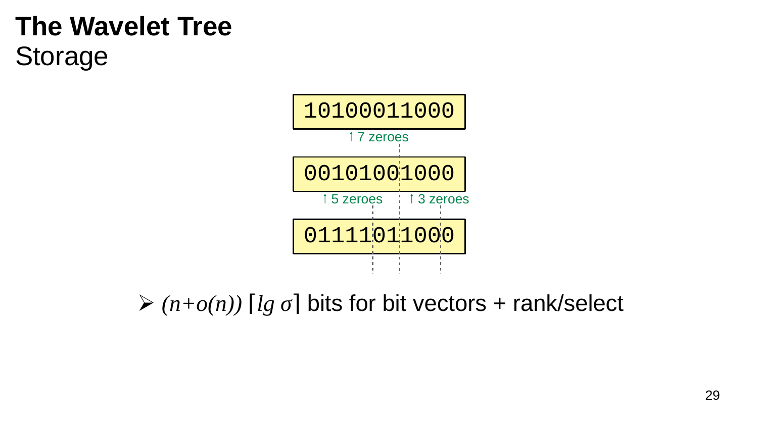# The Wavelet Tree

## Storage

```
10100011000
    ↑ 7 zeroes
00101001000
↑ 5 zeroes   ↑ 3 zeroes
01111011000
```

- $(n+o(n))\lceil lg\ \sigma \rceil$ bits for bit vectors + rank/select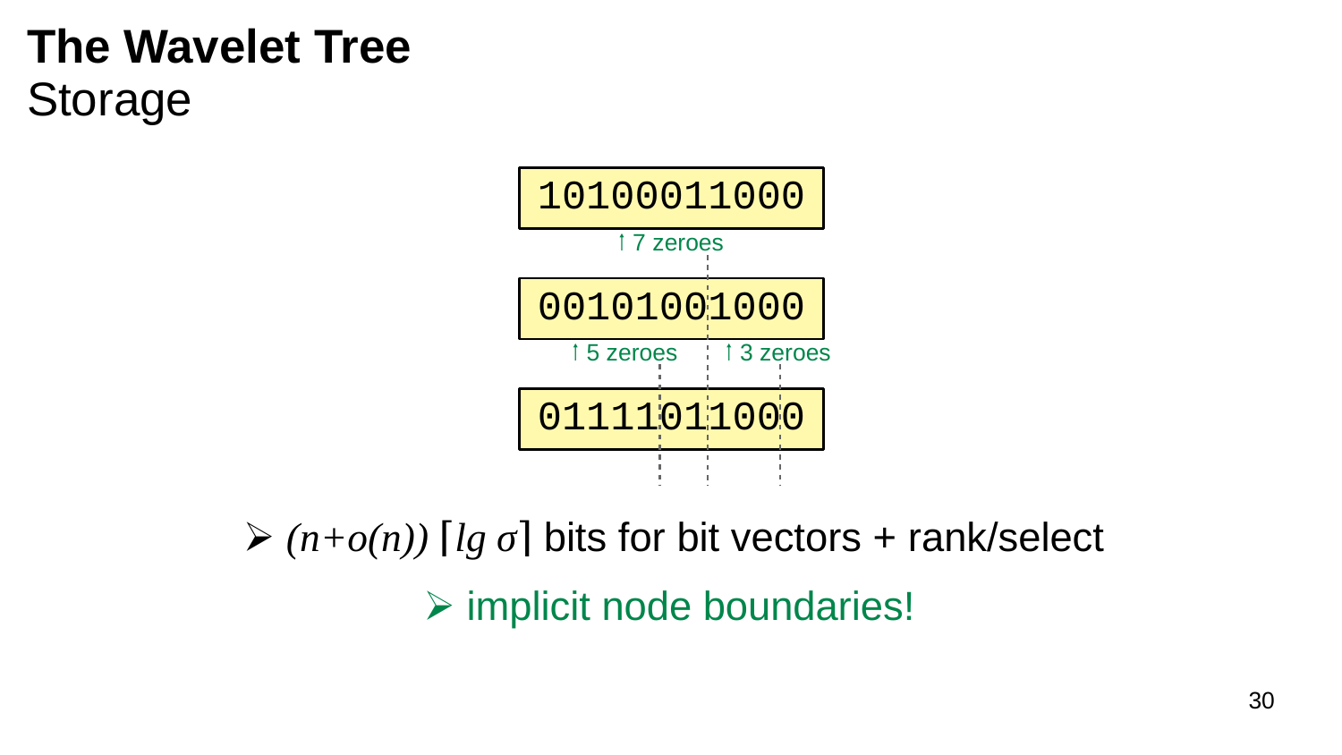# The Wavelet Tree

## Storage

```
10100011000
 ↑ 7 zeroes
00101001000
 ↑ 5 zeroes   ↑ 3 zeroes
01111011000
```

- $(n+o(n)) \lceil lg\ \sigma \rceil$ bits for bit vectors + rank/select
  - implicit node boundaries!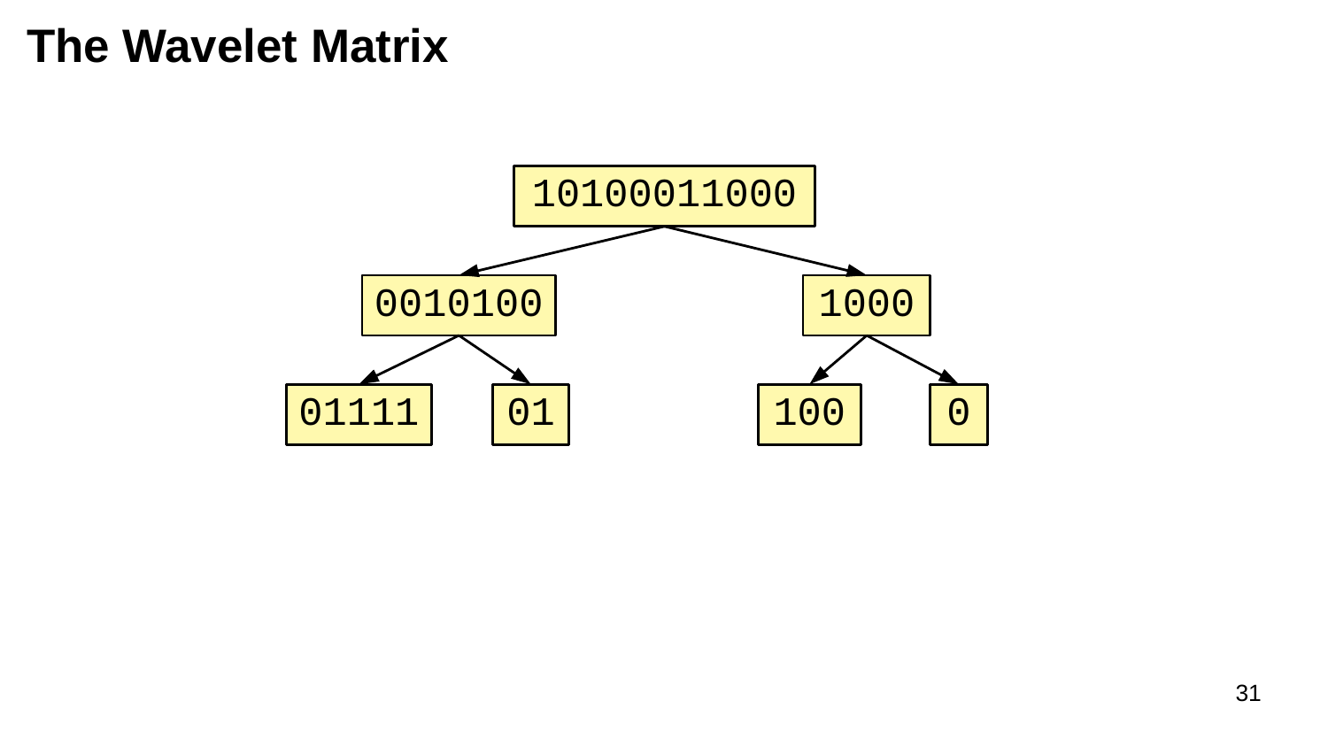# The Wavelet Matrix

```
              10100011000
             /           \
        0010100          1000
        /     \          /   \
    01111     01       100    0
```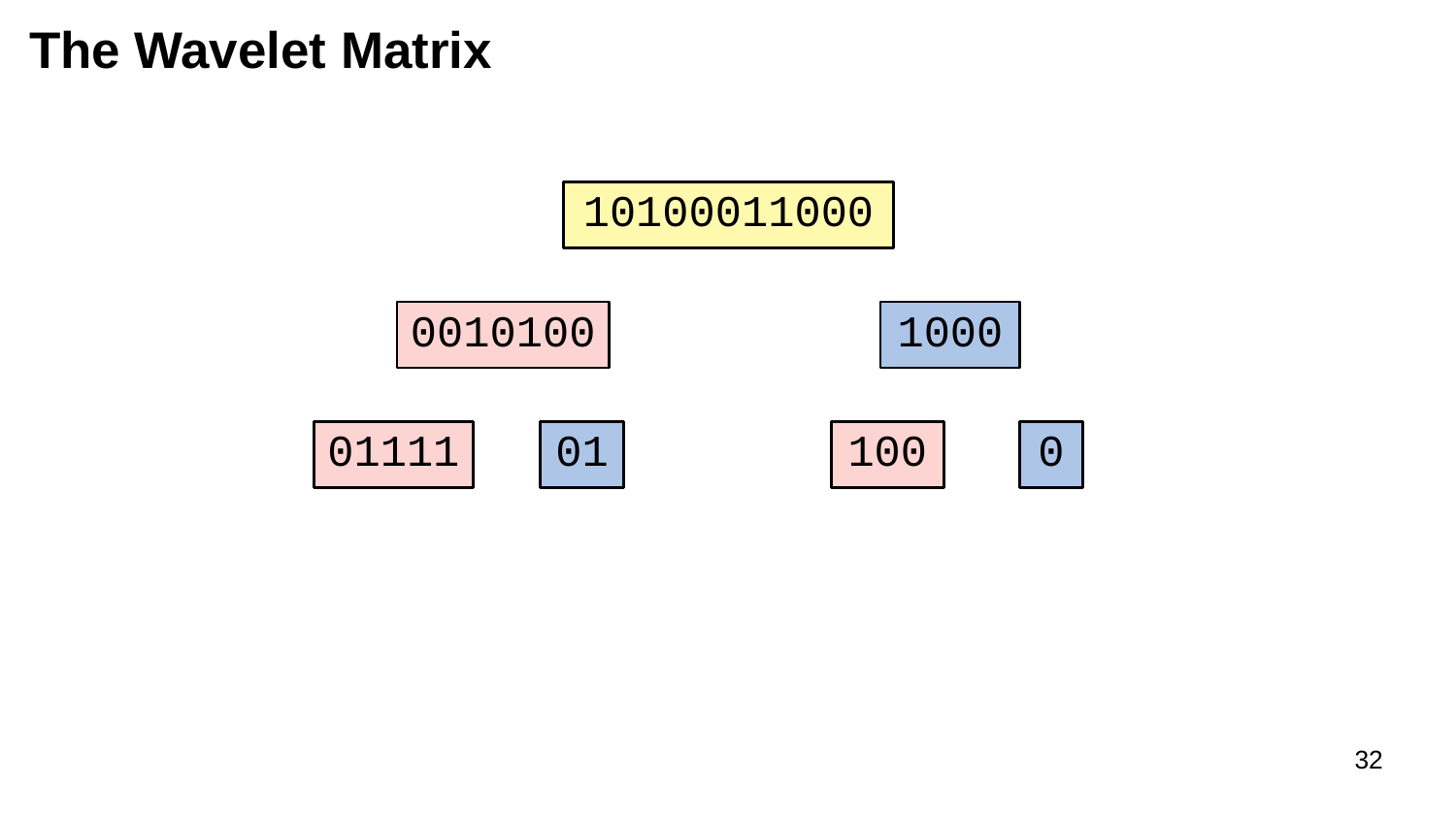# The Wavelet Matrix

```
        10100011000

   0010100        1000

01111    01     100    0
```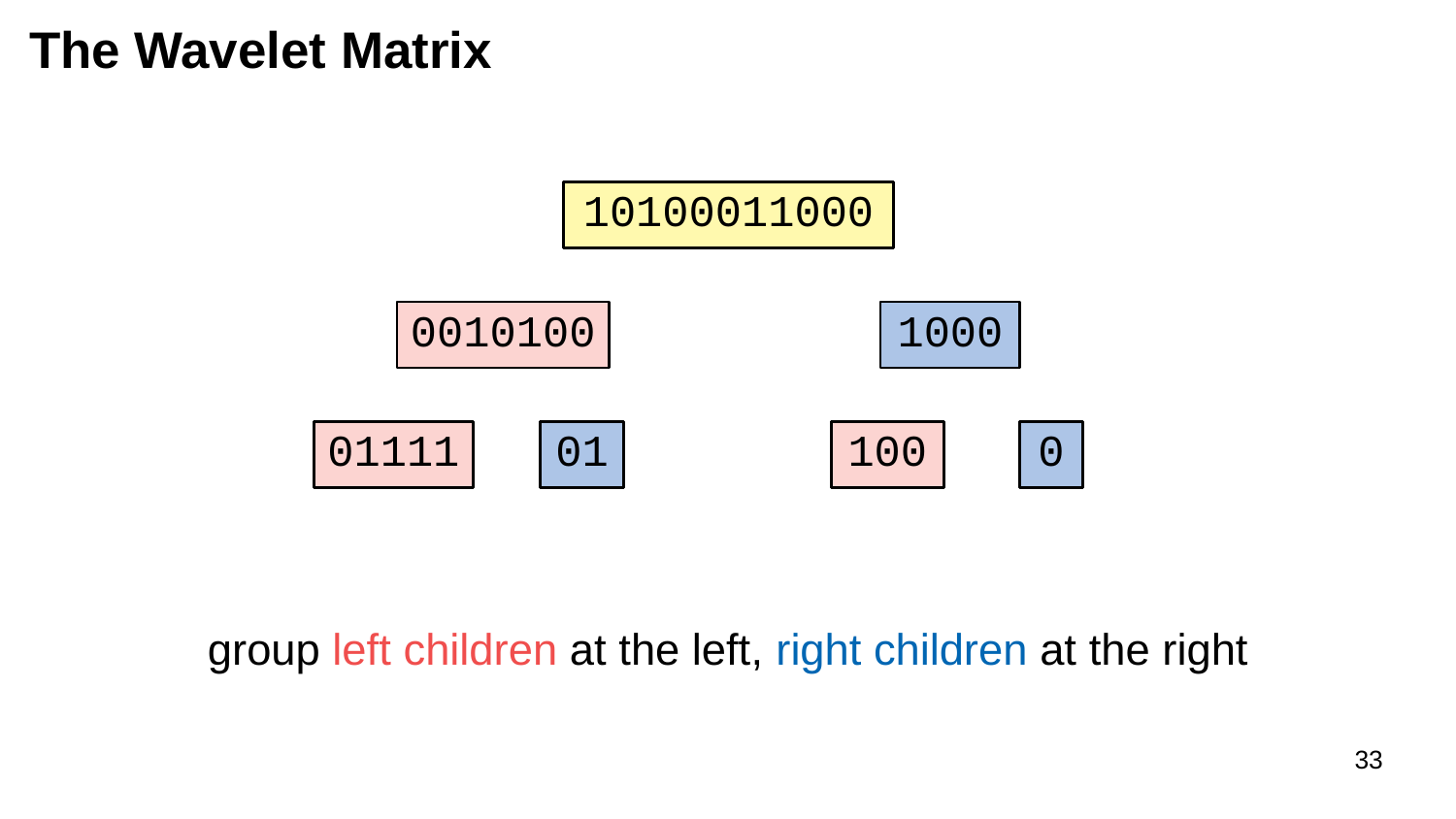# The Wavelet Matrix

```
              10100011000

      0010100              1000

  01111      01        100      0
```

group left children at the left, right children at the right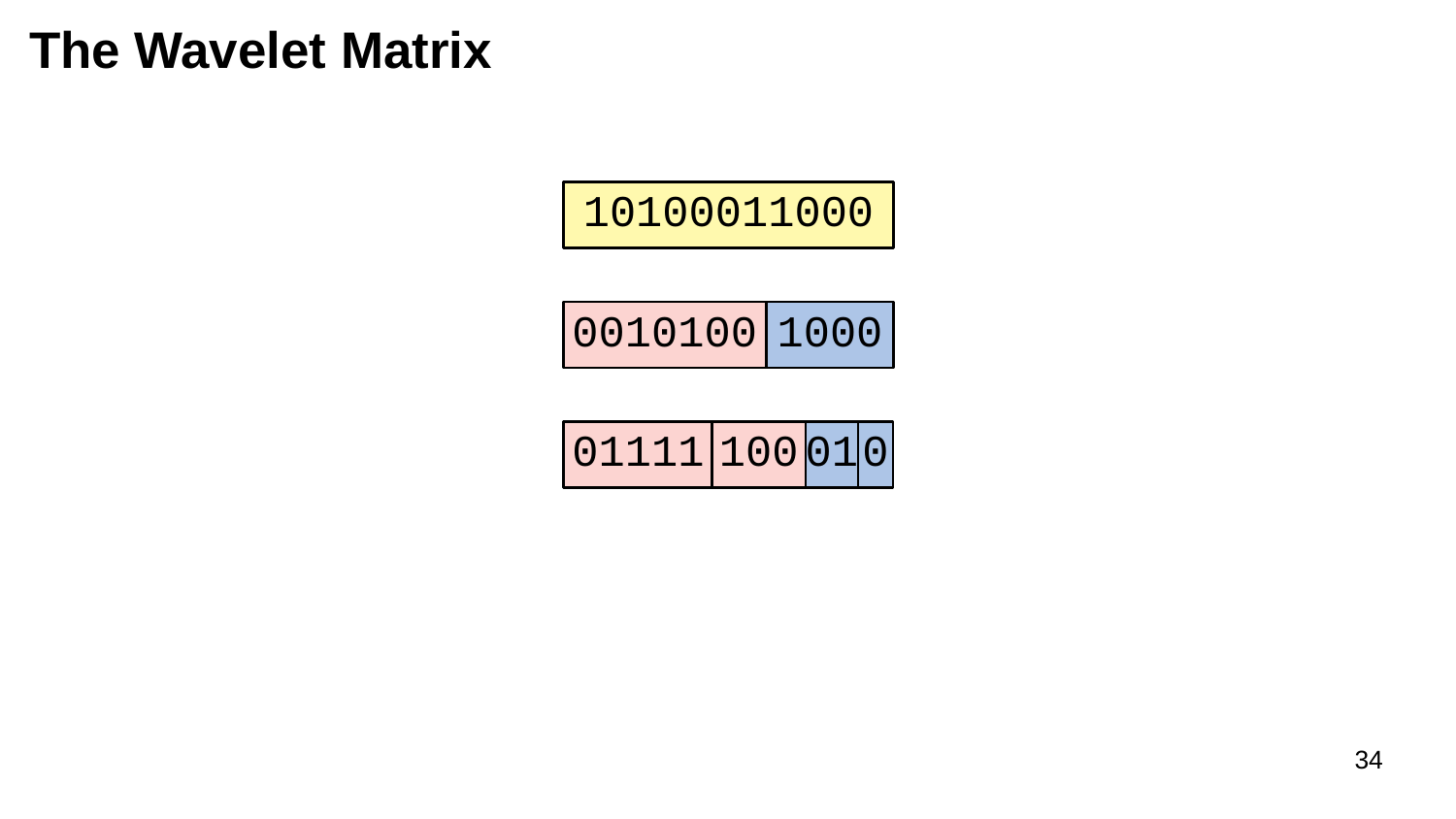# The Wavelet Matrix

| 10100011000 |
|---|

| 0010100 | 1000 |
|---|---|

| 01111 | 100 | 01 | 0 |
|---|---|---|---|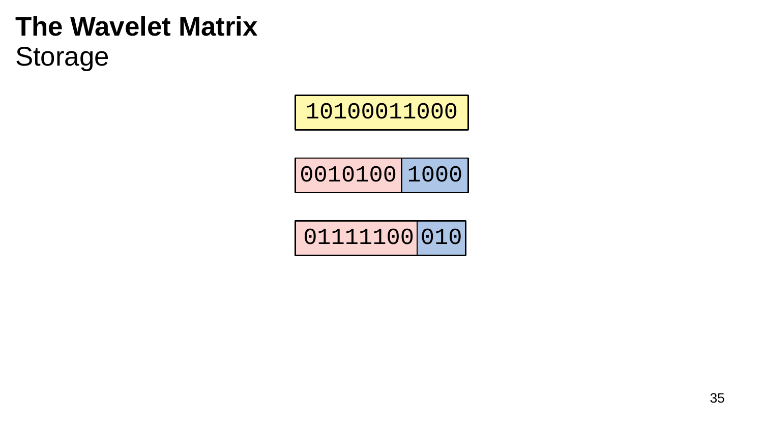# The Wavelet Matrix

## Storage

```
10100011000
```

```
0010100 | 1000
```

```
01111100 | 010
```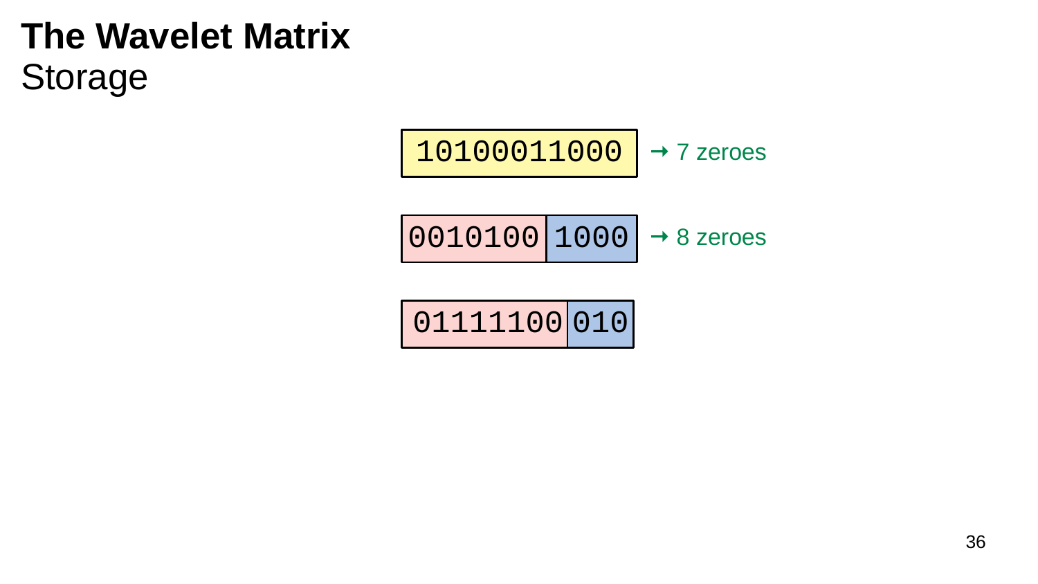# The Wavelet Matrix

## Storage

```
10100011000          → 7 zeroes

0010100 | 1000       → 8 zeroes

01111100 | 010
```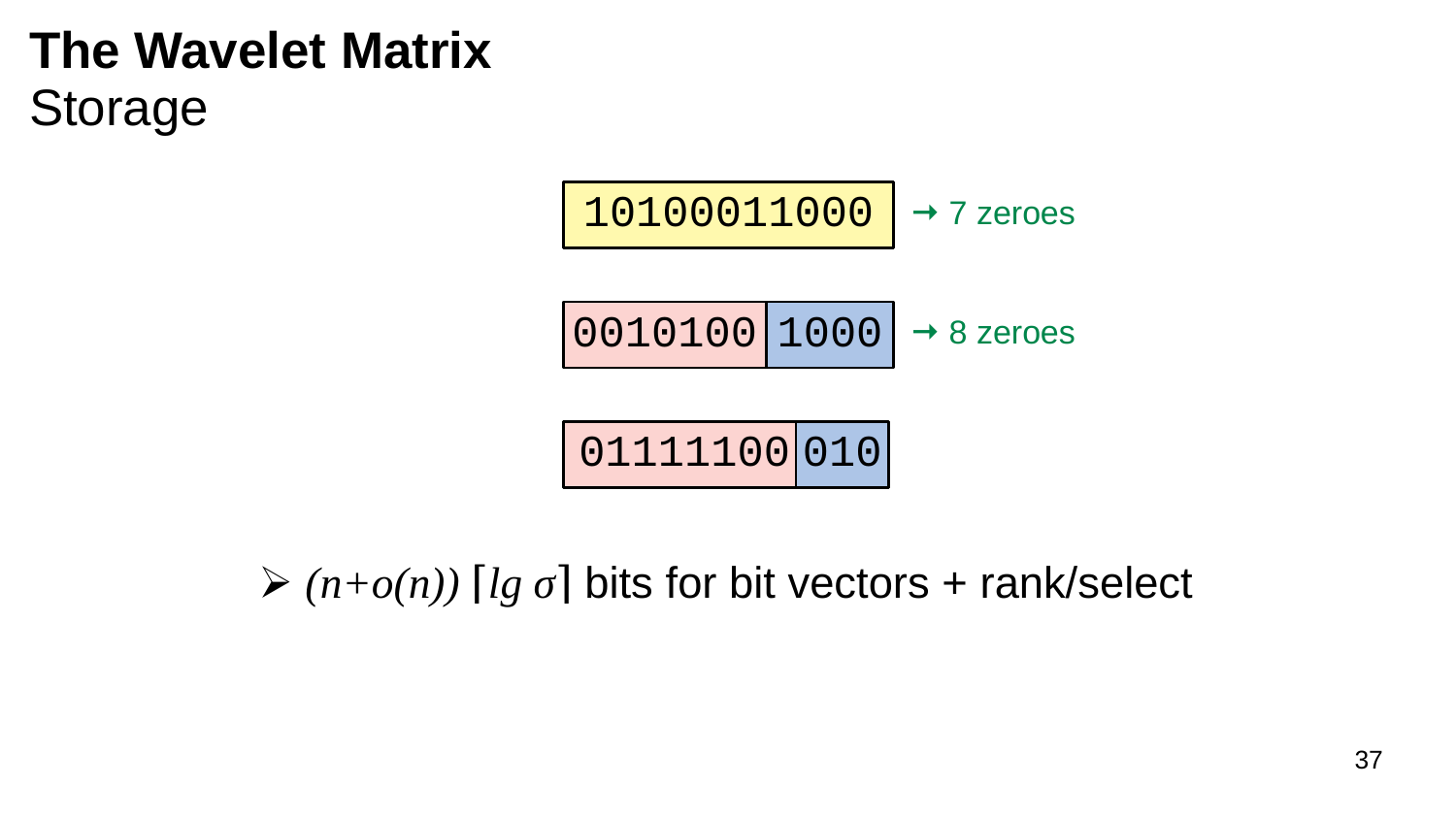# The Wavelet Matrix

## Storage

10100011000 → 7 zeroes

0010100 | 1000 → 8 zeroes

01111100 | 010

- $(n+o(n))\lceil lg\ \sigma \rceil$ bits for bit vectors + rank/select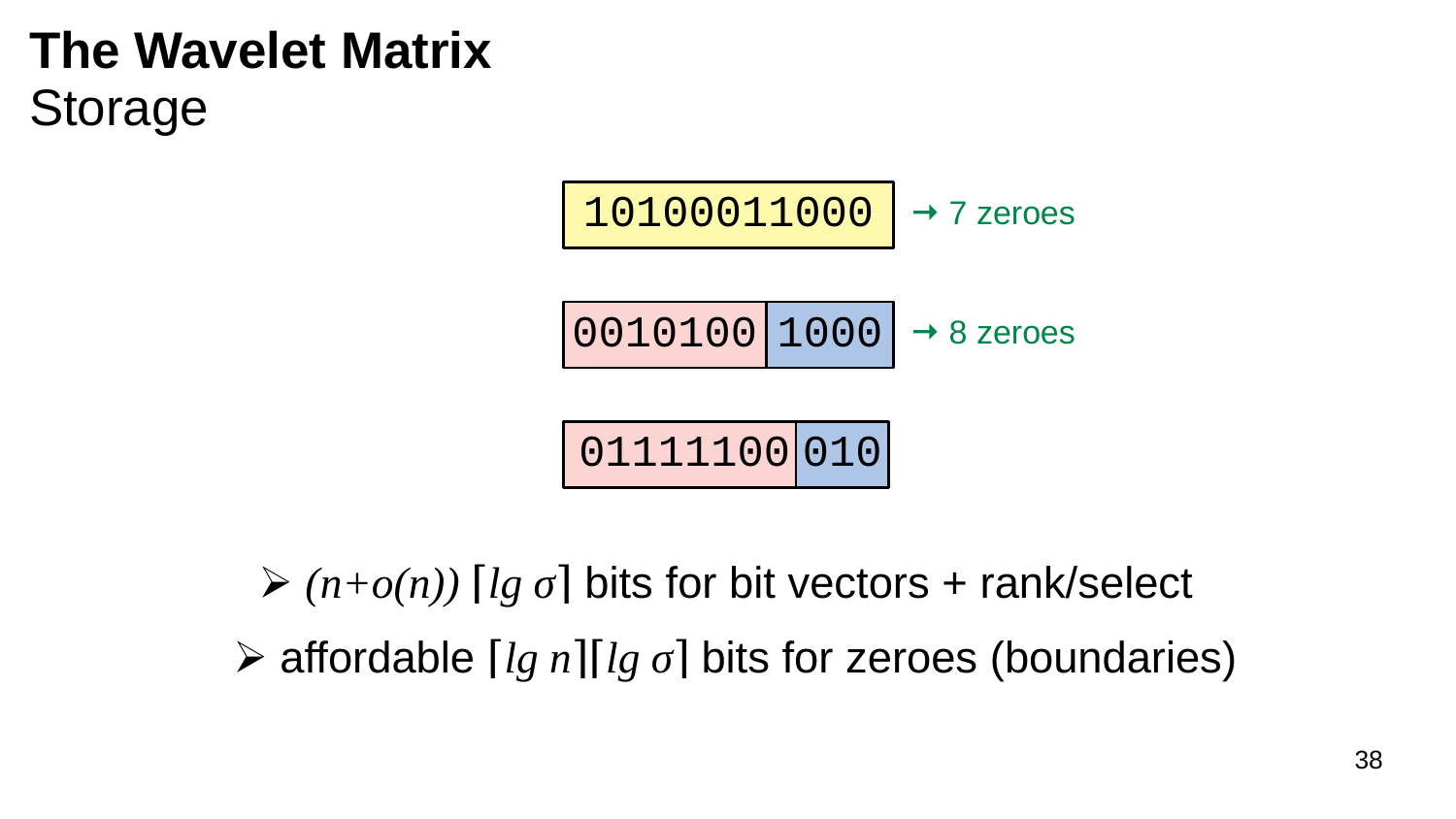# The Wavelet Matrix

## Storage

```
10100011000        → 7 zeroes

0010100 | 1000     → 8 zeroes

01111100 | 010
```

- $(n+o(n)) \lceil lg\ \sigma \rceil$ bits for bit vectors + rank/select
- affordable $\lceil lg\ n \rceil \lceil lg\ \sigma \rceil$ bits for zeroes (boundaries)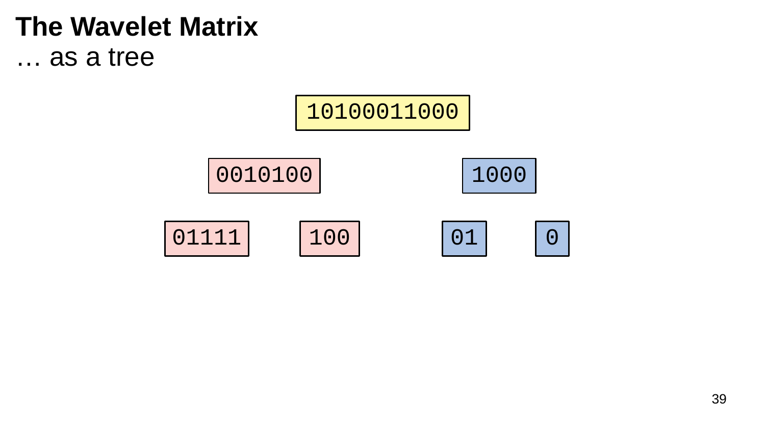# The Wavelet Matrix

… as a tree

```
              10100011000

      0010100               1000

  01111     100          01     0
```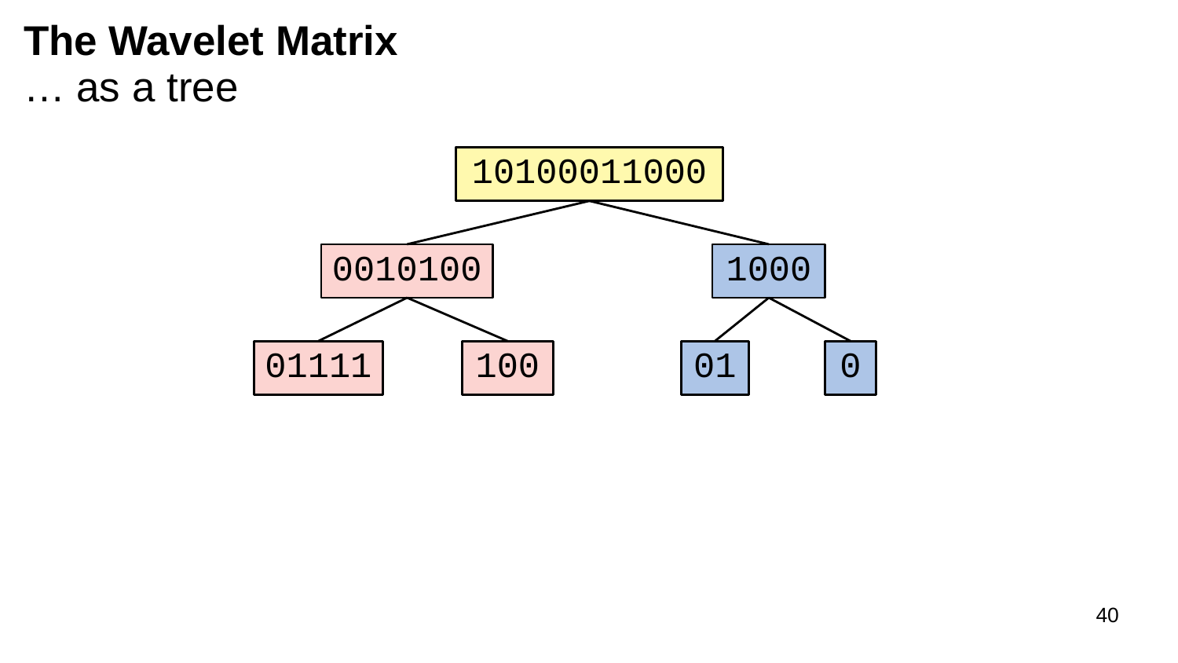# The Wavelet Matrix

… as a tree

```
              10100011000
             /           \
        0010100          1000
        /     \          /  \
    01111     100      01    0
```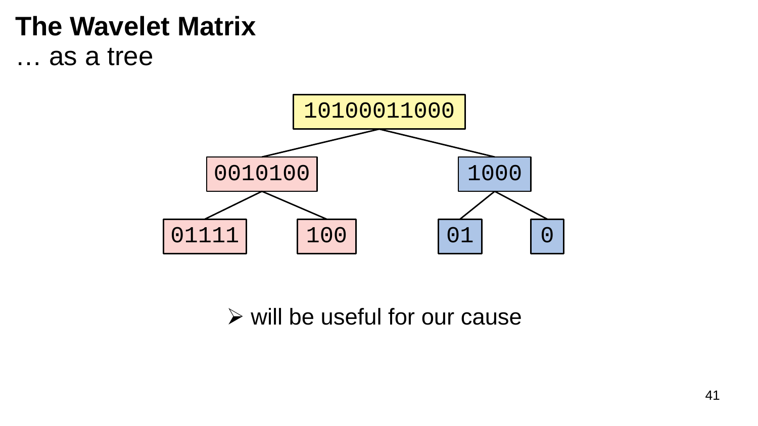# The Wavelet Matrix

… as a tree

```
                10100011000
               /           \
        0010100             1000
        /     \             /  \
    01111     100         01    0
```

- will be useful for our cause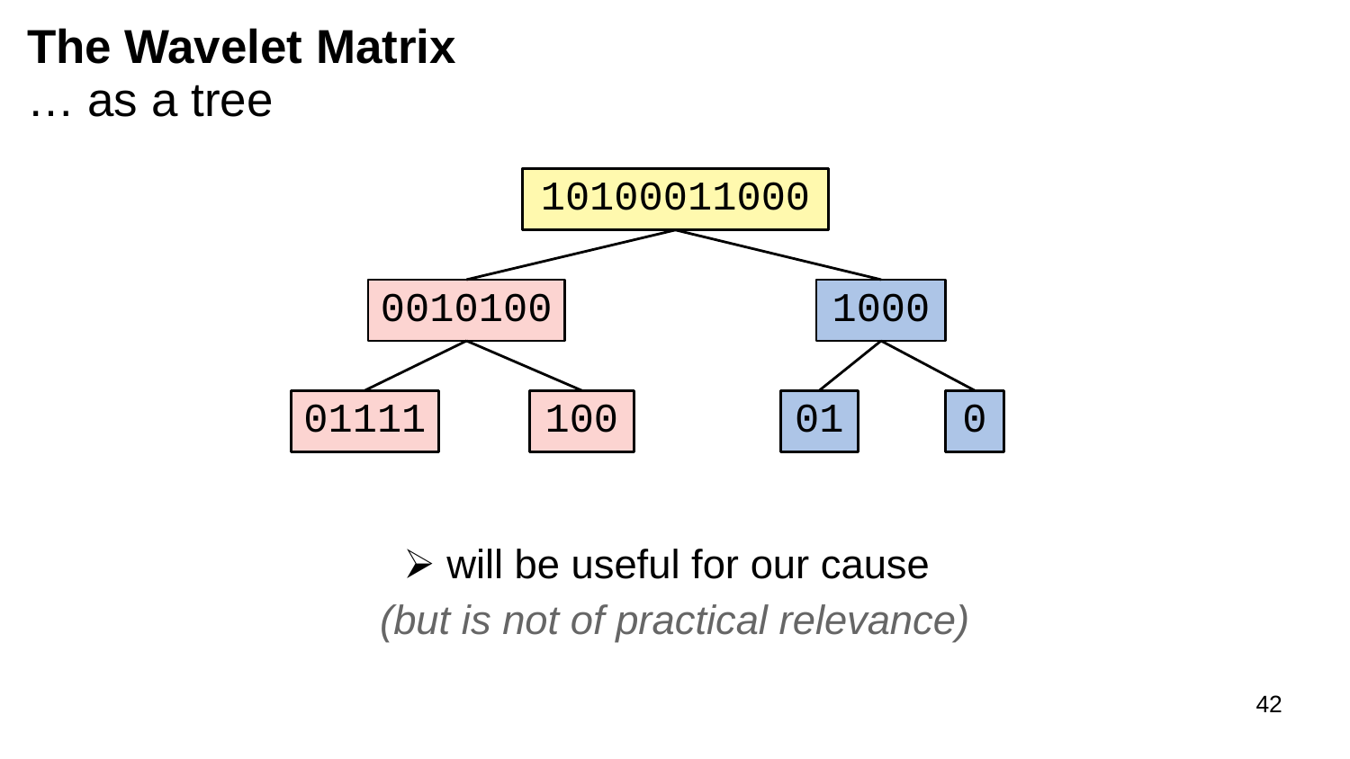# The Wavelet Matrix

… as a tree

```
                10100011000
               /           \
          0010100          1000
          /     \          /   \
      01111     100      01     0
```

➢ will be useful for our cause

*(but is not of practical relevance)*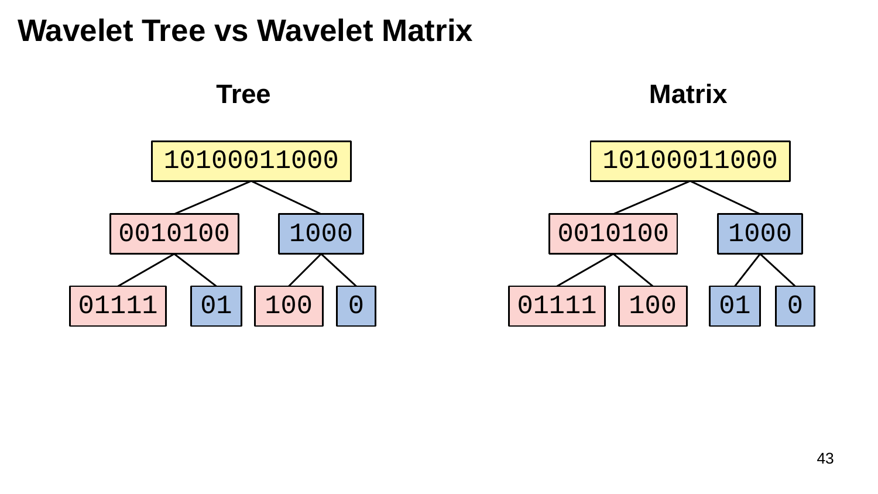# Wavelet Tree vs Wavelet Matrix

**Tree**

```
          10100011000
         /           \
    0010100          1000
    /     \         /    \
 01111    01      100     0
```

**Matrix**

```
          10100011000
         /           \
    0010100          1000
    /     \         /    \
 01111   100       01     0
```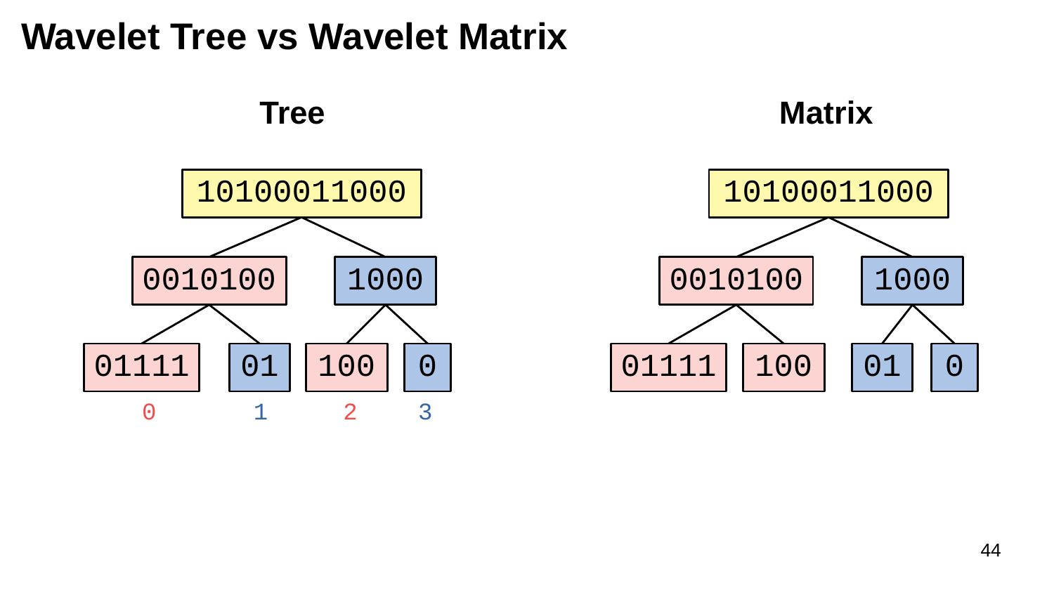# Wavelet Tree vs Wavelet Matrix

## Tree

- 10100011000
  - 0010100
    - 01111 (0)
    - 01 (1)
  - 1000
    - 100 (2)
    - 0 (3)

## Matrix

- 10100011000
  - 0010100
    - 01111
    - 100
  - 1000
    - 01
    - 0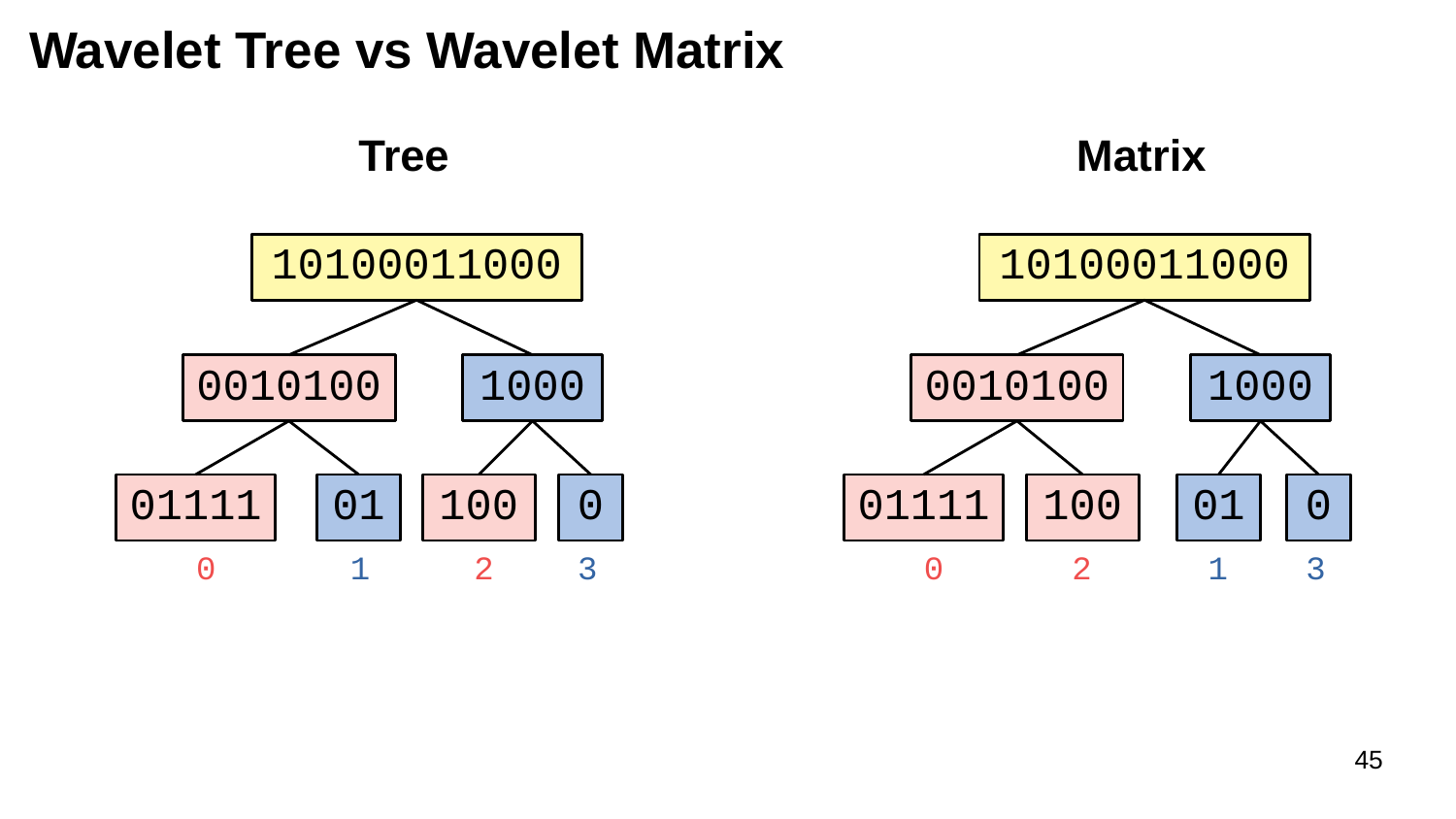# Wavelet Tree vs Wavelet Matrix

## Tree

```
          10100011000
         /           \
    0010100          1000
    /     \         /    \
 01111    01      100     0
   0       1       2      3
```

## Matrix

```
          10100011000
         /           \
    0010100          1000
    /     \         /    \
 01111    100     01      0
   0       2       1      3
```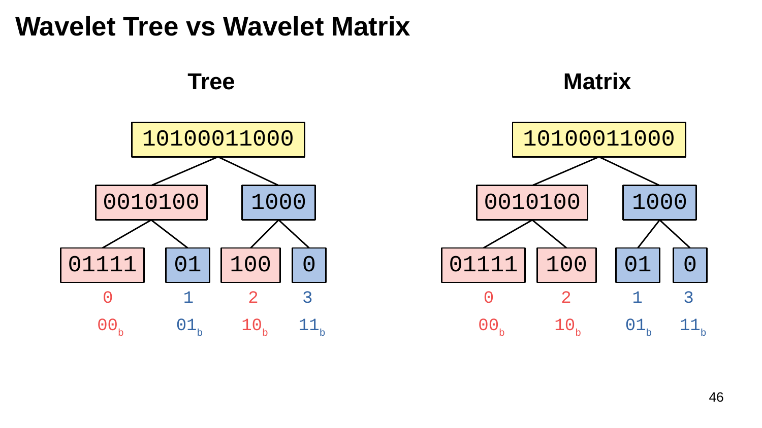# Wavelet Tree vs Wavelet Matrix

## Tree

```
            10100011000
           /           \
      0010100          1000
      /     \          /   \
  01111     01       100    0
    0        1        2     3
   00_b     01_b     10_b  11_b
```

## Matrix

```
            10100011000
           /           \
      0010100          1000
      /     \          /   \
  01111     100       01    0
    0        2        1     3
   00_b     10_b     01_b  11_b
```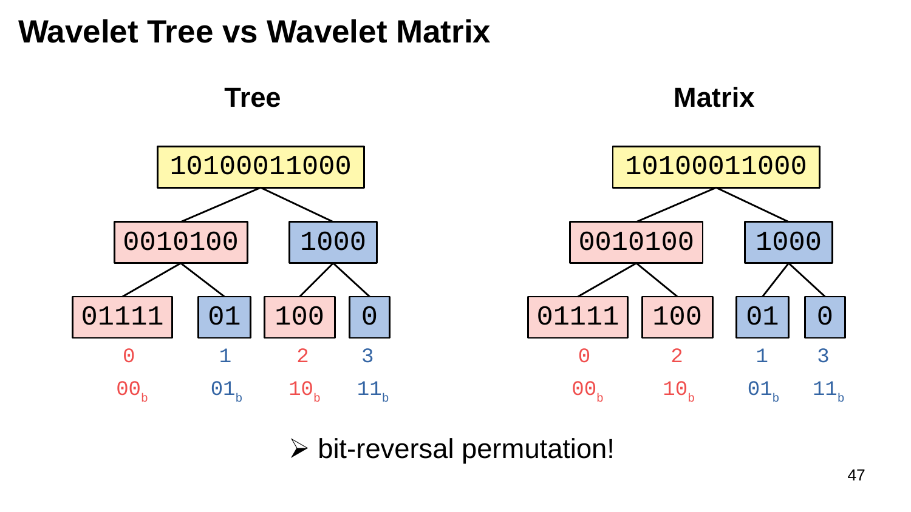# Wavelet Tree vs Wavelet Matrix

**Tree**

```
              10100011000
             /           \
        0010100          1000
        /     \          /   \
    01111     01       100    0
      0        1        2     3
     00b      01b      10b   11b
```

**Matrix**

```
              10100011000
             /           \
        0010100          1000
        /     \          /   \
    01111     100       01    0
      0        2        1     3
     00b      10b      01b   11b
```

➢ bit-reversal permutation!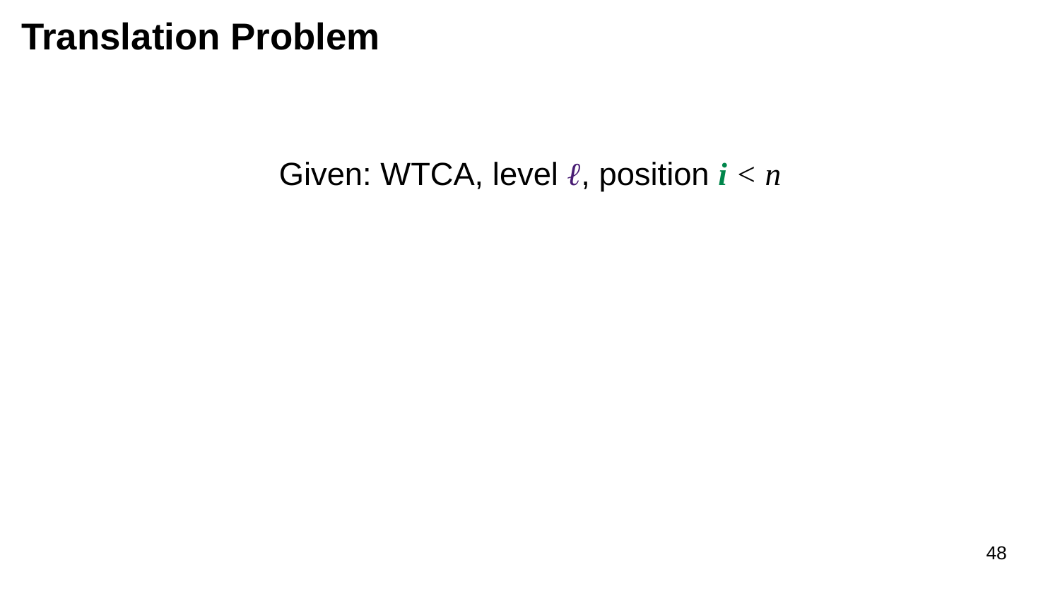# Translation Problem

Given: WTCA, level $\ell$, position $\boldsymbol{i} < n$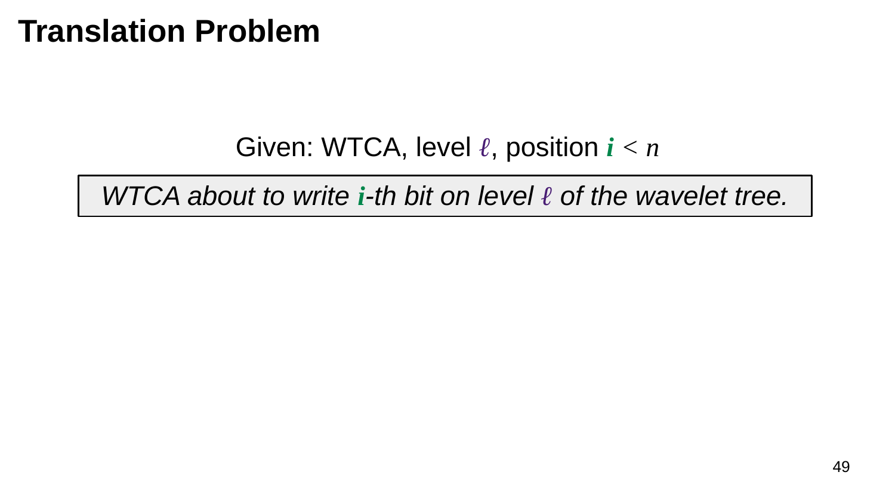# Translation Problem

Given: WTCA, level $\ell$, position $\boldsymbol{i} < n$

*WTCA about to write* $\boldsymbol{i}$*-th bit on level* $\ell$ *of the wavelet tree.*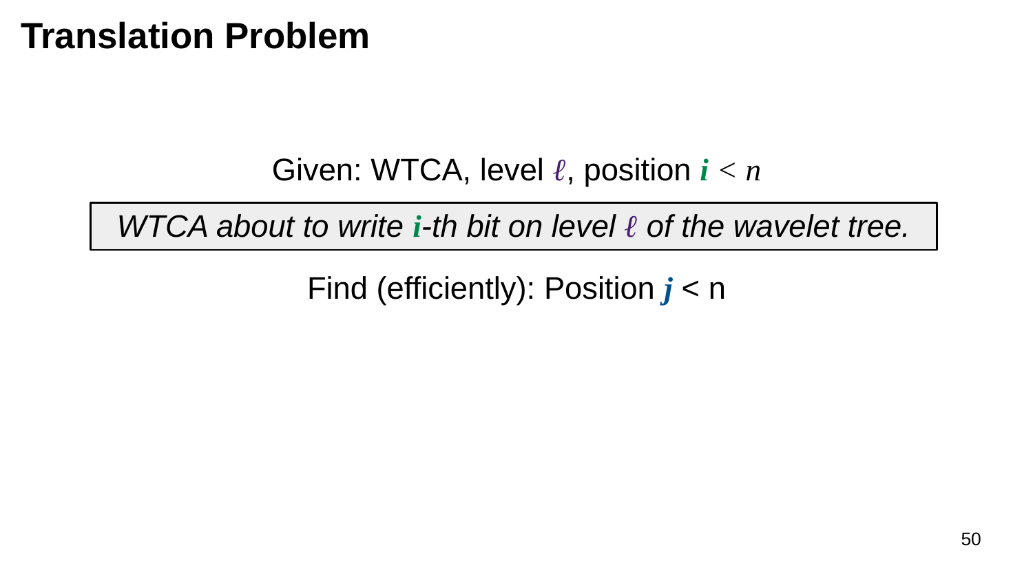# Translation Problem

Given: WTCA, level $\ell$, position $i < n$

*WTCA about to write $i$-th bit on level $\ell$ of the wavelet tree.*

Find (efficiently): Position $j < n$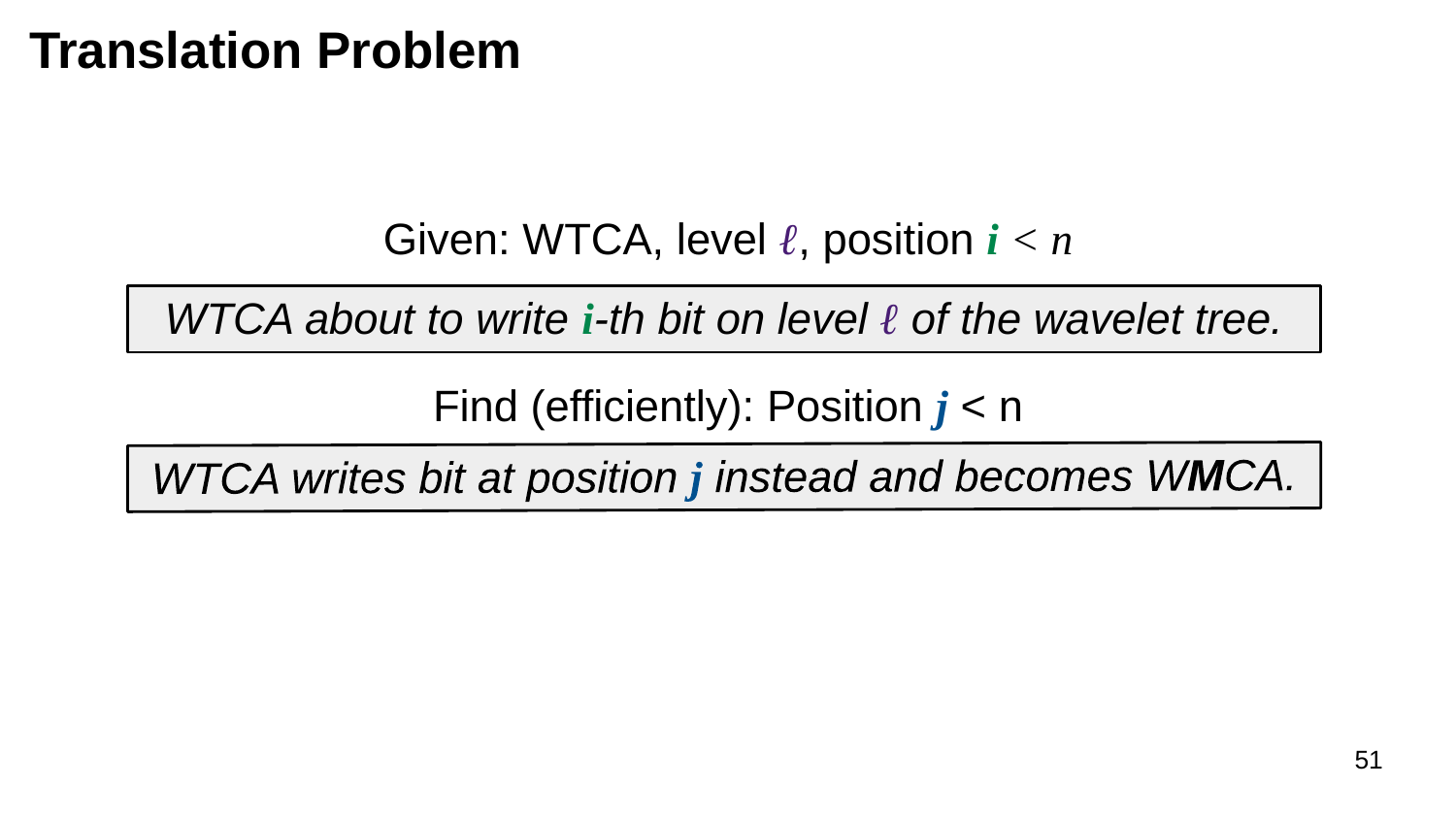# Translation Problem

Given: WTCA, level $\ell$, position $i < n$

> *WTCA about to write $i$-th bit on level $\ell$ of the wavelet tree.*

Find (efficiently): Position $j$ < n

> *WTCA writes bit at position $j$ instead and becomes W**M**CA.*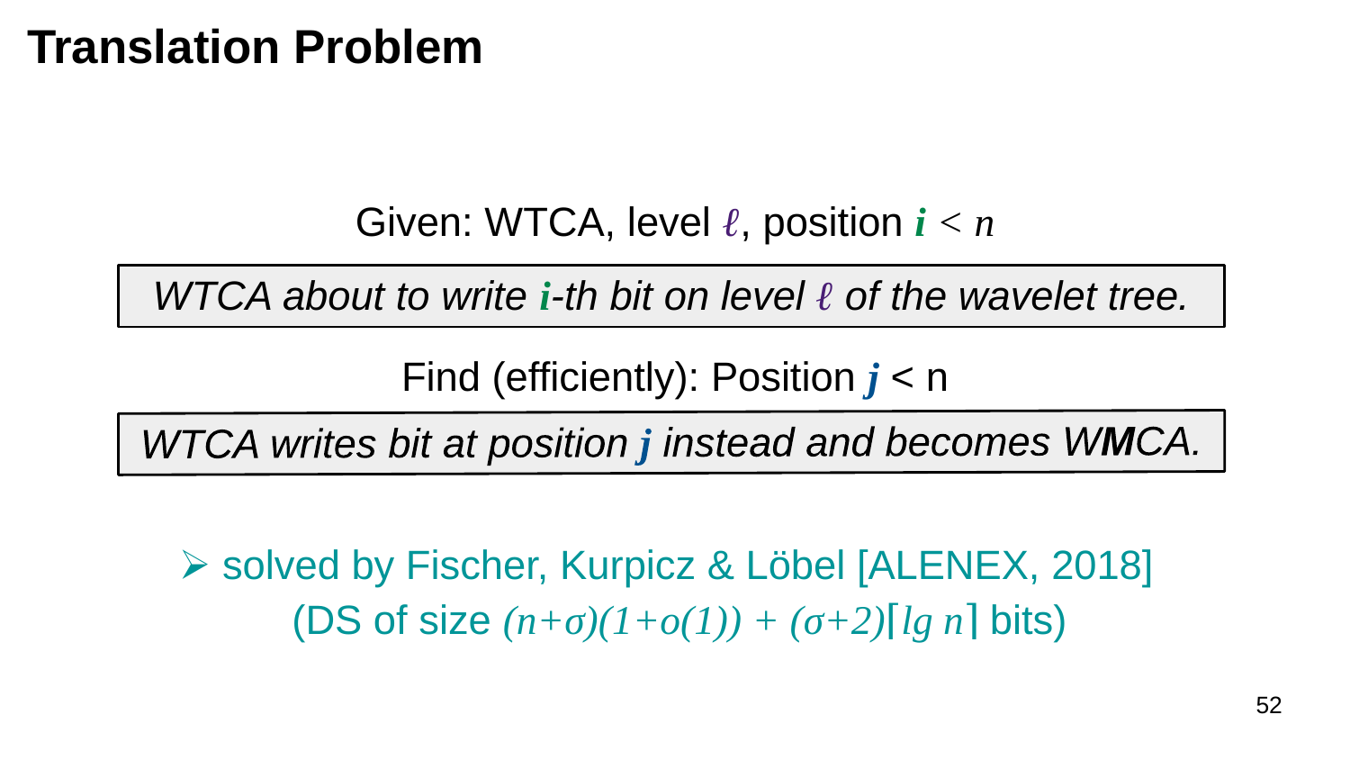# Translation Problem

Given: WTCA, level $\ell$, position $i < n$

*WTCA about to write $i$-th bit on level $\ell$ of the wavelet tree.*

Find (efficiently): Position $j$ < n

*WTCA writes bit at position $j$ instead and becomes W**M**CA.*

- solved by Fischer, Kurpicz & Löbel [ALENEX, 2018] (DS of size $(n+\sigma)(1+o(1)) + (\sigma+2)\lceil lg\ n \rceil$ bits)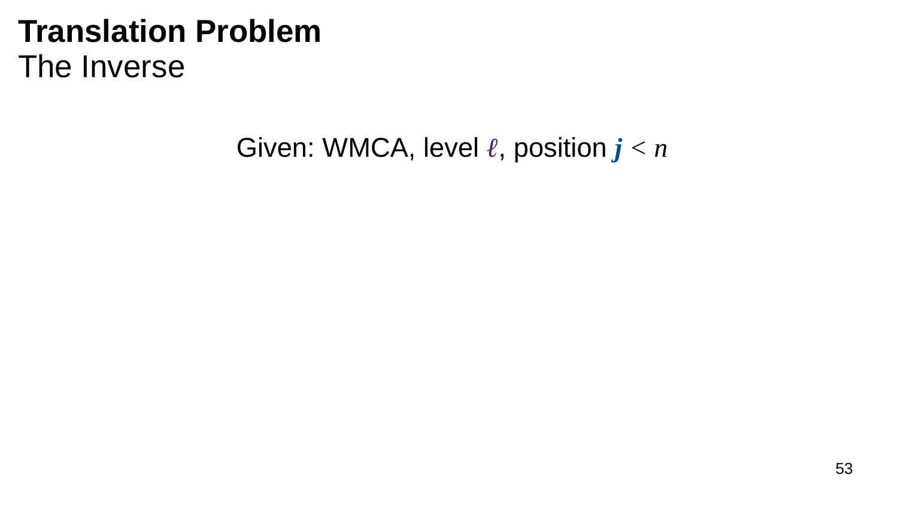# Translation Problem

## The Inverse

Given: WMCA, level $\ell$, position $j < n$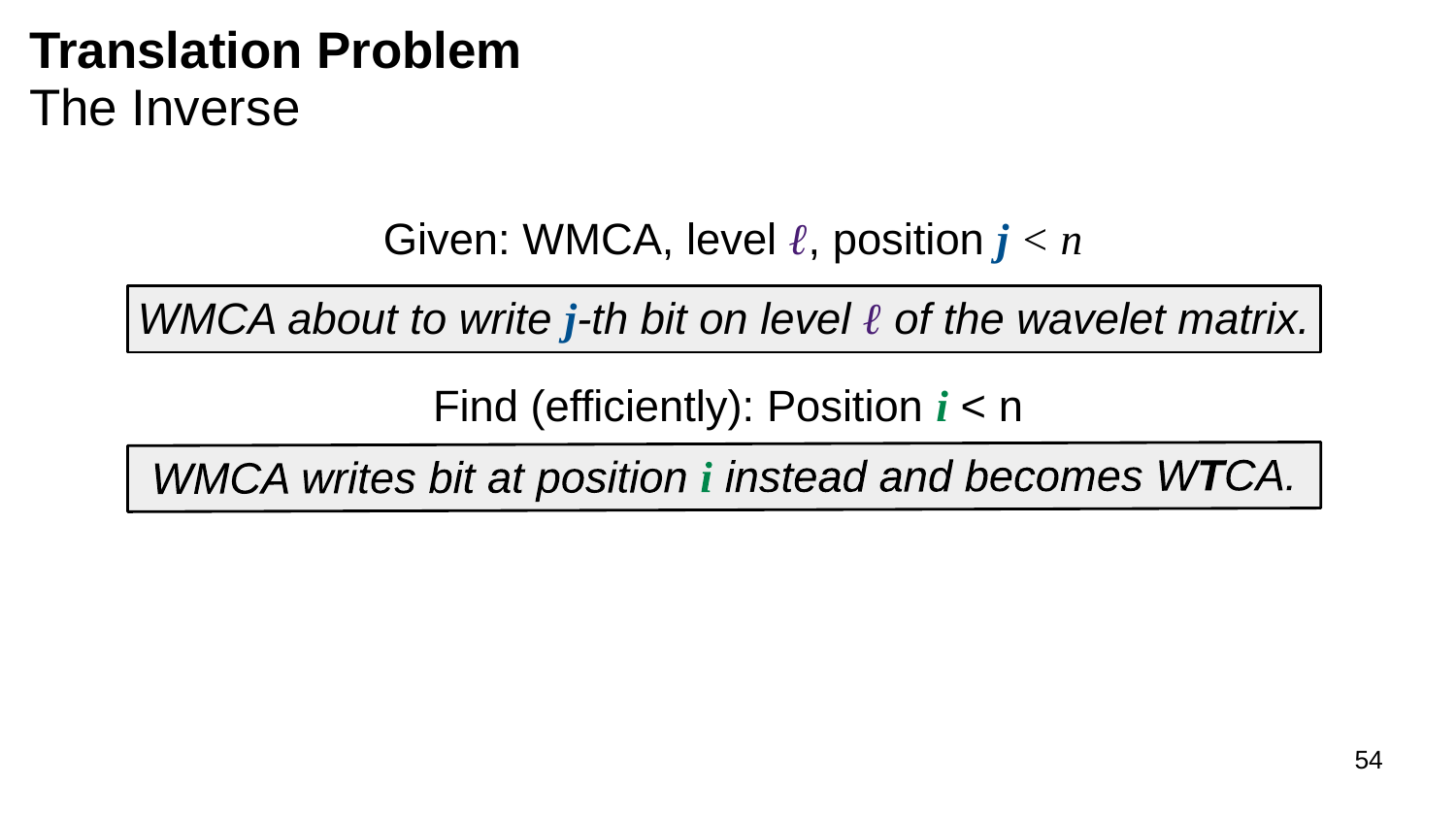# Translation Problem

## The Inverse

Given: WMCA, level $\ell$, position $j < n$

*WMCA about to write $j$-th bit on level $\ell$ of the wavelet matrix.*

Find (efficiently): Position $i < n$

*WMCA writes bit at position $i$ instead and becomes W**T**CA.*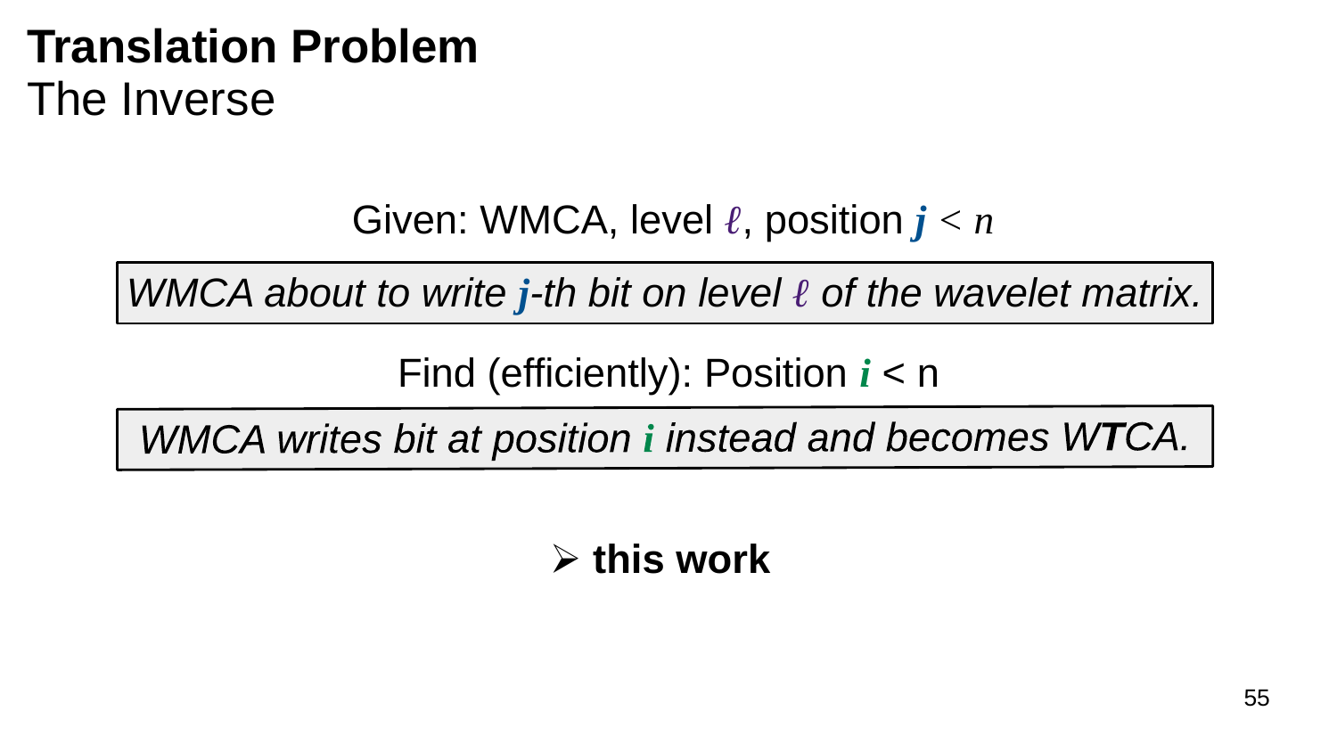# Translation Problem

## The Inverse

Given: WMCA, level $\ell$, position $j < n$

*WMCA about to write $j$-th bit on level $\ell$ of the wavelet matrix.*

Find (efficiently): Position $i$ < n

*WMCA writes bit at position $i$ instead and becomes W**T**CA.*

➢ **this work**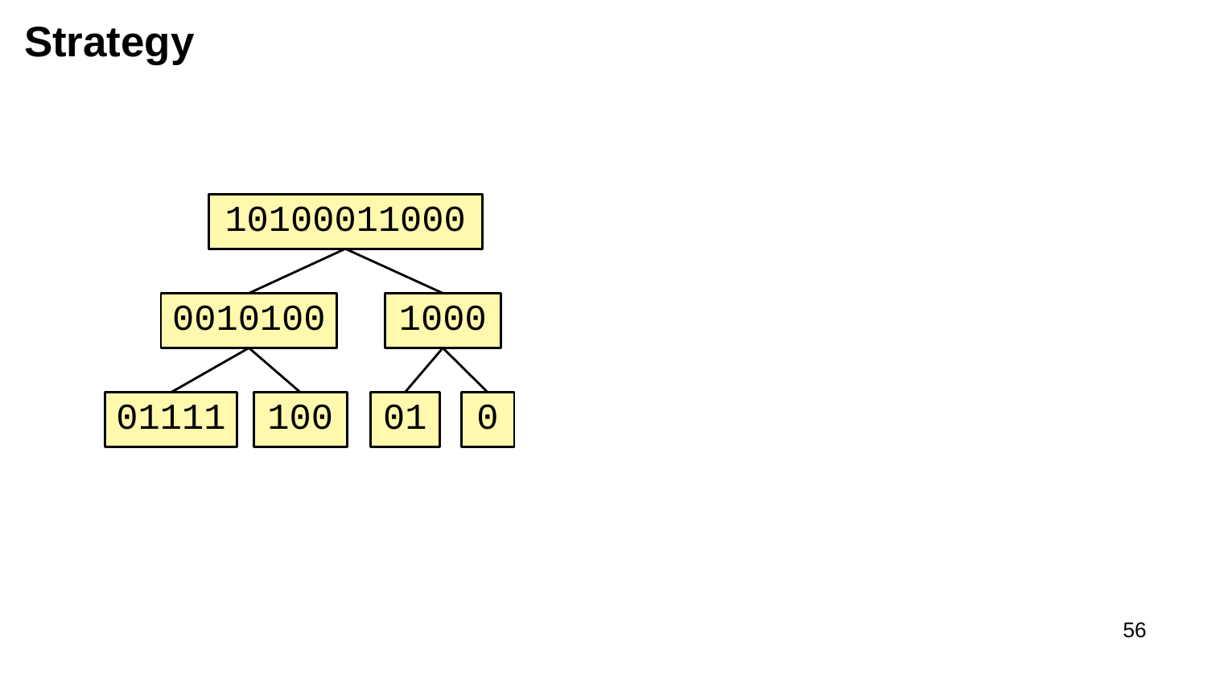# Strategy

```
         10100011000
        /           \
    0010100         1000
    /     \        /    \
 01111    100    01      0
```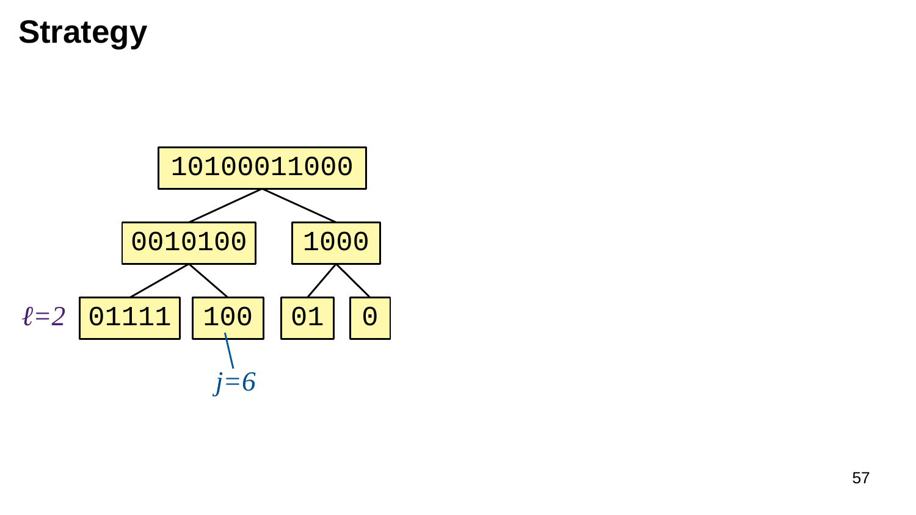# Strategy

```
          10100011000
         /           \
     0010100         1000
     /     \        /    \
 01111     100     01     0
```

$\ell=2$

$j=6$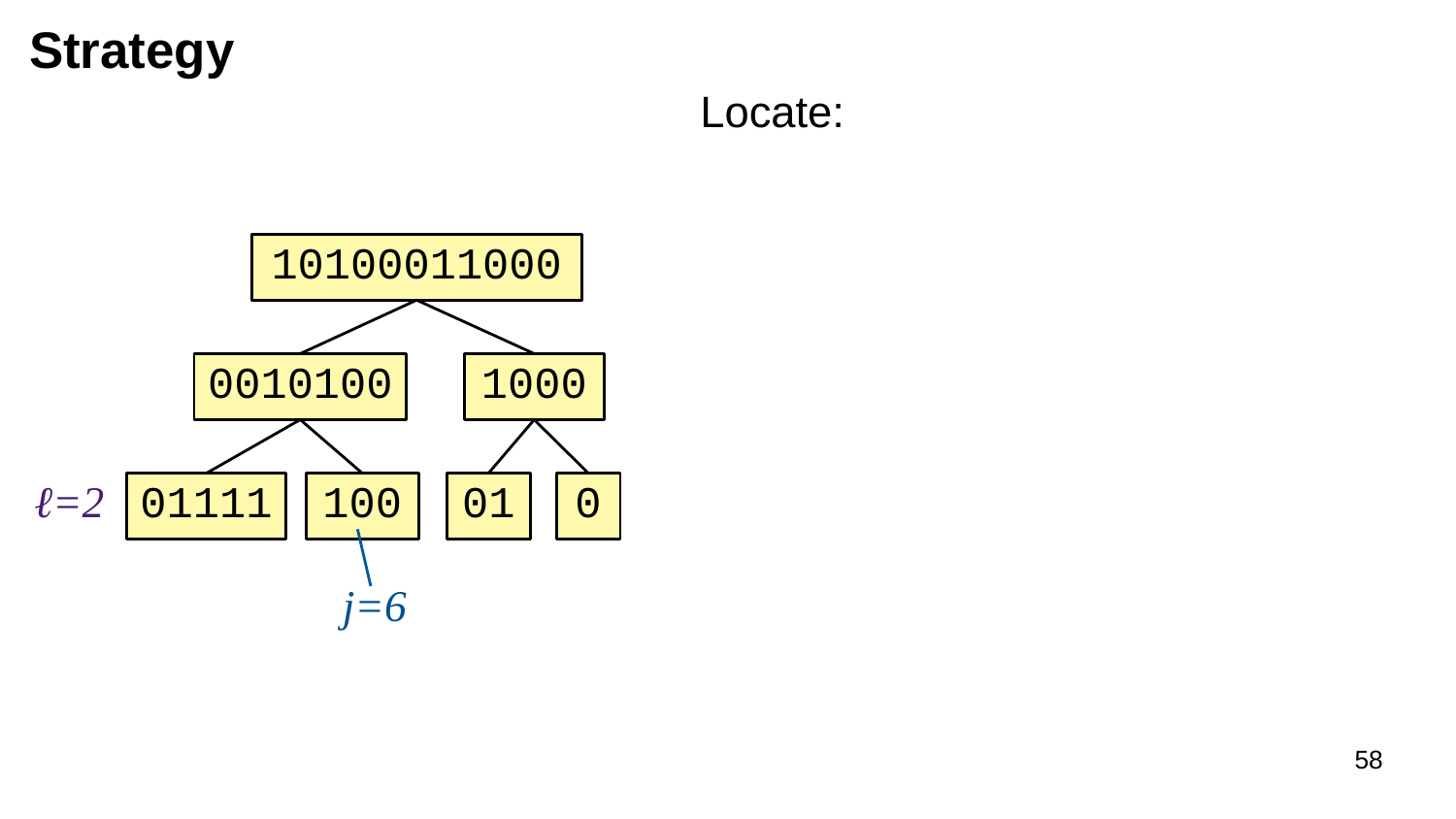# Strategy

Locate:

```
        10100011000
       /           \
   0010100         1000
   /     \        /    \
01111    100     01     0
```

$\ell=2$

$j=6$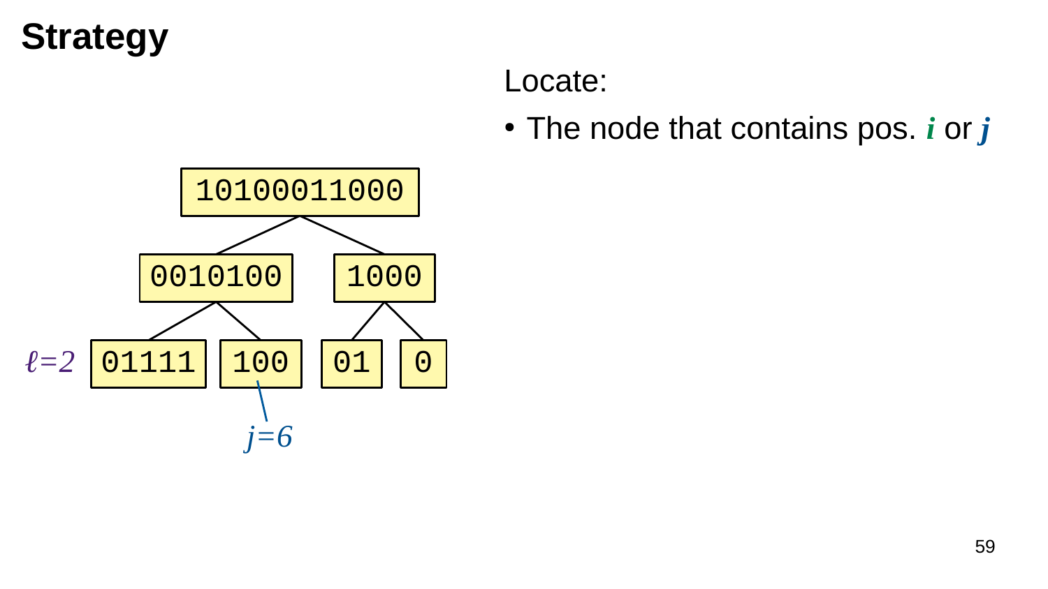# Strategy

Locate:

- The node that contains pos. $i$ or $j$

```
              10100011000
             /           \
        0010100          1000
        /     \          /  \
ℓ=2  01111    100       01    0
               |
              j=6
```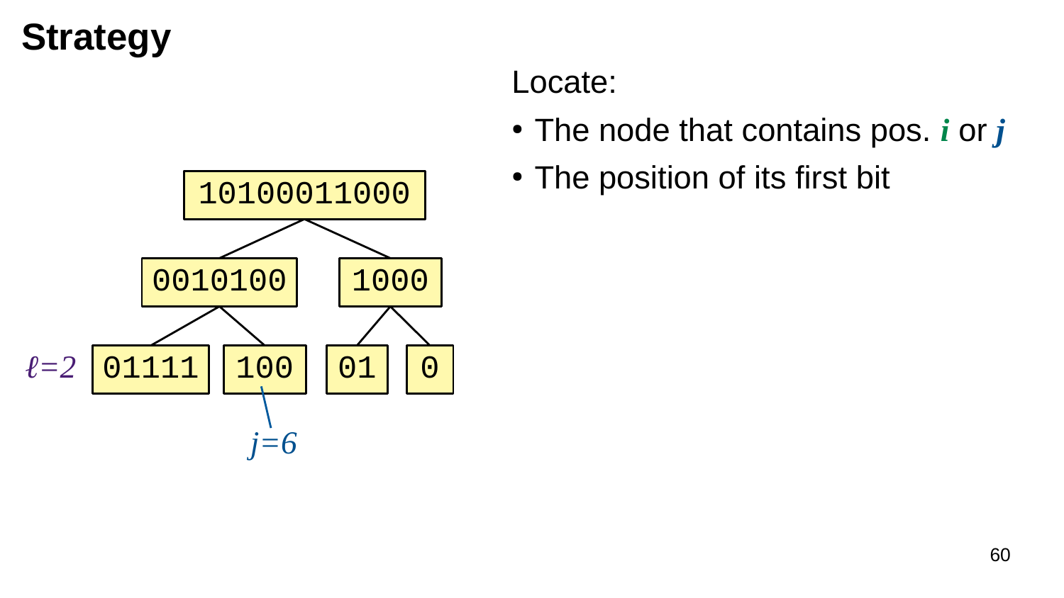# Strategy

10100011000

0010100 &nbsp;&nbsp; 1000

$\ell=2$ &nbsp; 01111 &nbsp; 100 &nbsp; 01 &nbsp; 0

$j=6$

Locate:

- The node that contains pos. $i$ or $j$
- The position of its first bit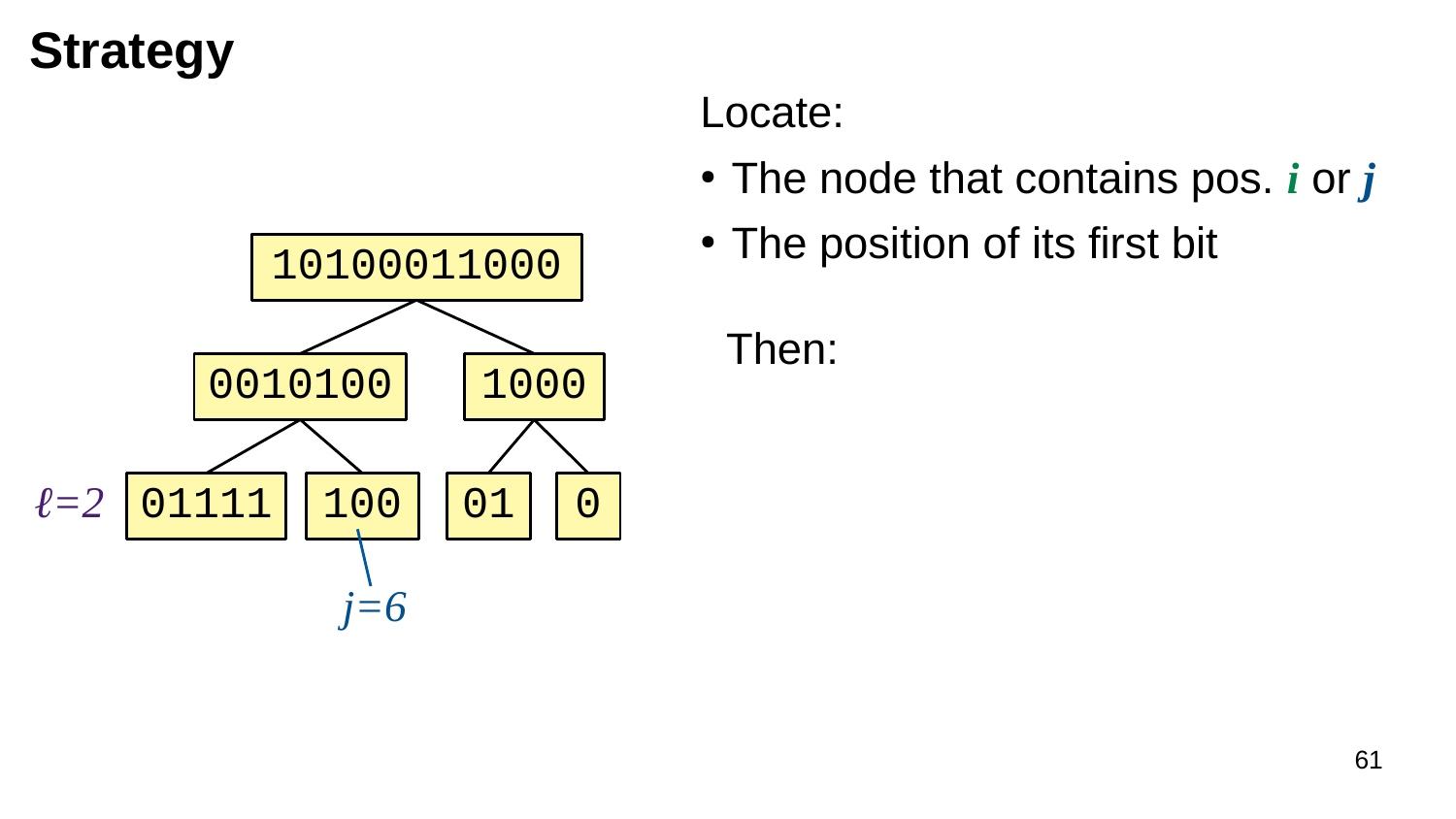# Strategy

```
        10100011000
       /           \
   0010100         1000
   /     \         /   \
01111    100      01    0
```

$\ell=2$

$j=6$

Locate:

- The node that contains pos. $i$ or $j$
- The position of its first bit

Then: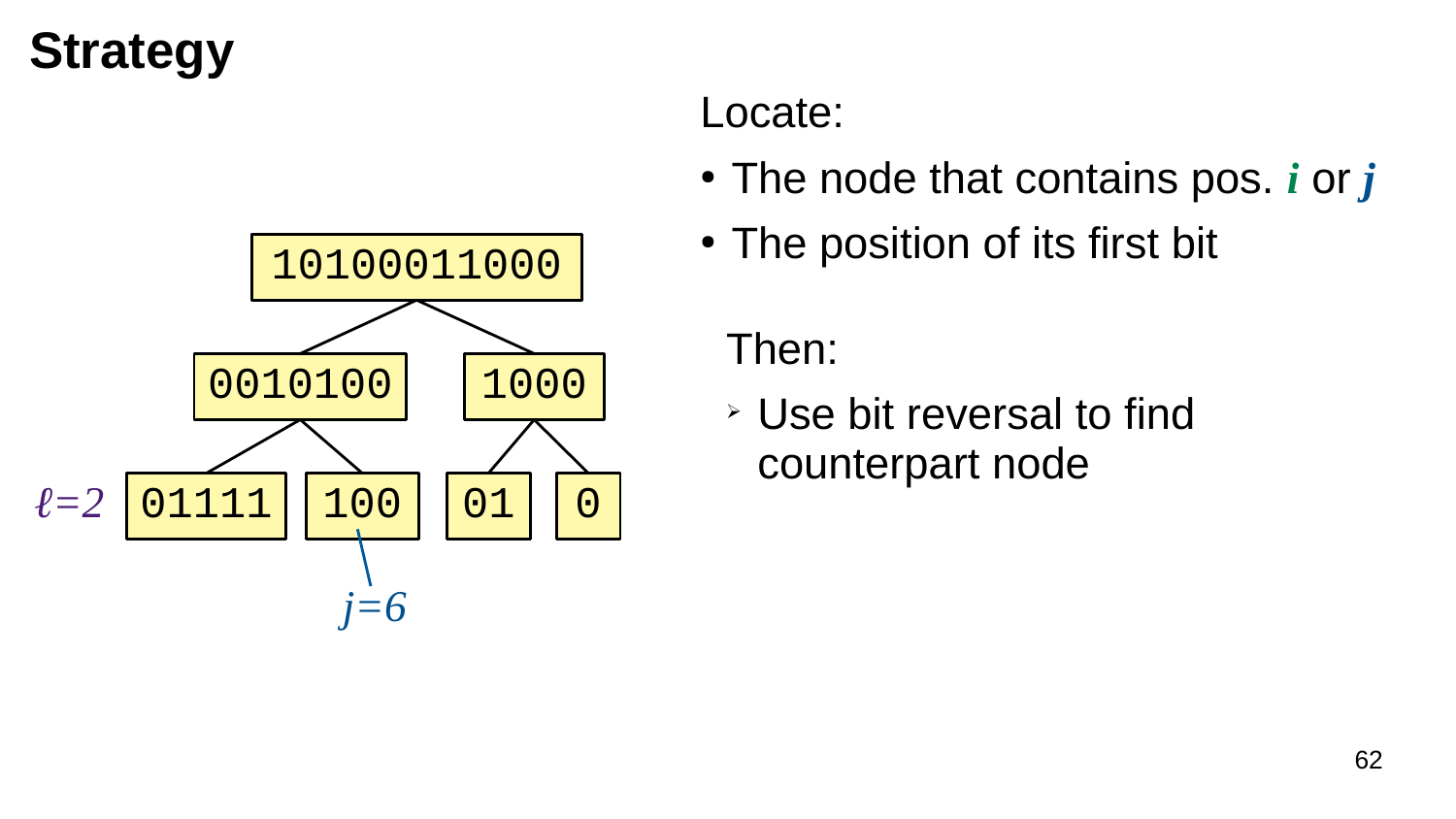# Strategy

```
         10100011000
        /           \
    0010100         1000
    /     \         /   \
ℓ=2 01111   100      01    0
            |
           j=6
```

Locate:

- The node that contains pos. $i$ or $j$
- The position of its first bit

Then:

- Use bit reversal to find counterpart node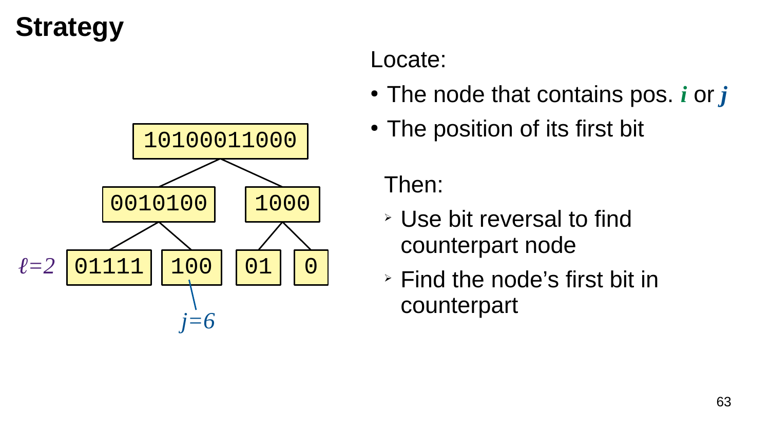# Strategy

```
        10100011000
       /           \
   0010100         1000
   /     \        /    \
01111    100     01     0
```

$\ell=2$

$j=6$

Locate:

- The node that contains pos. $i$ or $j$
- The position of its first bit

Then:

- Use bit reversal to find counterpart node
- Find the node's first bit in counterpart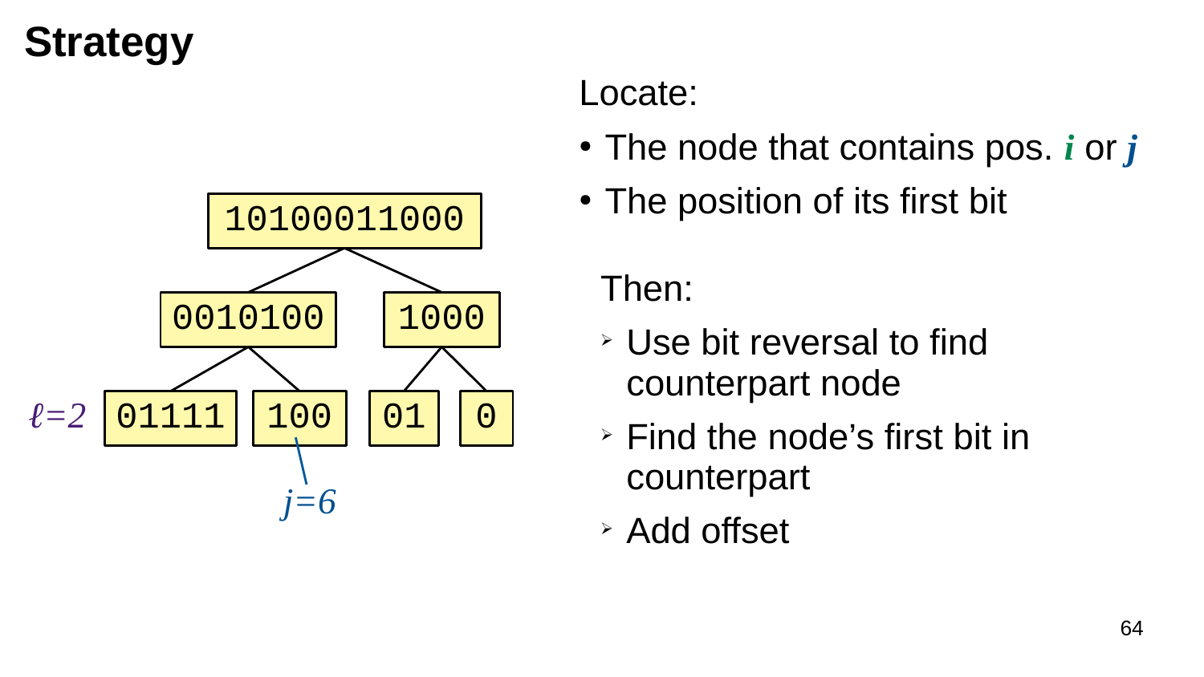# Strategy

```
        10100011000
       /           \
   0010100         1000
   /     \         /   \
01111    100      01    0
```

$\ell=2$ (level of bottom row); $j=6$ (points to node 100)

Locate:

- The node that contains pos. $i$ or $j$
- The position of its first bit

Then:

- Use bit reversal to find counterpart node
- Find the node's first bit in counterpart
- Add offset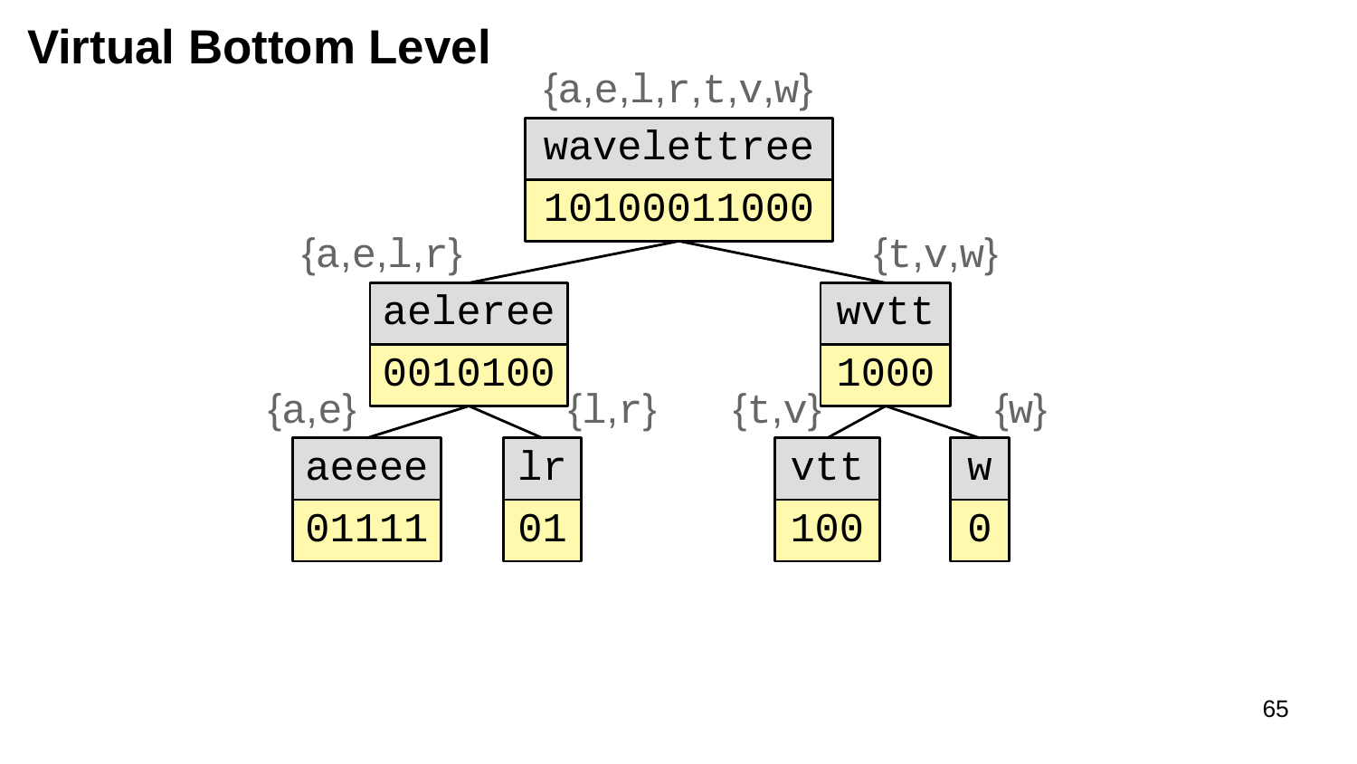# Virtual Bottom Level

```
                    {a,e,l,r,t,v,w}
                    wavelettree
                    10100011000

      {a,e,l,r}                          {t,v,w}
      aeleree                            wvtt
      0010100                            1000

{a,e}          {l,r}            {t,v}            {w}
aeeee          lr               vtt              w
01111          01               100              0
```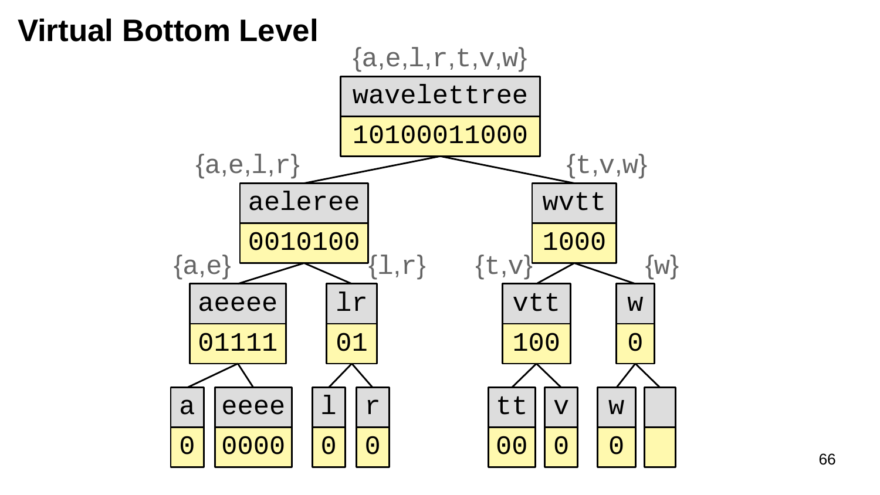# Virtual Bottom Level

{a,e,l,r,t,v,w}

```
wavelettree
10100011000
```

{a,e,l,r}

```
aeleree
0010100
```

{t,v,w}

```
wvtt
1000
```

{a,e}

```
aeeee
01111
```

{l,r}

```
lr
01
```

{t,v}

```
vtt
100
```

{w}

```
w
0
```

```
a     eeee    l    r    tt    v    w
0     0000    0    0    00    0    0
```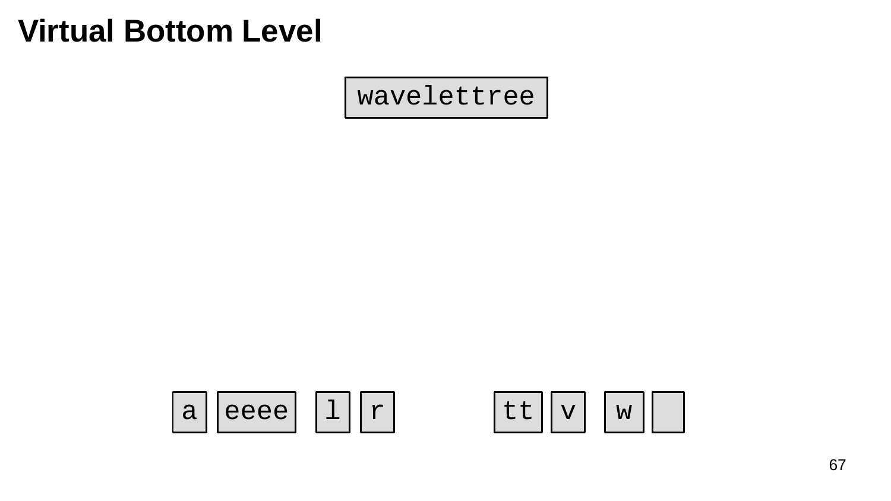# Virtual Bottom Level

wavelettree

a eeee l r tt v w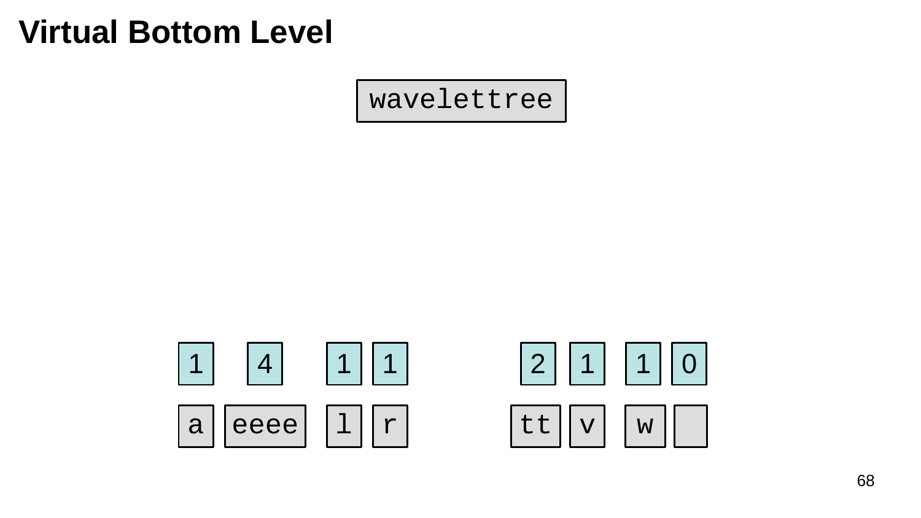# Virtual Bottom Level

```
wavelettree
```

| 1 | 4 | 1 | 1 | 2 | 1 | 1 | 0 |
|---|---|---|---|---|---|---|---|
| a | eeee | l | r | tt | v | w | |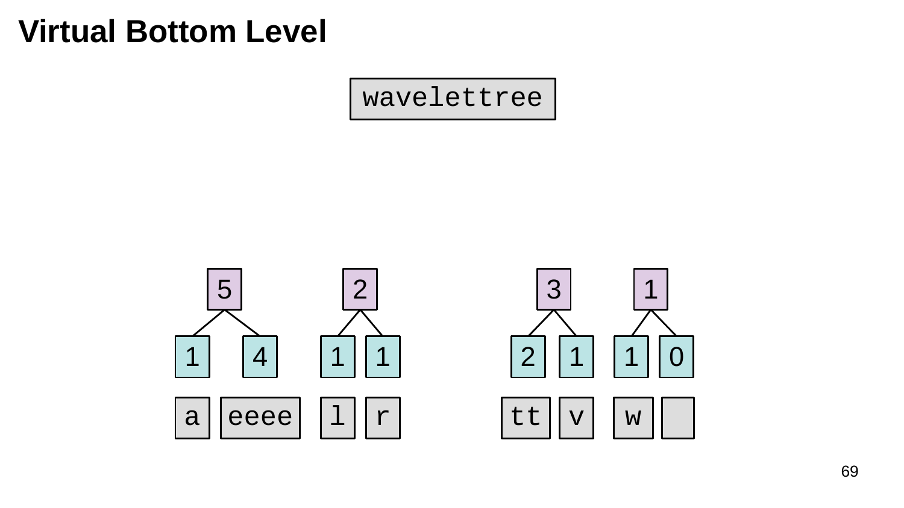# Virtual Bottom Level

wavelettree

| 5 | | 2 | | 3 | | 1 | |
|---|---|---|---|---|---|---|---|
| 1 | 4 | 1 | 1 | 2 | 1 | 1 | 0 |
| a | eeee | l | r | tt | v | w | |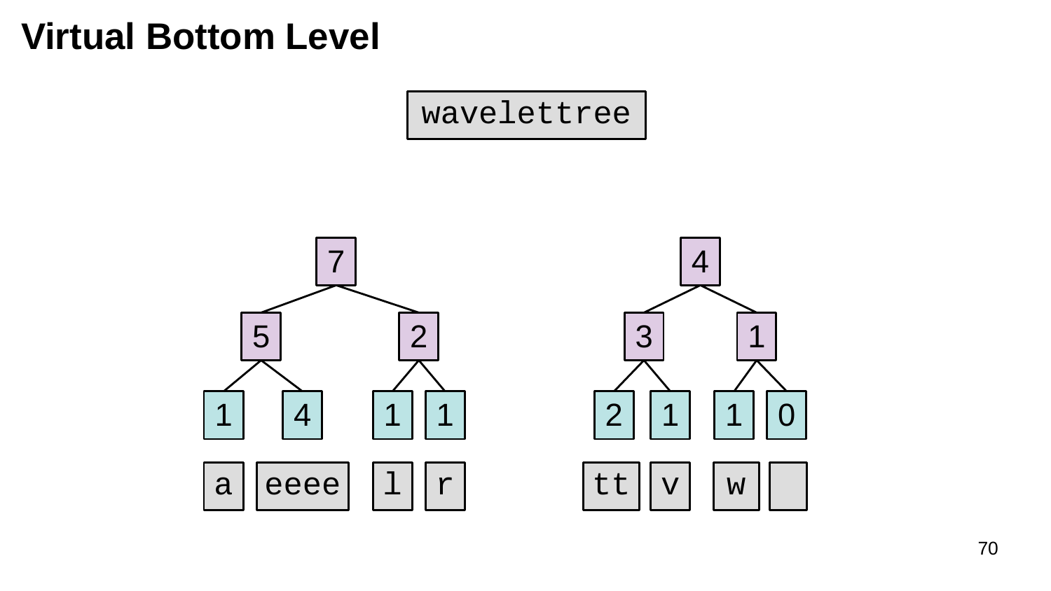# Virtual Bottom Level

```
wavelettree
```

```
            7                              4
         /     \                        /     \
        5       2                      3       1
       / \     / \                    / \     / \
      1   4   1   1                  2   1   1   0

      a eeee  l   r                 tt   v   w
```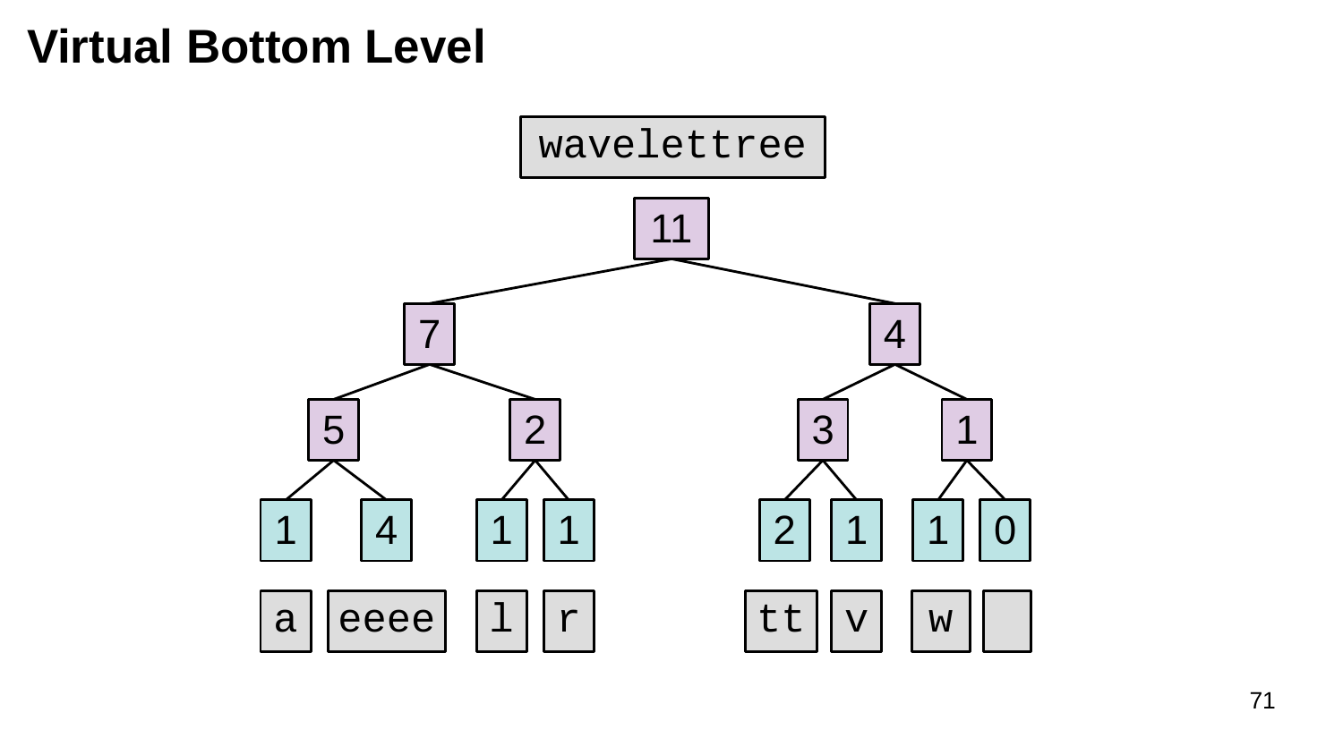# Virtual Bottom Level

```
                    wavelettree
                        11
            7                       4
       5         2             3         1
     1   4     1   1         2   1     1   0
     a eeee    l   r         tt  v     w
```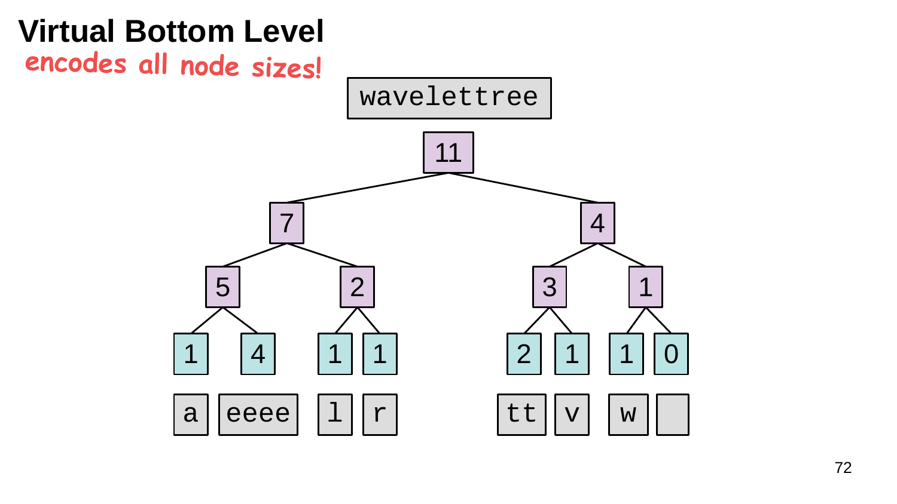# Virtual Bottom Level

encodes all node sizes!

```
                    wavelettree
                        11
            7                       4
      5           2           3           1
   1     4     1     1     2     1     1     0
   a   eeee    l     r     tt    v     w
```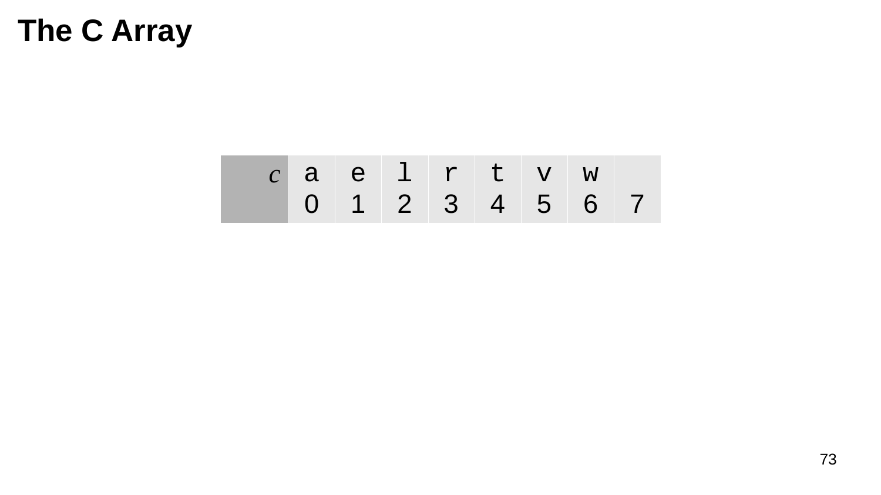# The C Array

| $C$ | a | e | l | r | t | v | w | |
|---|---|---|---|---|---|---|---|---|
| | 0 | 1 | 2 | 3 | 4 | 5 | 6 | 7 |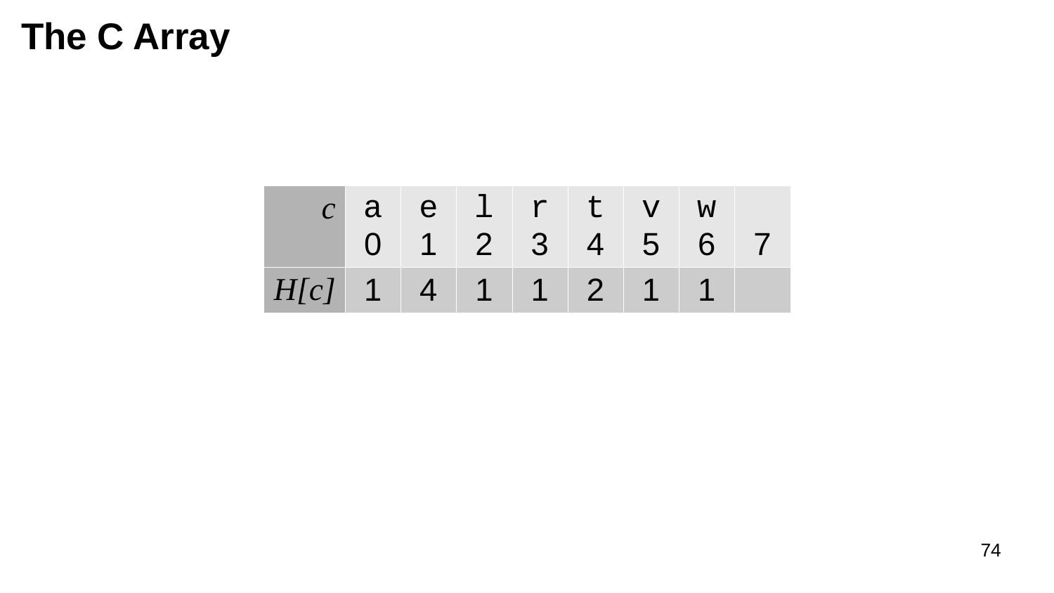# The C Array

| *c* | a<br>0 | e<br>1 | l<br>2 | r<br>3 | t<br>4 | v<br>5 | w<br>6 | <br>7 |
|---|---|---|---|---|---|---|---|---|
| *H[c]* | 1 | 4 | 1 | 1 | 2 | 1 | 1 | |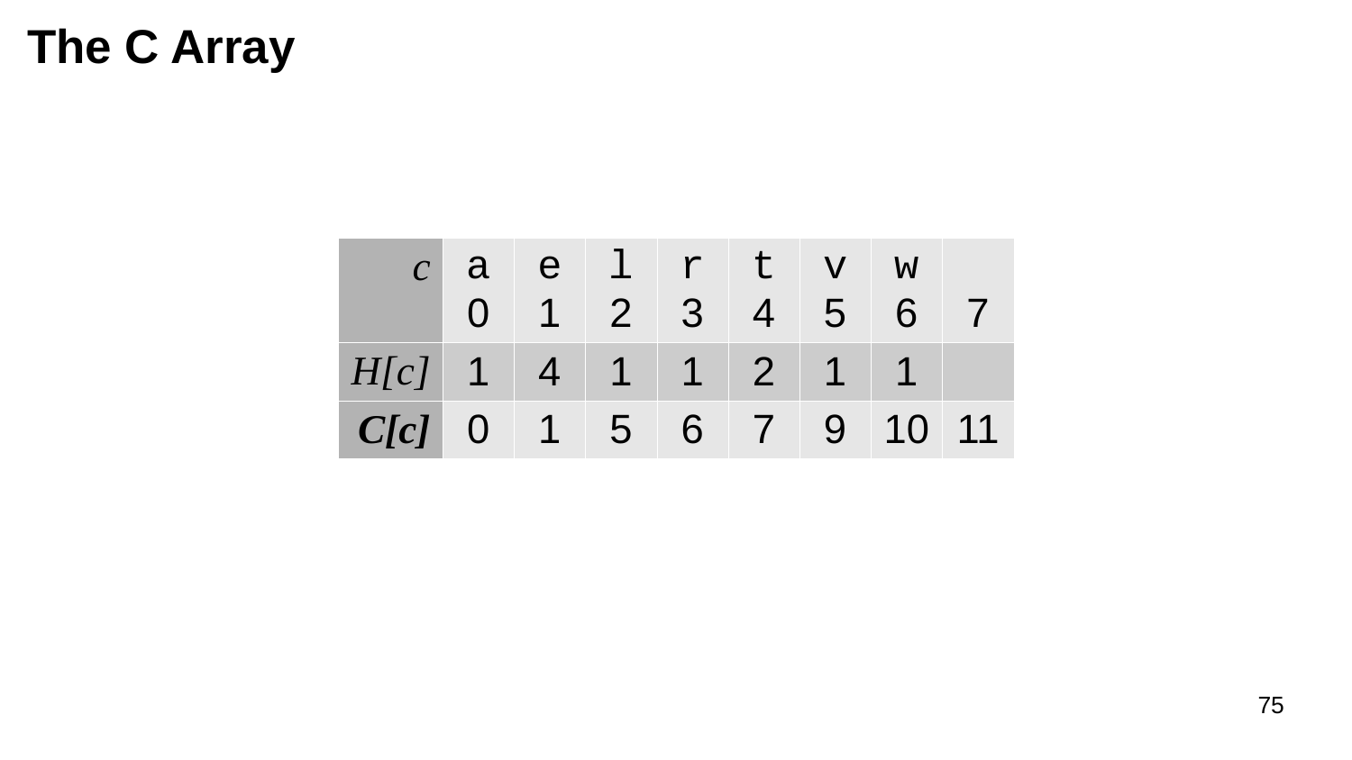# The C Array

| *c* | a<br>0 | e<br>1 | l<br>2 | r<br>3 | t<br>4 | v<br>5 | w<br>6 | 7 |
|---|---|---|---|---|---|---|---|---|
| *H[c]* | 1 | 4 | 1 | 1 | 2 | 1 | 1 | |
| ***C[c]*** | 0 | 1 | 5 | 6 | 7 | 9 | 10 | 11 |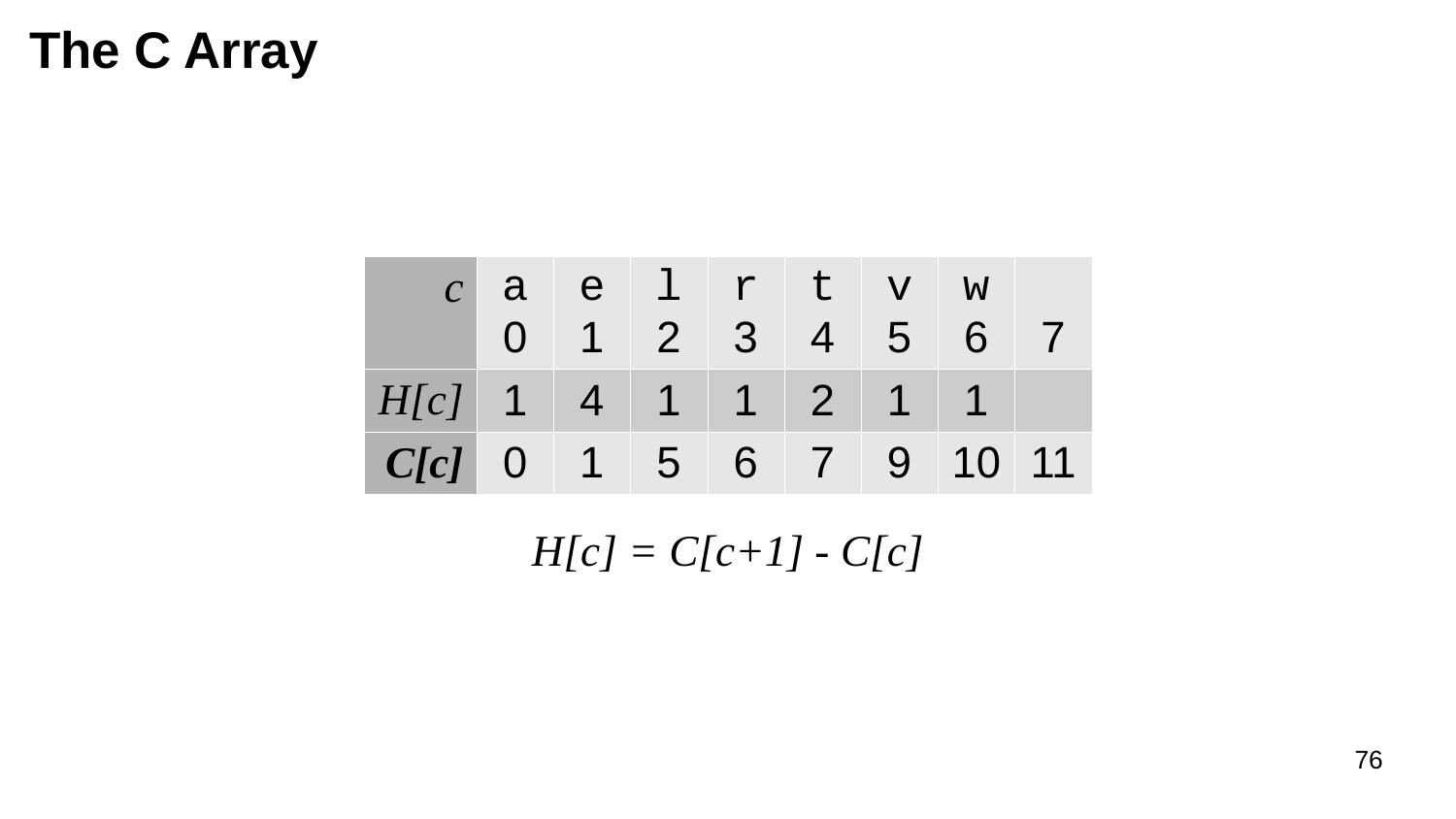# The C Array

| *c* | a 0 | e 1 | l 2 | r 3 | t 4 | v 5 | w 6 | 7 |
|---|---|---|---|---|---|---|---|---|
| *H[c]* | 1 | 4 | 1 | 1 | 2 | 1 | 1 | |
| ***C[c]*** | 0 | 1 | 5 | 6 | 7 | 9 | 10 | 11 |

$$H[c] = C[c+1] - C[c]$$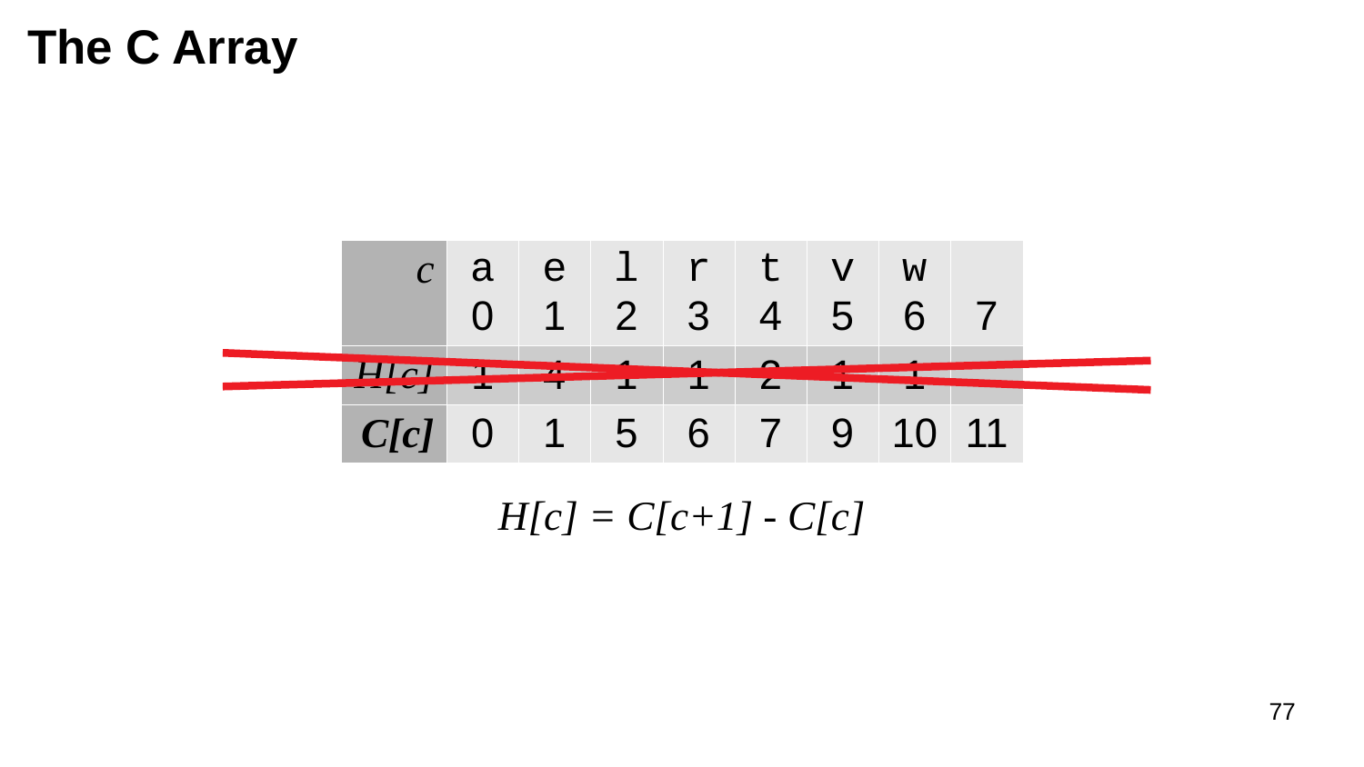# The C Array

| *c* | a<br>0 | e<br>1 | l<br>2 | r<br>3 | t<br>4 | v<br>5 | w<br>6 | 7 |
|---|---|---|---|---|---|---|---|---|
| ~~*H[c]*~~ | ~~1~~ | ~~4~~ | ~~1~~ | ~~1~~ | ~~2~~ | ~~1~~ | ~~1~~ | |
| ***C[c]*** | 0 | 1 | 5 | 6 | 7 | 9 | 10 | 11 |

$$H[c] = C[c+1] - C[c]$$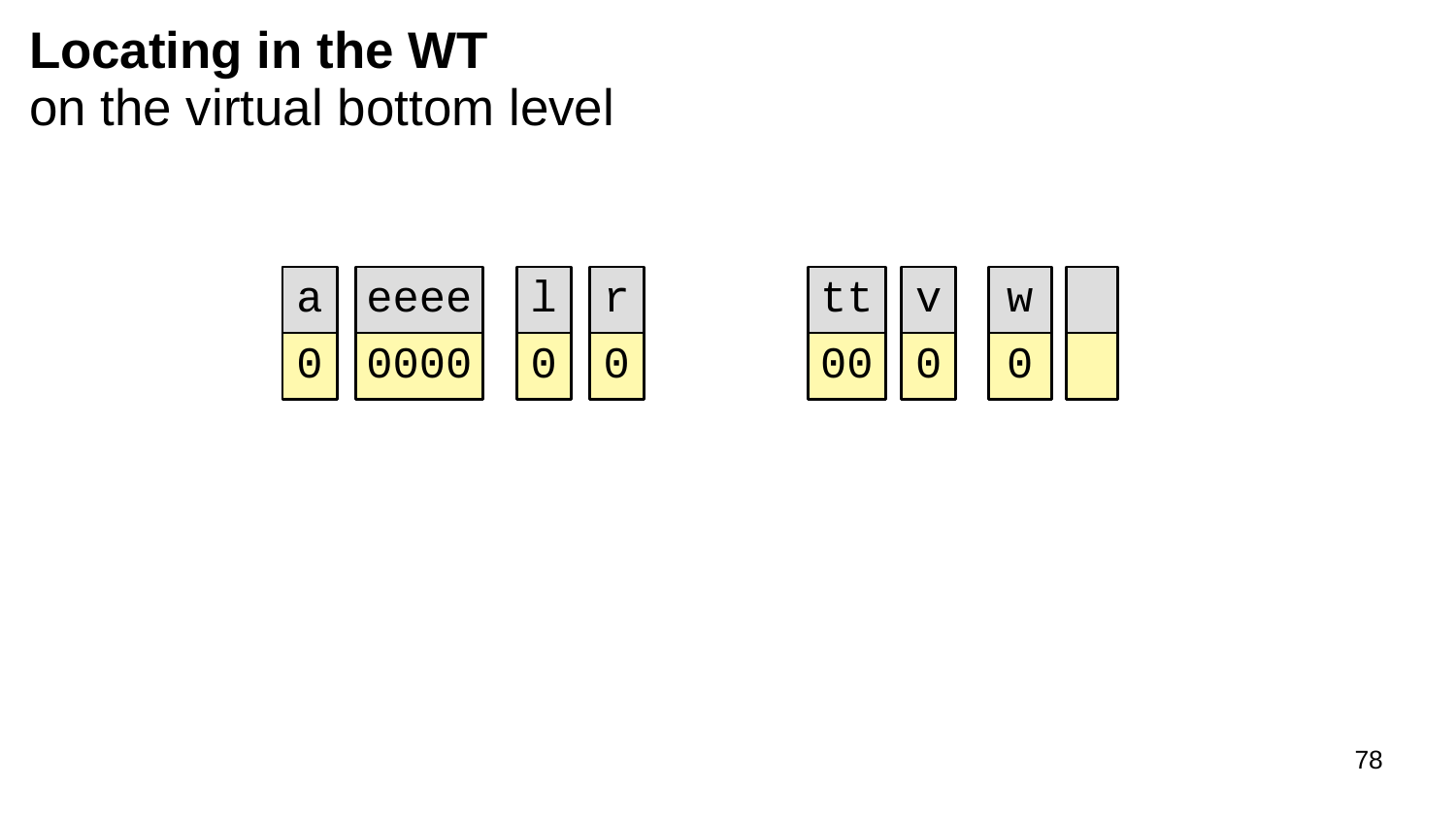# Locating in the WT

on the virtual bottom level

| a | eeee | l | r | tt | v | w |   |
|---|---|---|---|---|---|---|---|
| 0 | 0000 | 0 | 0 | 00 | 0 | 0 |   |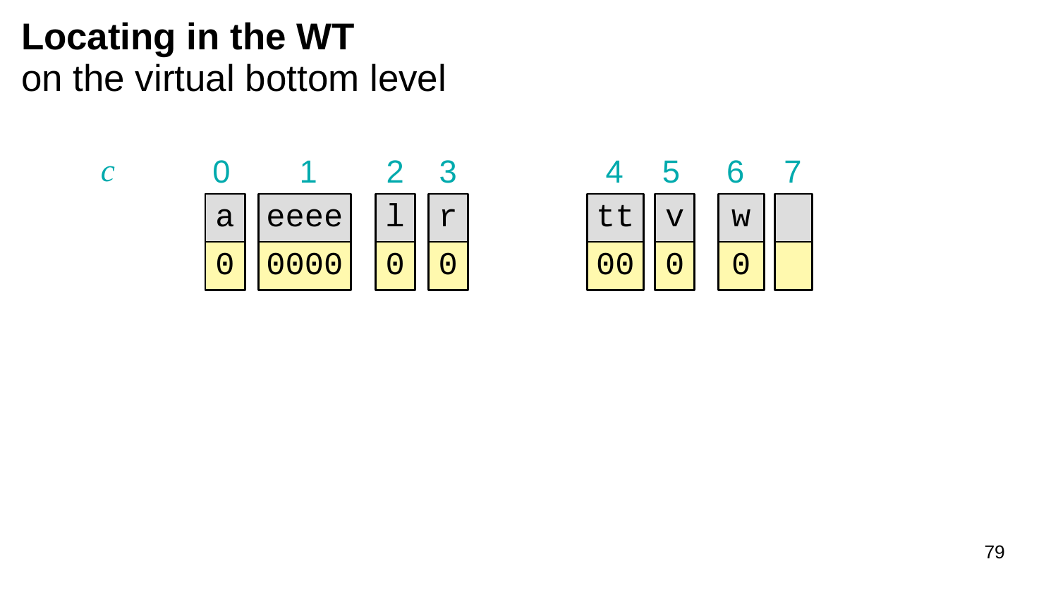# **Locating in the WT**
on the virtual bottom level

| $c$ | 0 | 1 | 2 | 3 | 4 | 5 | 6 | 7 |
|---|---|---|---|---|---|---|---|---|
| | a | eeee | l | r | tt | v | w | |
| | 0 | 0000 | 0 | 0 | 00 | 0 | 0 | |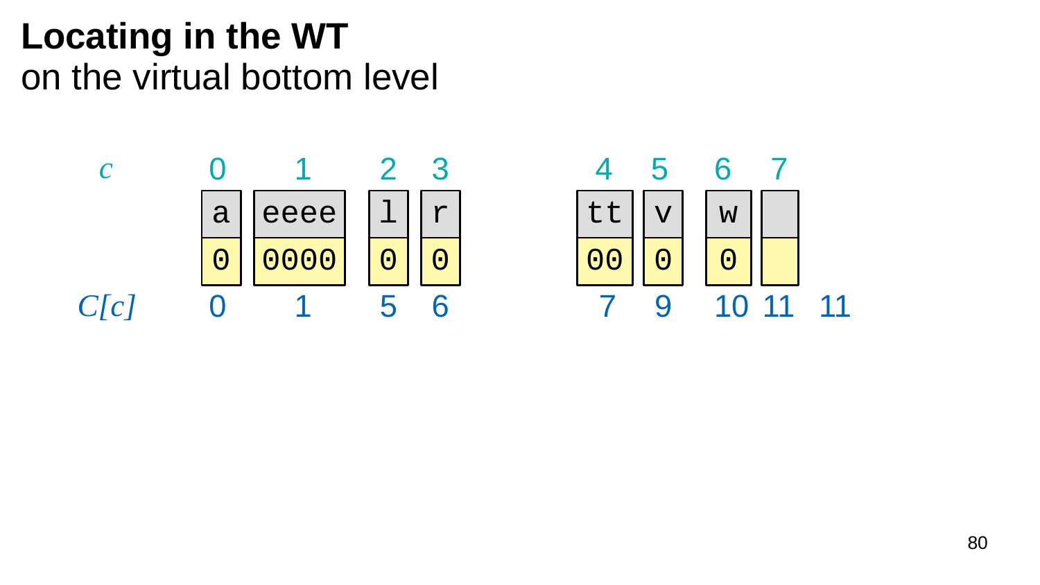# **Locating in the WT**

on the virtual bottom level

| $c$ | 0 | 1 | 2 | 3 | 4 | 5 | 6 | 7 | |
|---|---|---|---|---|---|---|---|---|---|
| | a | eeee | l | r | tt | v | w | | |
| | 0 | 0000 | 0 | 0 | 00 | 0 | 0 | | |
| $C[c]$ | 0 | 1 | 5 | 6 | 7 | 9 | 10 | 11 | 11 |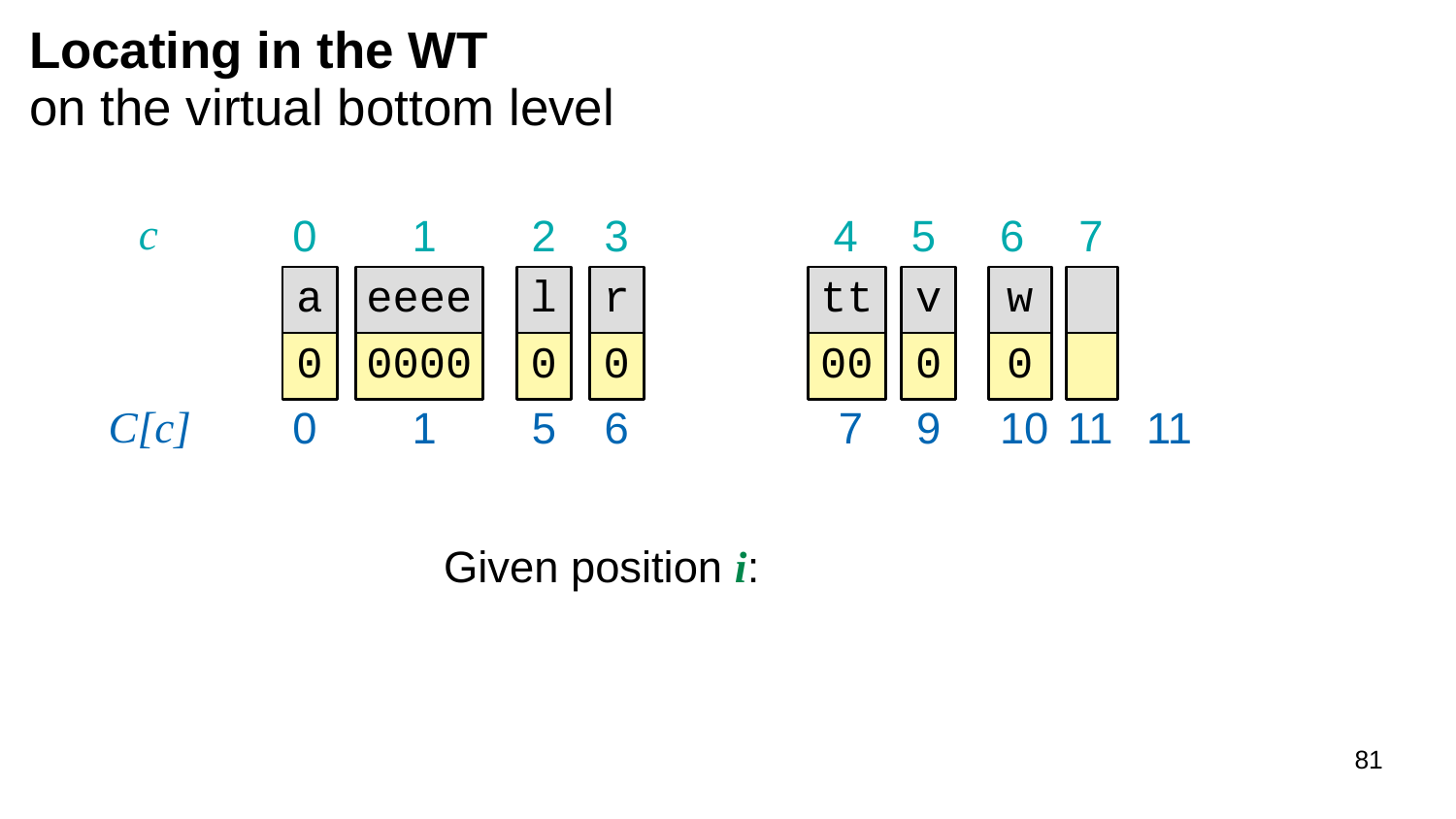# Locating in the WT

on the virtual bottom level

| $c$ | 0 | 1 | 2 | 3 | 4 | 5 | 6 | 7 | |
|---|---|---|---|---|---|---|---|---|---|
| | a | eeee | l | r | tt | v | w | | |
| | 0 | 0000 | 0 | 0 | 00 | 0 | 0 | | |
| $C[c]$ | 0 | 1 | 5 | 6 | 7 | 9 | 10 | 11 | 11 |

Given position $i$: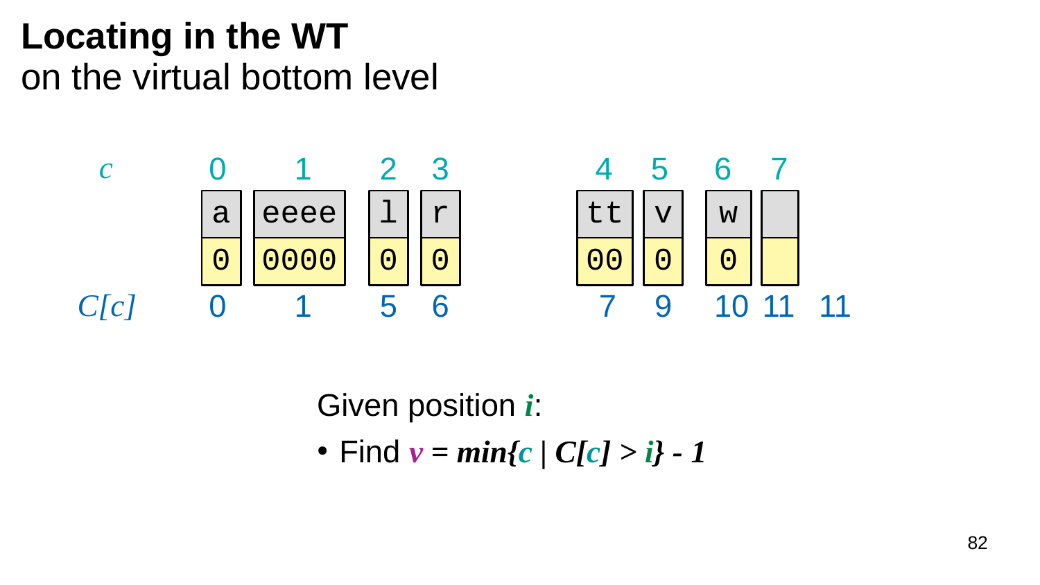# Locating in the WT

on the virtual bottom level

| $c$ | 0 | 1 | 2 | 3 | 4 | 5 | 6 | 7 | |
|---|---|---|---|---|---|---|---|---|---|
| | a | eeee | l | r | tt | v | w | | |
| | 0 | 0000 | 0 | 0 | 00 | 0 | 0 | | |
| $C[c]$ | 0 | 1 | 5 | 6 | 7 | 9 | 10 | 11 | 11 |

Given position $i$:

- Find $v = \min\{c \mid C[c] > i\} - 1$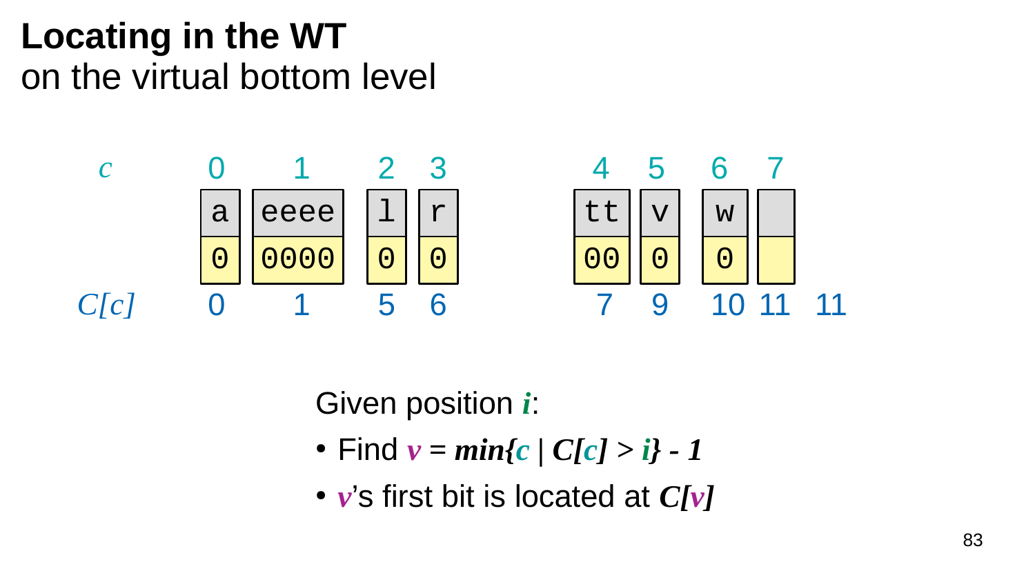# Locating in the WT

on the virtual bottom level

| $c$ | 0 | 1 | 2 | 3 | 4 | 5 | 6 | 7 | |
|---|---|---|---|---|---|---|---|---|---|
| | a | eeee | l | r | tt | v | w | | |
| | 0 | 0000 | 0 | 0 | 00 | 0 | 0 | | |
| $C[c]$ | 0 | 1 | 5 | 6 | 7 | 9 | 10 | 11 | 11 |

Given position $i$:

- Find $v = min\{c \mid C[c] > i\} - 1$
- $v$'s first bit is located at $C[v]$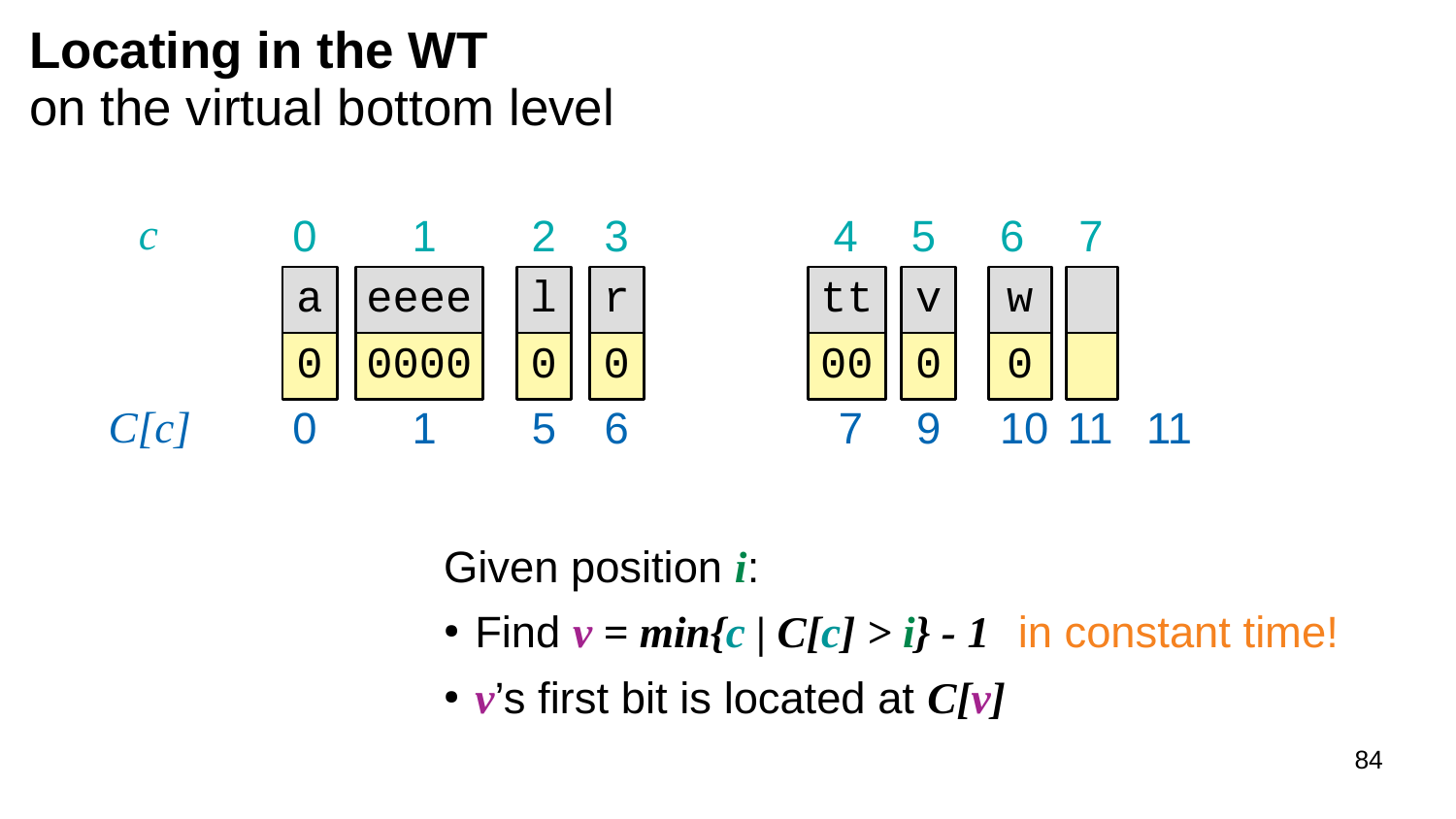# **Locating in the WT**

on the virtual bottom level

| $c$ | 0 | 1 | 2 | 3 | 4 | 5 | 6 | 7 | |
|---|---|---|---|---|---|---|---|---|---|
| | a | eeee | l | r | tt | v | w | | |
| | 0 | 0000 | 0 | 0 | 00 | 0 | 0 | | |
| $C[c]$ | 0 | 1 | 5 | 6 | 7 | 9 | 10 | 11 | 11 |

Given position $i$:

- Find $v = \min\{c \mid C[c] > i\} - 1$ in constant time!
- $v$'s first bit is located at $C[v]$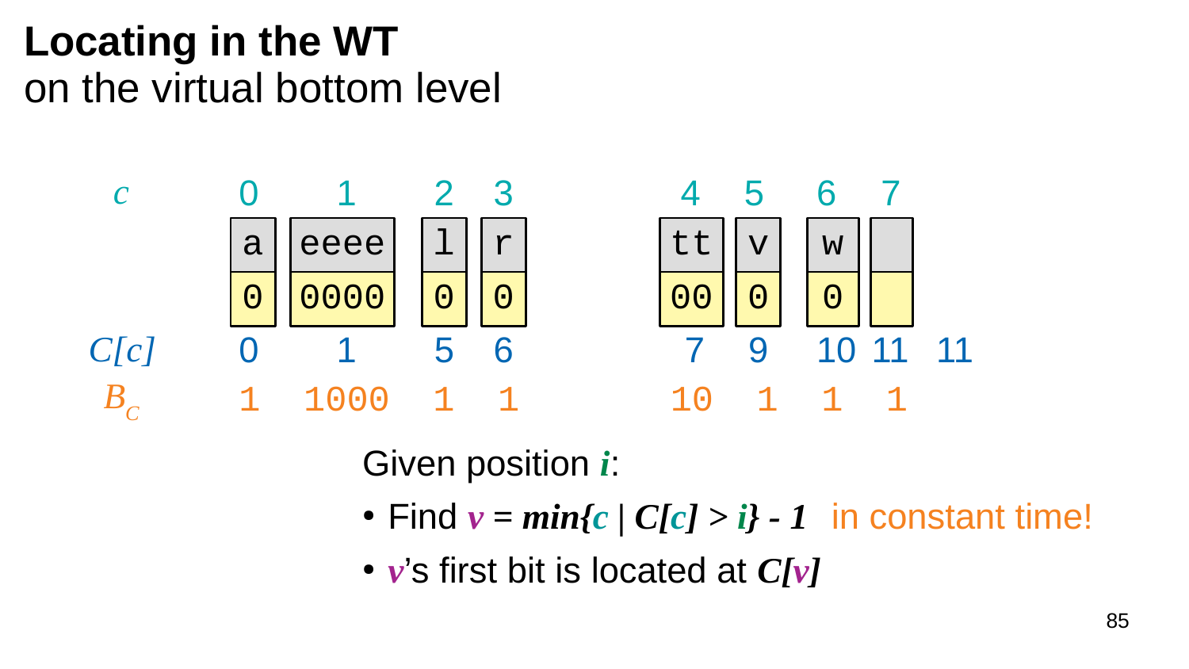# Locating in the WT

on the virtual bottom level

| $c$ | 0 | 1 | 2 | 3 | 4 | 5 | 6 | 7 | |
|---|---|---|---|---|---|---|---|---|---|
| | a | eeee | l | r | tt | v | w | | |
| | 0 | 0000 | 0 | 0 | 00 | 0 | 0 | | |
| $C[c]$ | 0 | 1 | 5 | 6 | 7 | 9 | 10 | 11 | 11 |
| $B_C$ | 1 | 1000 | 1 | 1 | 10 | 1 | 1 | 1 | |

Given position $i$:

- Find $v = min\{c \mid C[c] > i\} - 1$ in constant time!
- $v$'s first bit is located at $C[v]$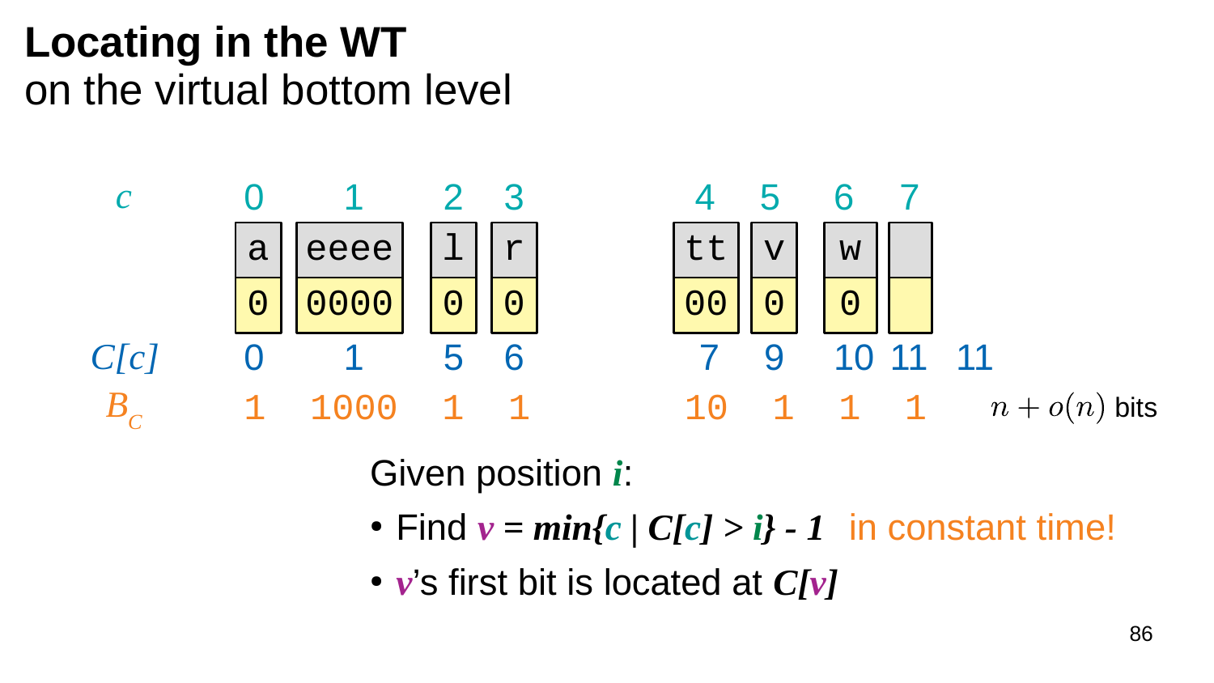# Locating in the WT

on the virtual bottom level

| $c$ | 0 | 1 | 2 | 3 | 4 | 5 | 6 | 7 | |
|---|---|---|---|---|---|---|---|---|---|
| | a | eeee | l | r | tt | v | w | | |
| | 0 | 0000 | 0 | 0 | 00 | 0 | 0 | | |
| $C[c]$ | 0 | 1 | 5 | 6 | 7 | 9 | 10 | 11 | 11 |
| $B_C$ | 1 | 1000 | 1 | 1 | 10 | 1 | 1 | 1 | $n + o(n)$ bits |

Given position $i$:

- Find $v = min\{c \mid C[c] > i\} - 1$ in constant time!
- $v$'s first bit is located at $C[v]$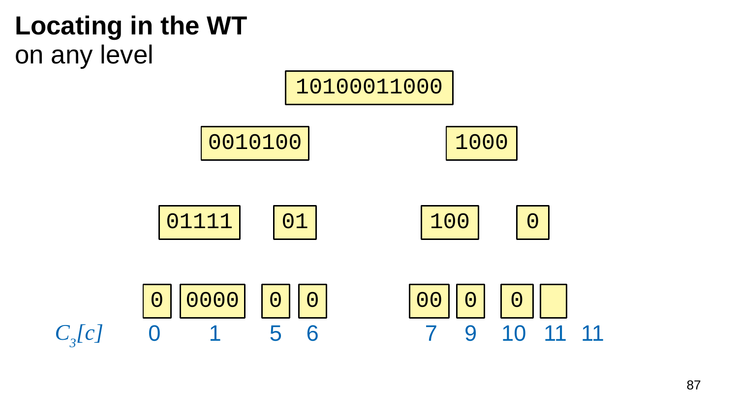# Locating in the WT

on any level

```
                    10100011000

        0010100                     1000

    01111      01              100        0

  0   0000   0    0          00    0     0    [ ]
```

| $C_3[c]$ | 0 | 1 | 5 | 6 | 7 | 9 | 10 | 11 | 11 |
|---|---|---|---|---|---|---|---|---|---|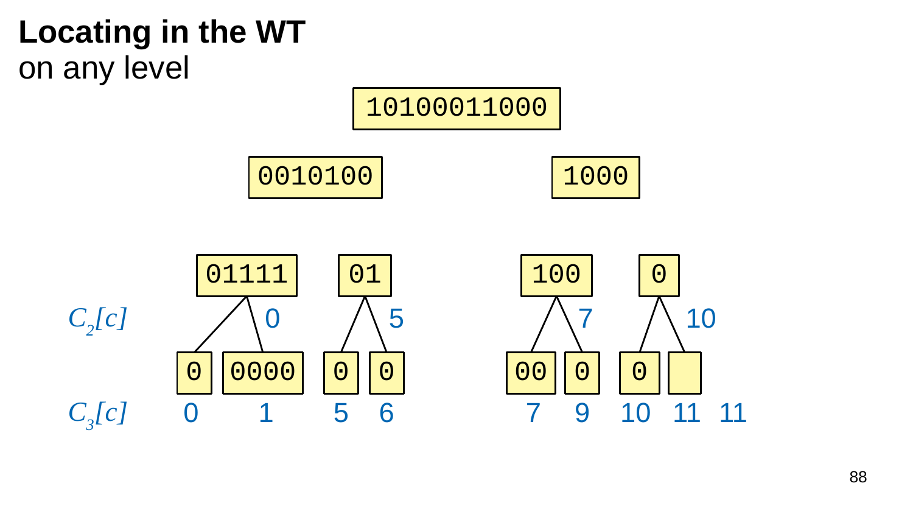# Locating in the WT

on any level

```
                    10100011000

        0010100                     1000

   01111       01               100        0

$C_2[c]$    0       5              7          10

 0   0000    0    0           00    0      0    [ ]

$C_3[c]$  0    1      5    6       7     9     10   11   11
```

$C_2[c]$: 0, 5, 7, 10

$C_3[c]$: 0, 1, 5, 6, 7, 9, 10, 11, 11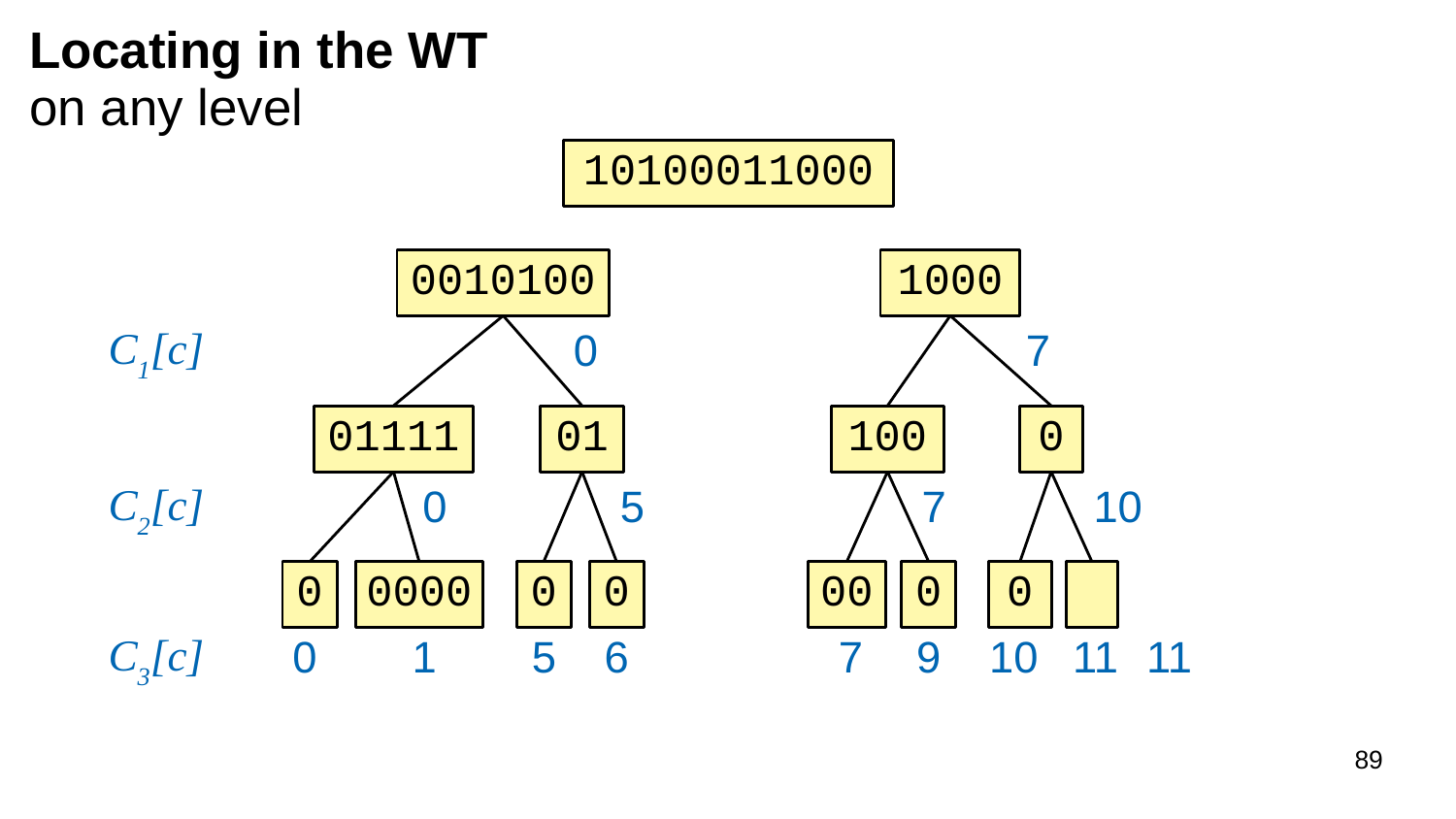# Locating in the WT

on any level

```
                    10100011000

        0010100                     1000

$C_1[c]$                  0                    7

    01111        01           100         0

$C_2[c]$      0            5            7            10

  0   0000     0    0       00    0     0    [ ]

$C_3[c]$  0     1       5    6       7     9    10   11   11
```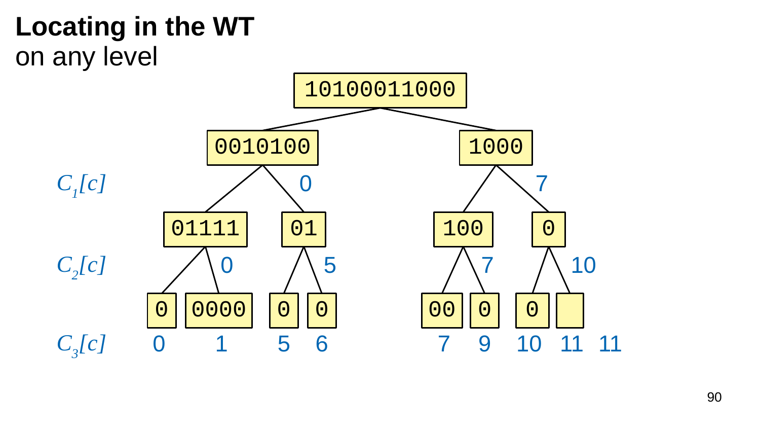# Locating in the WT

on any level

```
                         10100011000
                  /                        \
            0010100                        1000
$C_1[c]$    /      \   0                  /     \   7
       01111        01                 100       0
$C_2[c]$ /  \  0    /  \  5            /  \  7   /  \  10
      0   0000     0    0             00    0   0
$C_3[c]$  0     1      5    6            7     9  10   11   11
```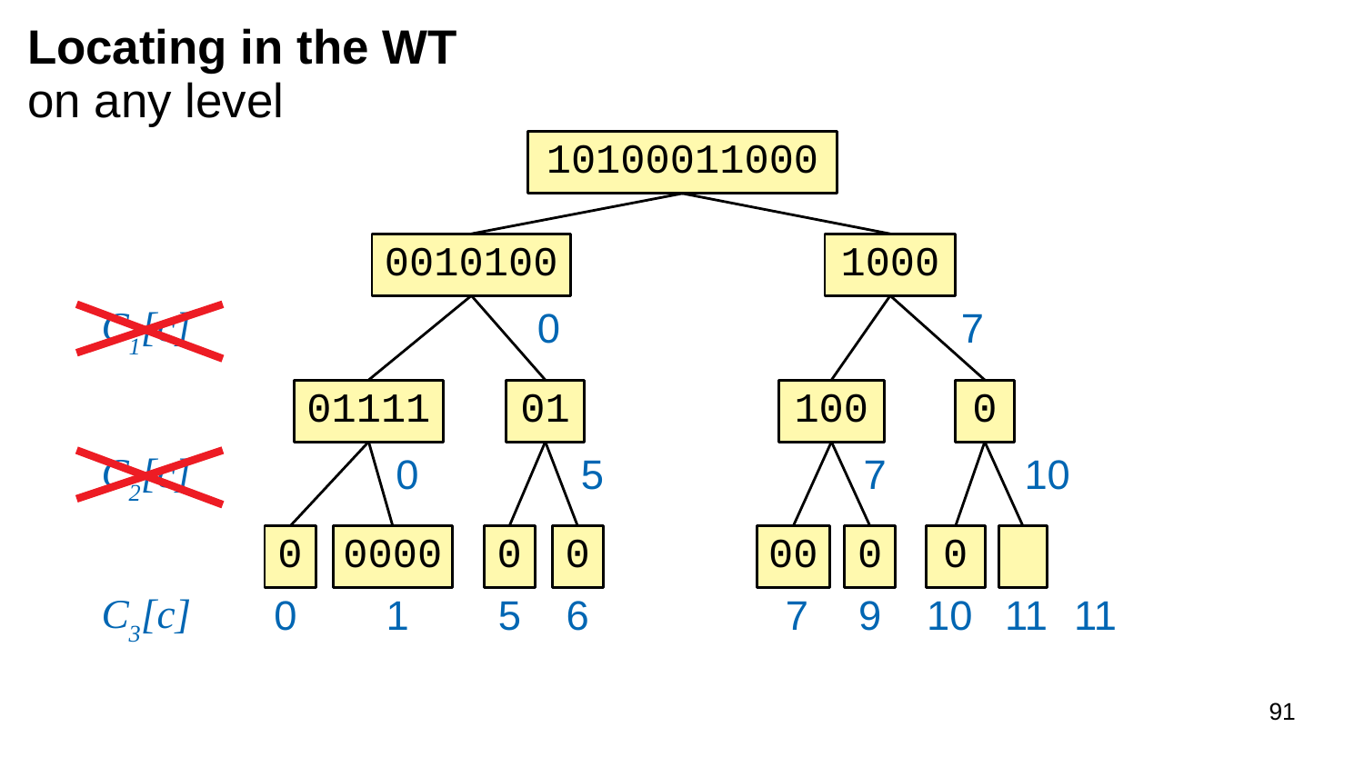# Locating in the WT

on any level

10100011000

0010100 | 1000

~~$C_1[c]$~~ 0 7

01111 | 01 | 100 | 0

~~$C_2[c]$~~ 0 5 7 10

0 | 0000 | 0 | 0 | 00 | 0 | 0 |

$C_3[c]$ 0 1 5 6 7 9 10 11 11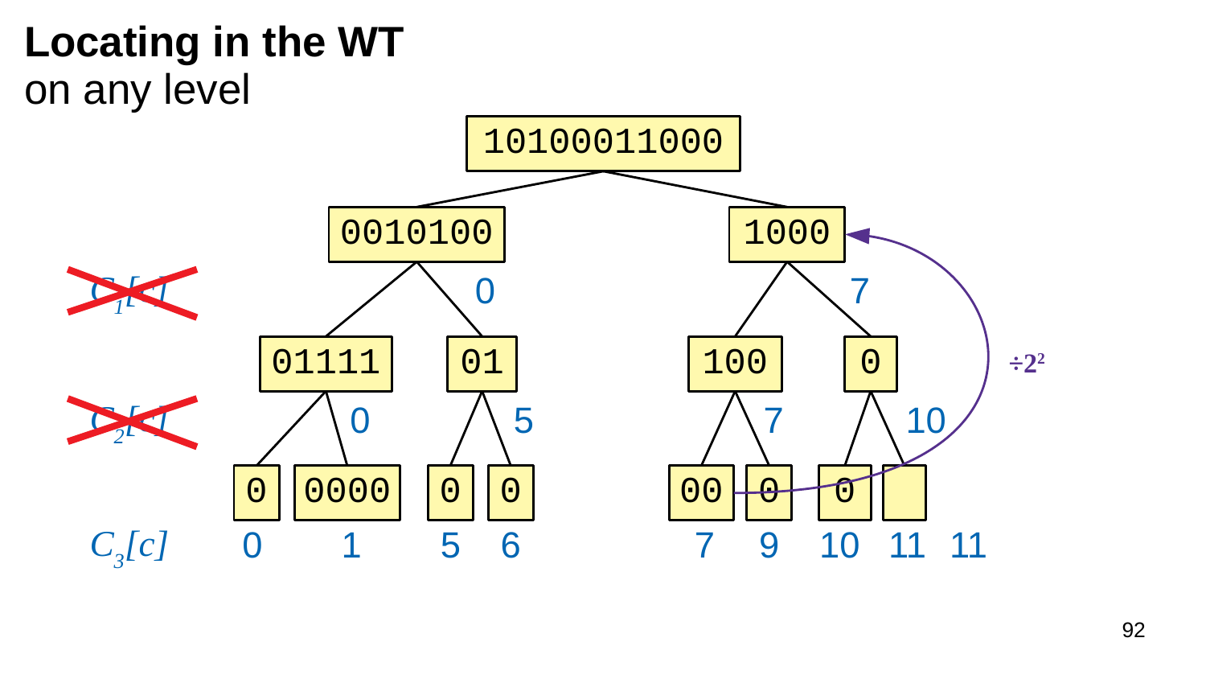# Locating in the WT

on any level

10100011000

0010100 1000

~~$C_1[c]$~~ 0 7

01111 01 100 0 $\div 2^2$

~~$C_2[c]$~~ 0 5 7 10

0 0000 0 0 00 0 0

$C_3[c]$ 0 1 5 6 7 9 10 11 11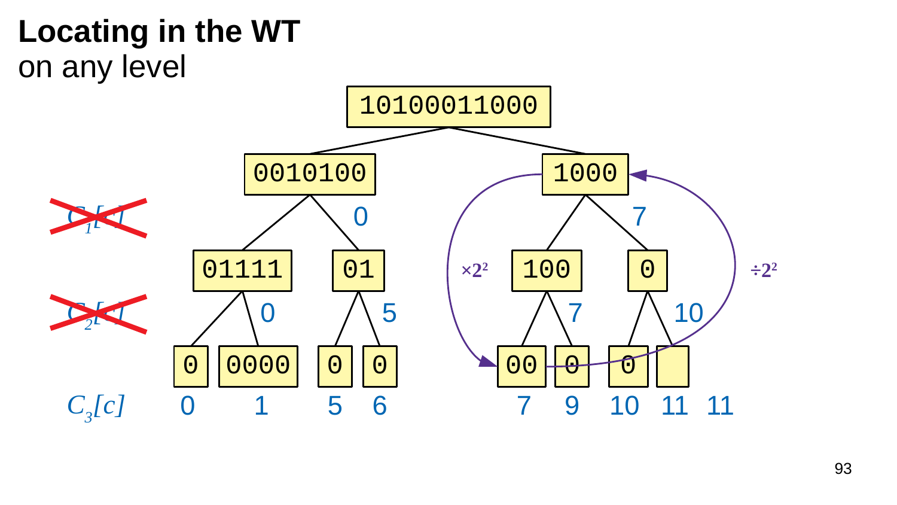# **Locating in the WT**

on any level

10100011000

0010100 | 1000

~~$C_1[c]$~~ 0 7

01111 | 01 | 100 | 0

×$2^2$ ÷$2^2$

~~$C_2[c]$~~ 0 5 7 10

0 | 0000 | 0 | 0 | 00 | 0 | 0 |

$C_3[c]$ 0 1 5 6 7 9 10 11 11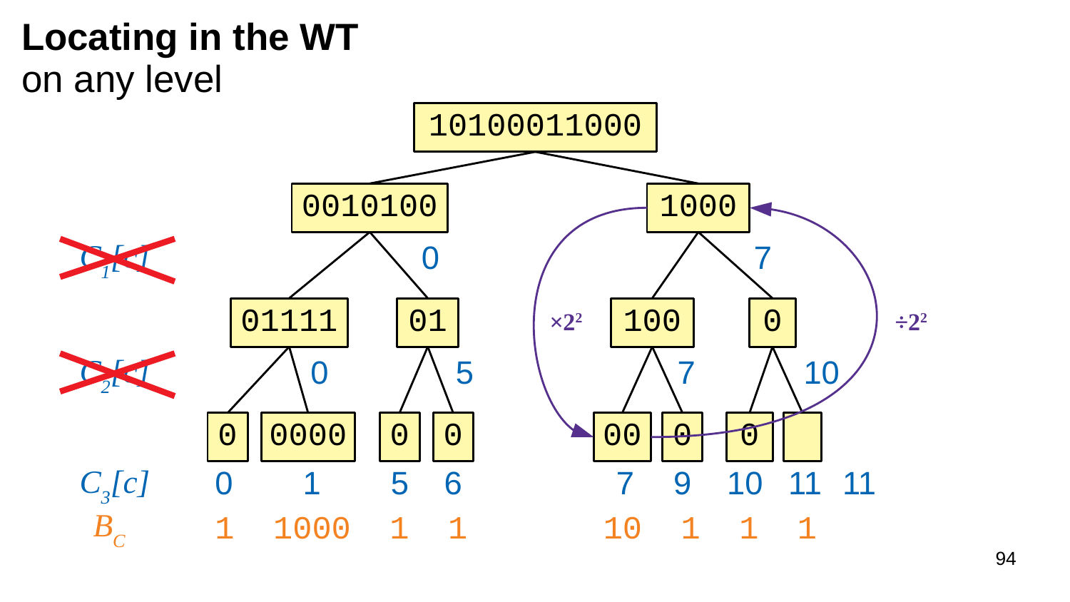# Locating in the WT

on any level

10100011000

0010100 | 1000

~~$C_1[c]$~~ 0 7

01111 | 01 | 100 | 0

×$2^2$ ÷$2^2$

~~$C_2[c]$~~ 0 5 7 10

0 | 0000 | 0 | 0 | 00 | 0 | 0 |

| | | | | | | | | |
|---|---|---|---|---|---|---|---|---|
| $C_3[c]$ | 0 | 1 | 5 | 6 | 7 | 9 | 10 | 11 | 11 |
| $B_C$ | 1 | 1000 | 1 | 1 | 10 | 1 | 1 | 1 | |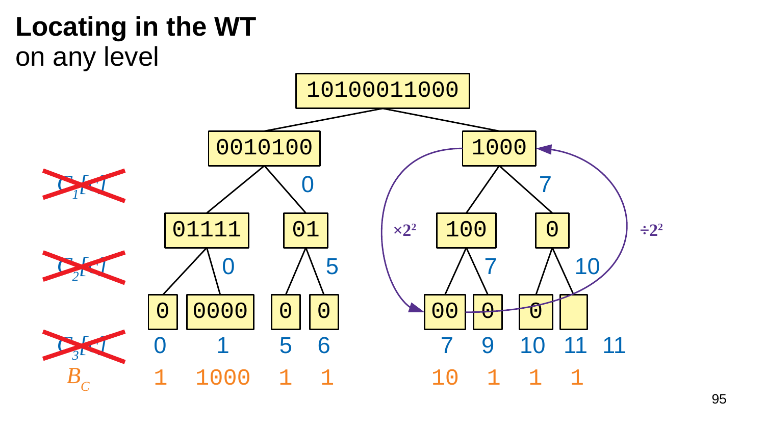# Locating in the WT

on any level

```
                          10100011000
                 /                          \
           0010100                          1000
          /       \  0                     /     \  7
      01111        01                   100        0
     /     \ 0    /   \ 5              /   \ 7    /  \ 10
    0     0000   0     0              00    0    0    [ ]
```

$C_1[c]$ (crossed out)

$C_2[c]$ (crossed out)

$C_3[c]$ (crossed out)

| | | | | | | | | | |
|---|---|---|---|---|---|---|---|---|---|
| $C_3[c]$ | 0 | 1 | 5 | 6 | 7 | 9 | 10 | 11 | 11 |
| $B_C$ | 1 | 1000 | 1 | 1 | 10 | 1 | 1 | 1 | |

$\times 2^2$

$\div 2^2$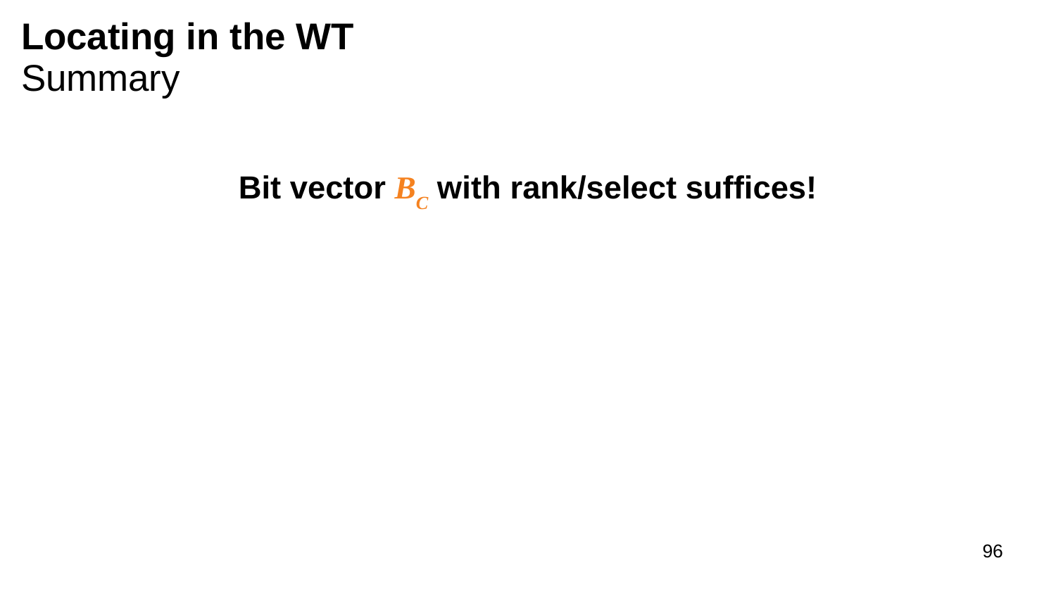# Locating in the WT
Summary

**Bit vector $B_c$ with rank/select suffices!**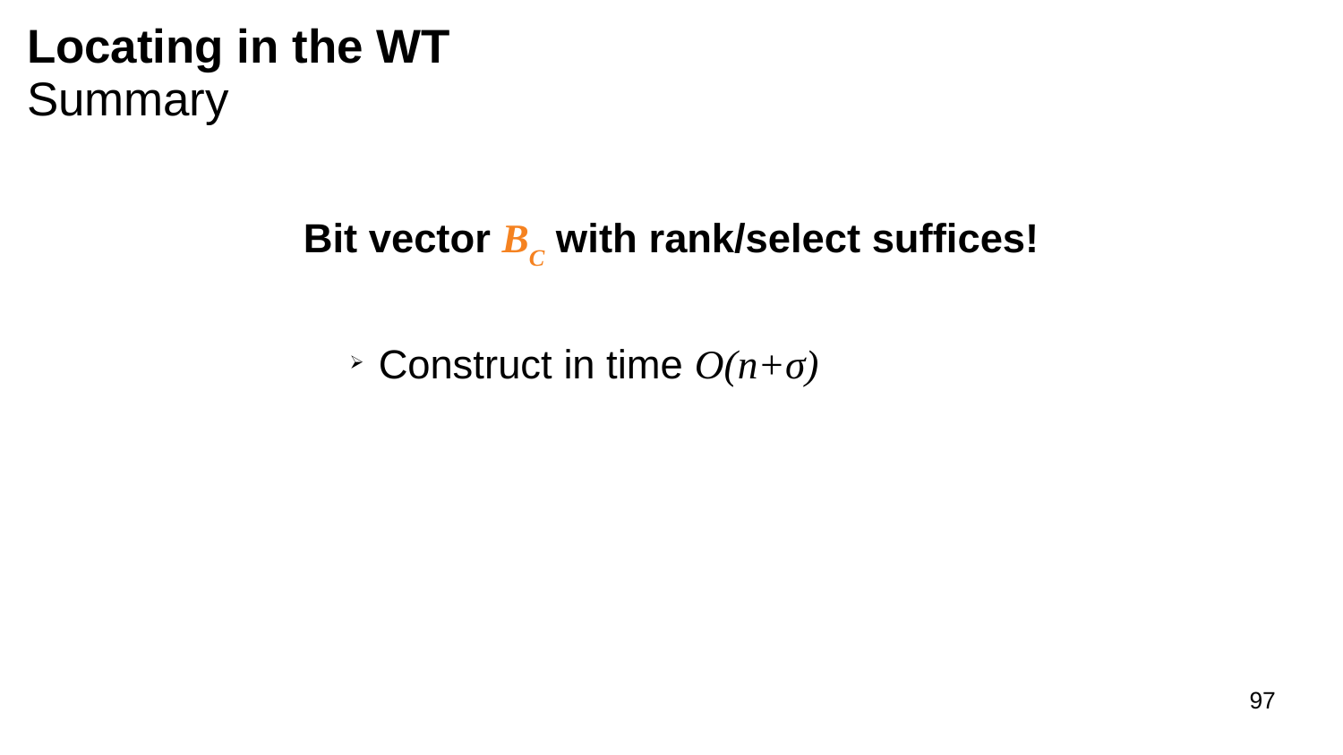# Locating in the WT

## Summary

**Bit vector $B_c$ with rank/select suffices!**

- Construct in time $O(n+\sigma)$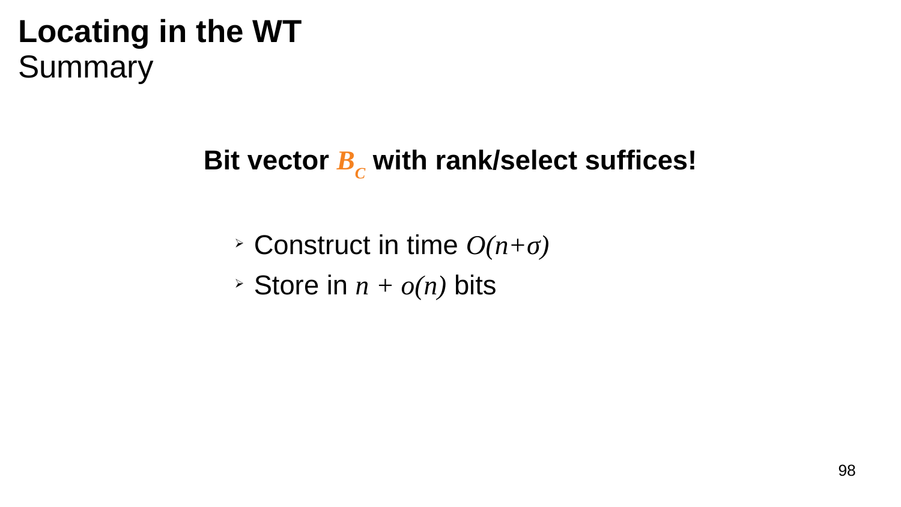# Locating in the WT
## Summary

**Bit vector $B_C$ with rank/select suffices!**

- Construct in time $O(n+\sigma)$
- Store in $n + o(n)$ bits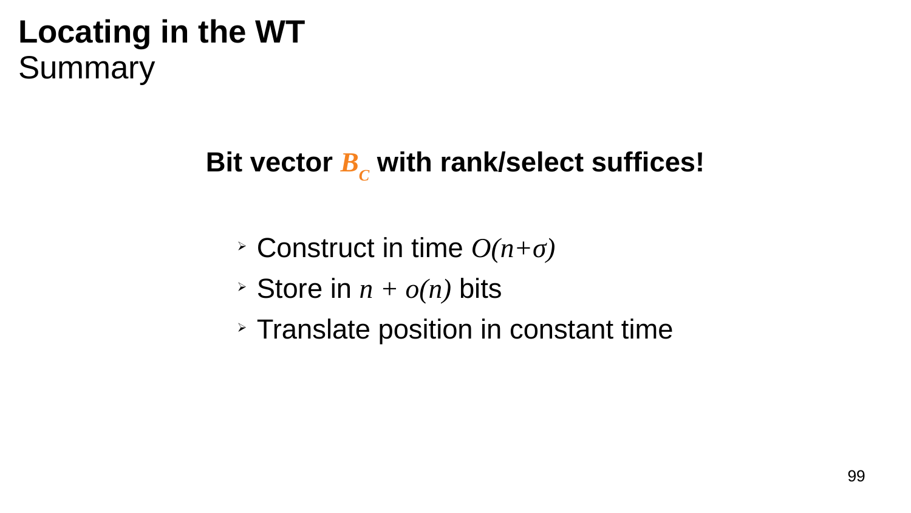# **Locating in the WT**
## Summary

**Bit vector $B_C$ with rank/select suffices!**

- Construct in time $O(n+\sigma)$
- Store in $n + o(n)$ bits
- Translate position in constant time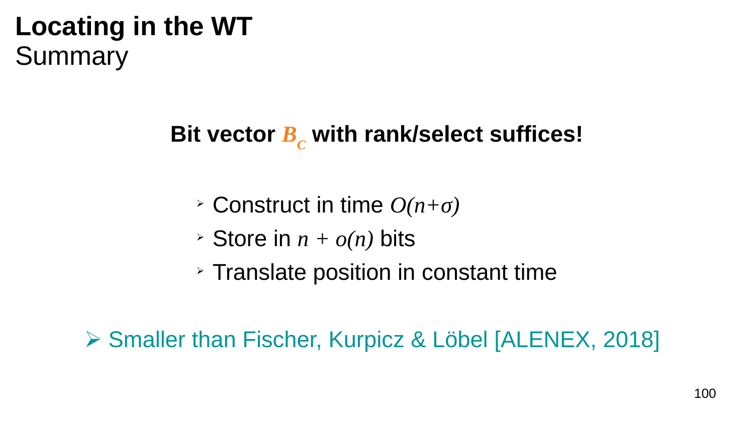# Locating in the WT

## Summary

**Bit vector $B_c$ with rank/select suffices!**

- Construct in time $O(n+\sigma)$
- Store in $n + o(n)$ bits
- Translate position in constant time

- Smaller than Fischer, Kurpicz & Löbel [ALENEX, 2018]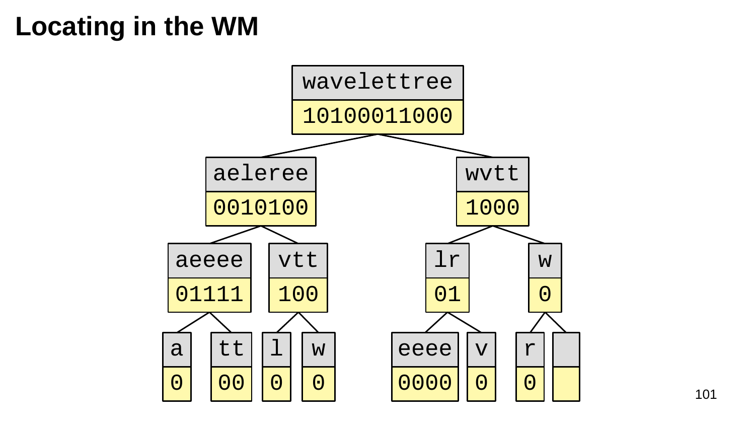# Locating in the WM

```
                    wavelettree
                    10100011000
                   /           \
            aeleree             wvtt
            0010100             1000
           /       \           /    \
       aeeee       vtt        lr     w
       01111       100        01     0
       /   \      /   \      /  \    / \
      a     tt   l     w  eeee   v  r
      0     00   0     0  0000   0  0
```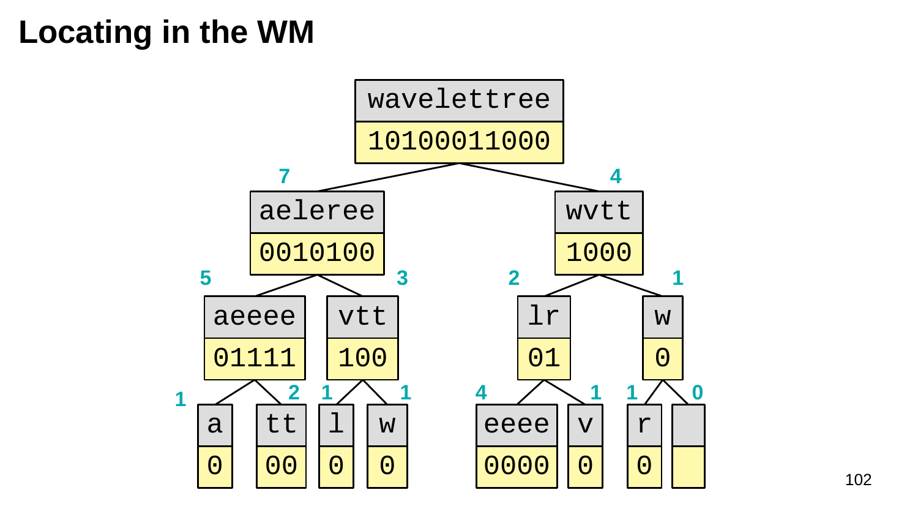# Locating in the WM

wavelettree
10100011000

7 aeleree 0010100 — 4 wvtt 1000

5 aeeee 01111 — 3 vtt 100 — 2 lr 01 — 1 w 0

1 a 0 — 2 tt 00 — 1 l 0 — 1 w 0 — 4 eeee 0000 — 1 v 0 — 1 r 0 — 0 (empty)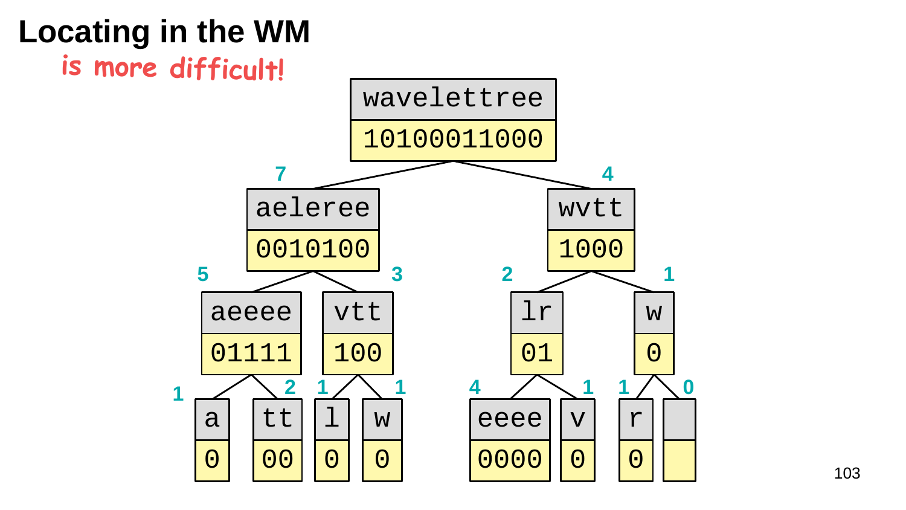# Locating in the WM

is more difficult!

```
                         wavelettree
                         10100011000
              7                                  4
           aeleree                             wvtt
           0010100                             1000
      5               3                  2                1
    aeeee            vtt                 lr               w
    01111            100                 01               0
  1       2       1       1          4       1        1       0
  a       tt      l       w          eeee    v        r
  0       00      0       0          0000    0        0
```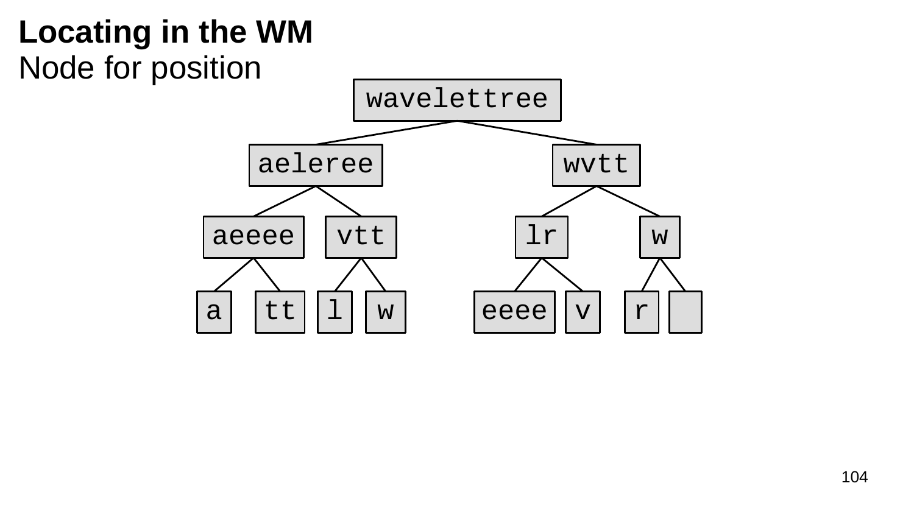# Locating in the WM

Node for position

```
                 wavelettree
              /               \
         aeleree              wvtt
         /     \             /    \
     aeeee     vtt         lr      w
     /   \    /   \       /  \    / \
    a    tt  l     w   eeee   v  r
```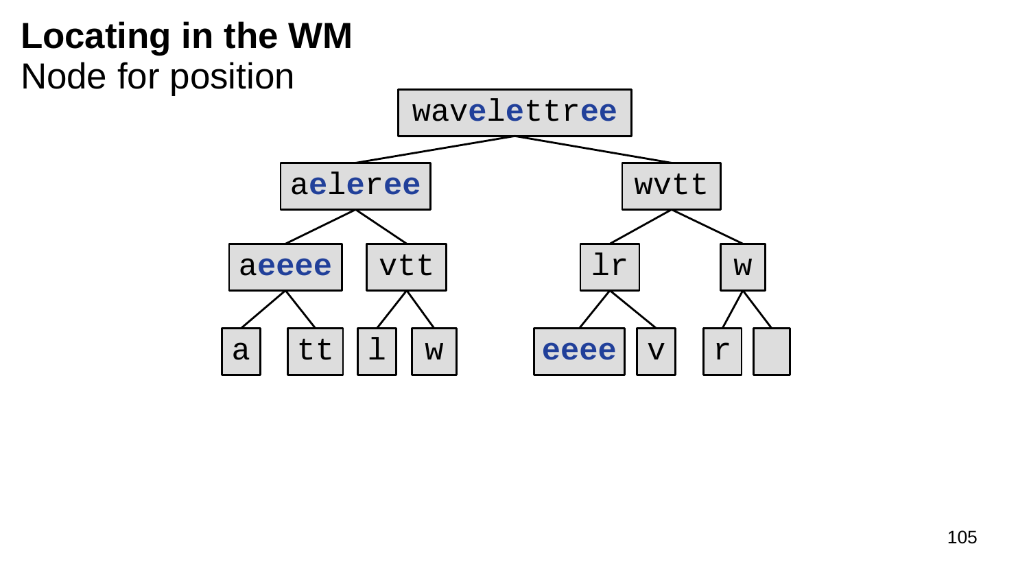# Locating in the WM

Node for position

```
                 wavelettree
               /             \
         aeleree              wvtt
         /     \             /    \
     aeeee     vtt         lr      w
     /   \     /  \       /  \    /  \
    a    tt   l    w   eeee   v  r
```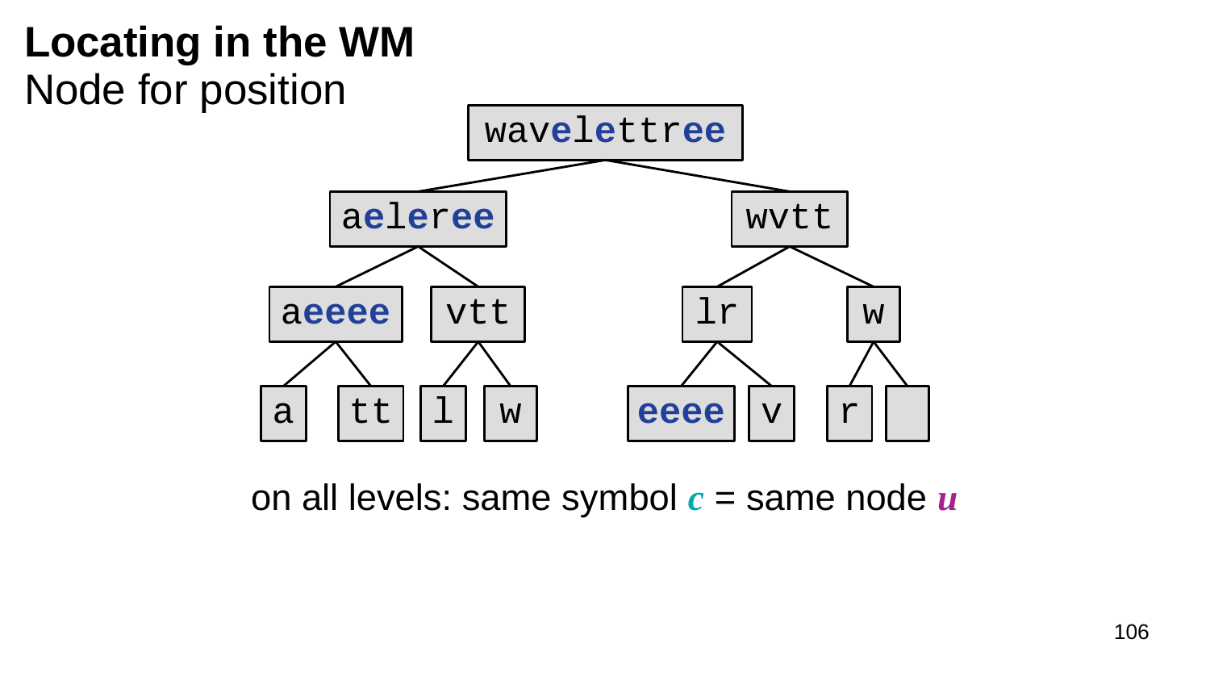# Locating in the WM

Node for position

```
                 wavelettree
          aeleree              wvtt
     aeeee      vtt         lr        w
    a    tt    l   w     eeee  v    r
```

on all levels: same symbol $c$ = same node $u$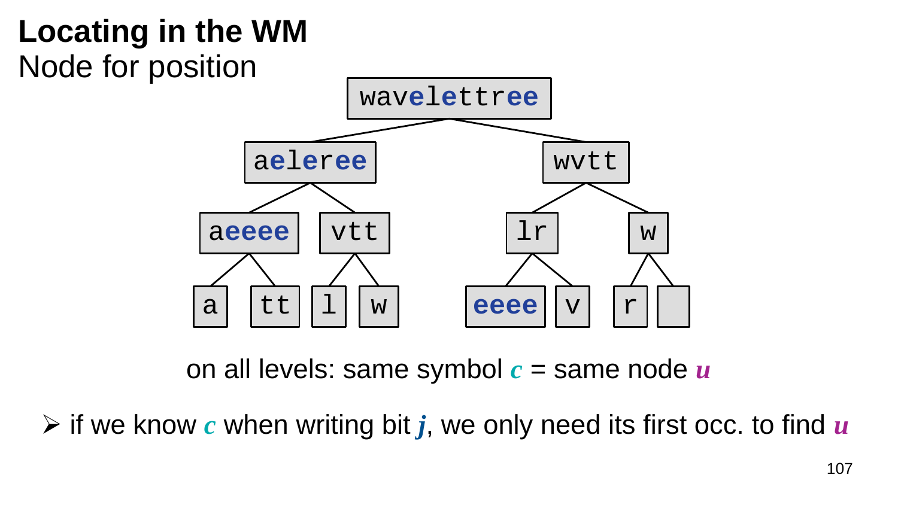# Locating in the WM

## Node for position

```
                 wavelettree
          aeleree              wvtt
     aeeee      vtt         lr        w
    a    tt    l   w     eeee  v    r   
```

on all levels: same symbol $c$ = same node $u$

- if we know $c$ when writing bit $j$, we only need its first occ. to find $u$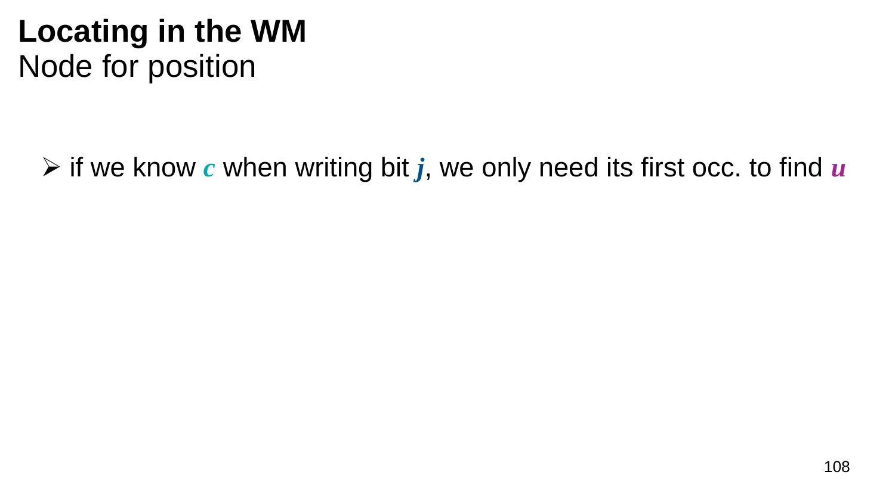# Locating in the WM

Node for position

- if we know $c$ when writing bit $j$, we only need its first occ. to find $u$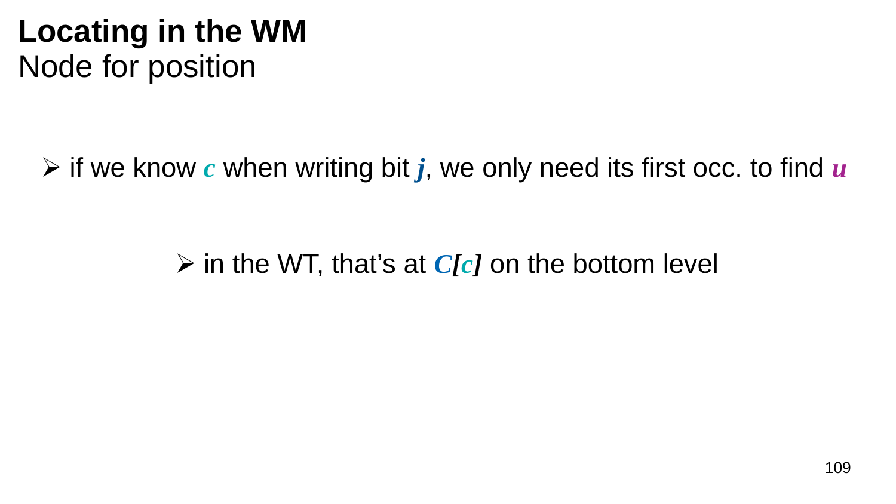# **Locating in the WM**
## Node for position

- if we know $c$ when writing bit $j$, we only need its first occ. to find $u$
  - in the WT, that's at $C[c]$ on the bottom level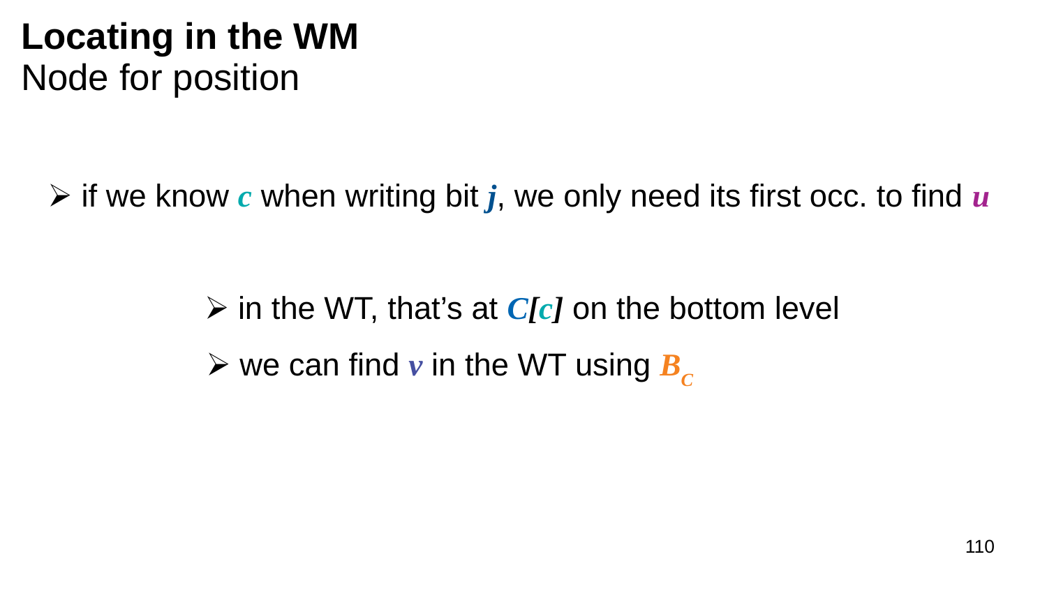# Locating in the WM

## Node for position

- if we know $c$ when writing bit $j$, we only need its first occ. to find $u$
  - in the WT, that's at $C[c]$ on the bottom level
  - we can find $v$ in the WT using $B_c$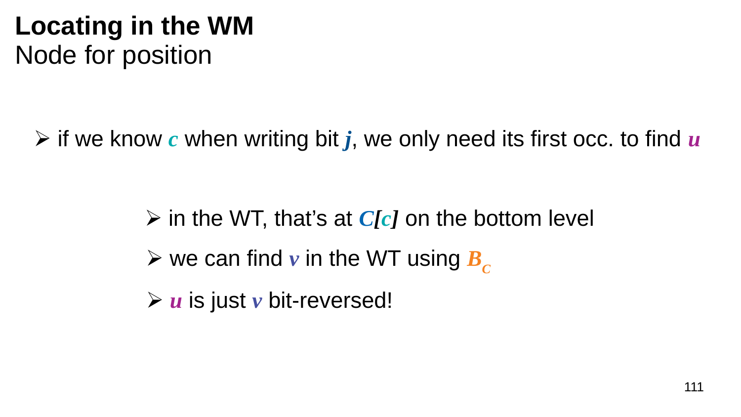# Locating in the WM

## Node for position

- if we know $c$ when writing bit $j$, we only need its first occ. to find $u$
  - in the WT, that's at $C[c]$ on the bottom level
  - we can find $v$ in the WT using $B_C$
  - $u$ is just $v$ bit-reversed!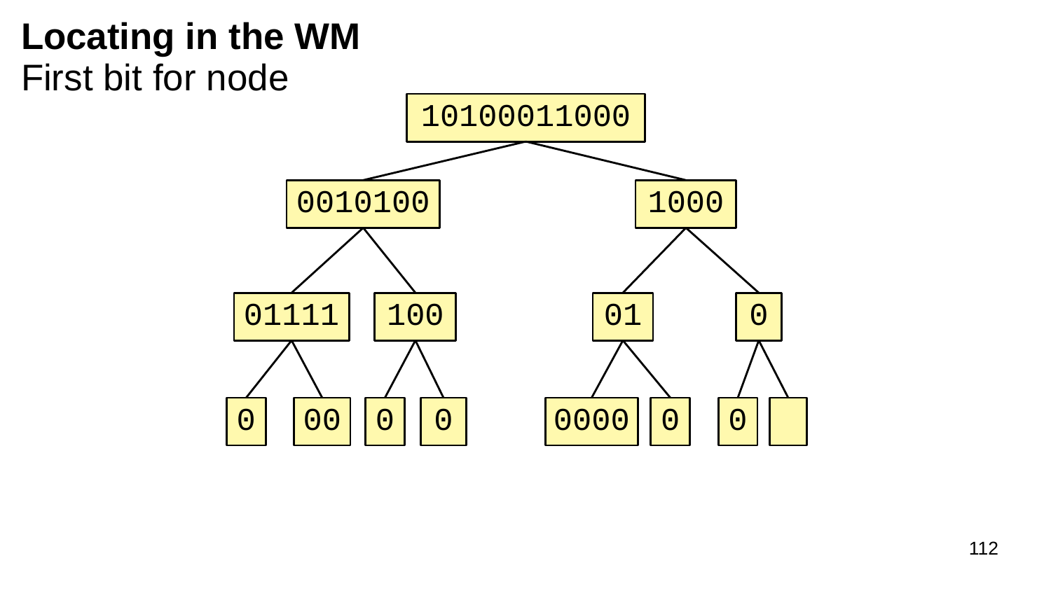# Locating in the WM

First bit for node

```
                 10100011000
               /             \
        0010100               1000
        /     \              /    \
    01111     100          01      0
    /   \    /   \        /  \    / \
   0    00  0     0    0000   0  0   [ ]
```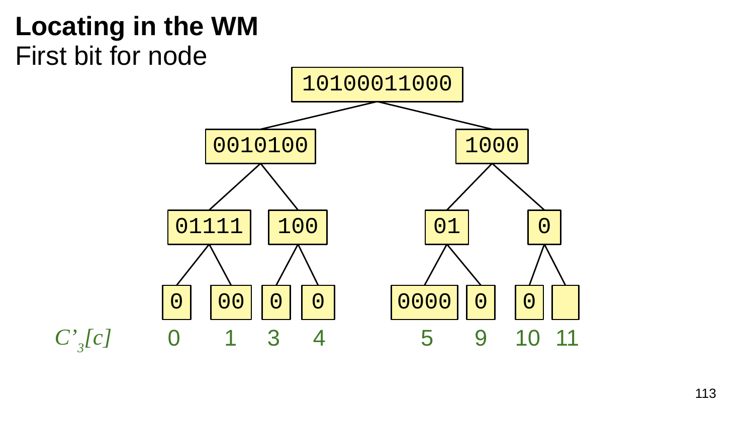# Locating in the WM

First bit for node

```
                 10100011000
               /             \
        0010100               1000
        /     \              /    \
    01111     100          01      0
    /   \    /   \        /  \    /  \
   0    00  0     0    0000   0  0    [ ]
```

| $C'_3[c]$ | 0 | 1 | 3 | 4 | 5 | 9 | 10 | 11 |
|---|---|---|---|---|---|---|---|---|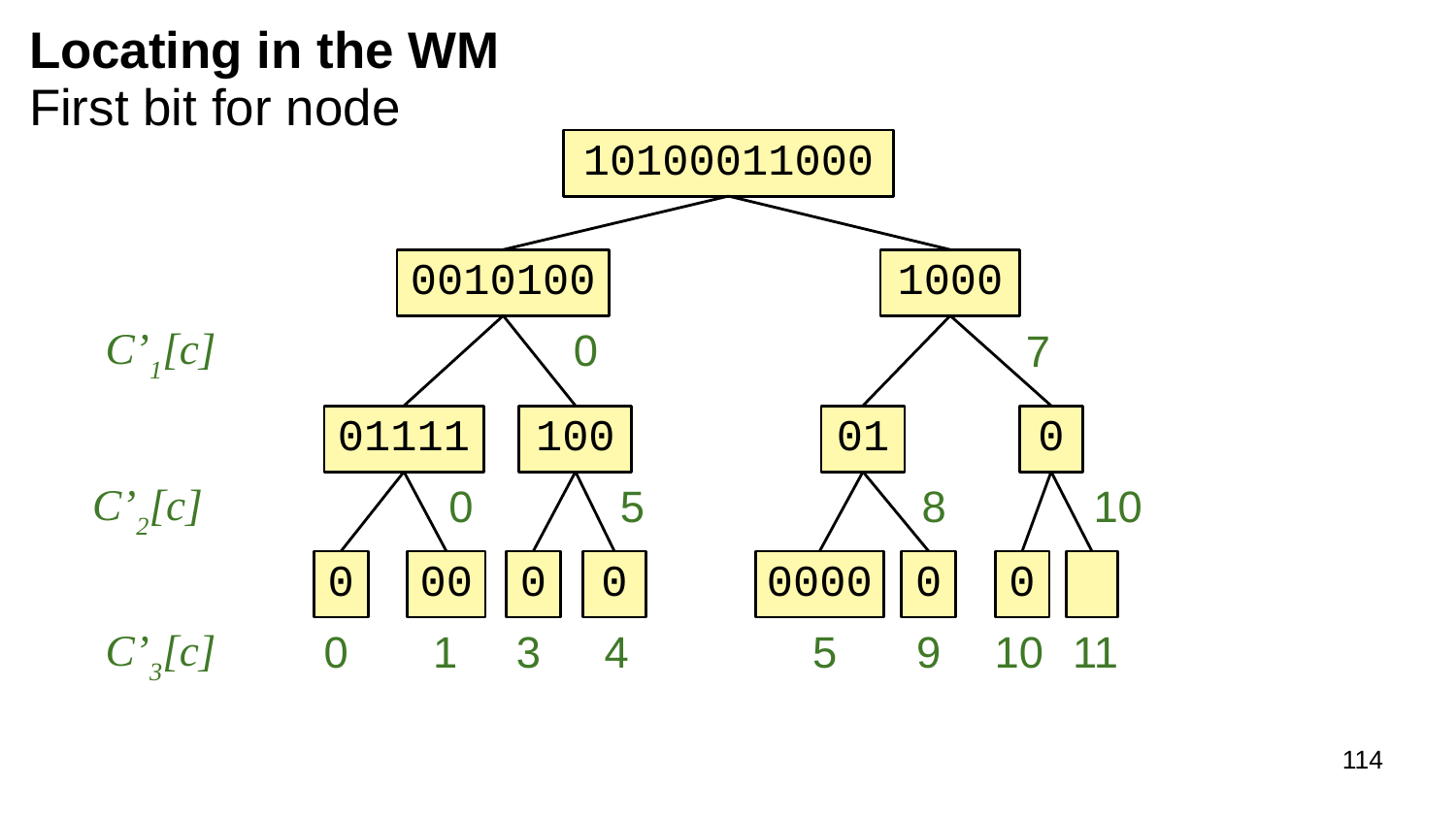# Locating in the WM

First bit for node

```
                        10100011000
               /                          \
          0010100                          1000
         /       \  0                     /     \  7
     01111        100                   01        0
     /   \  0    /   \  5              /  \  8   / \  10
    0     00    0     0            0000    0    0   [ ]
```

$C'_1[c]$: 0, 7

$C'_2[c]$: 0, 5, 8, 10

$C'_3[c]$: 0, 1, 3, 4, 5, 9, 10, 11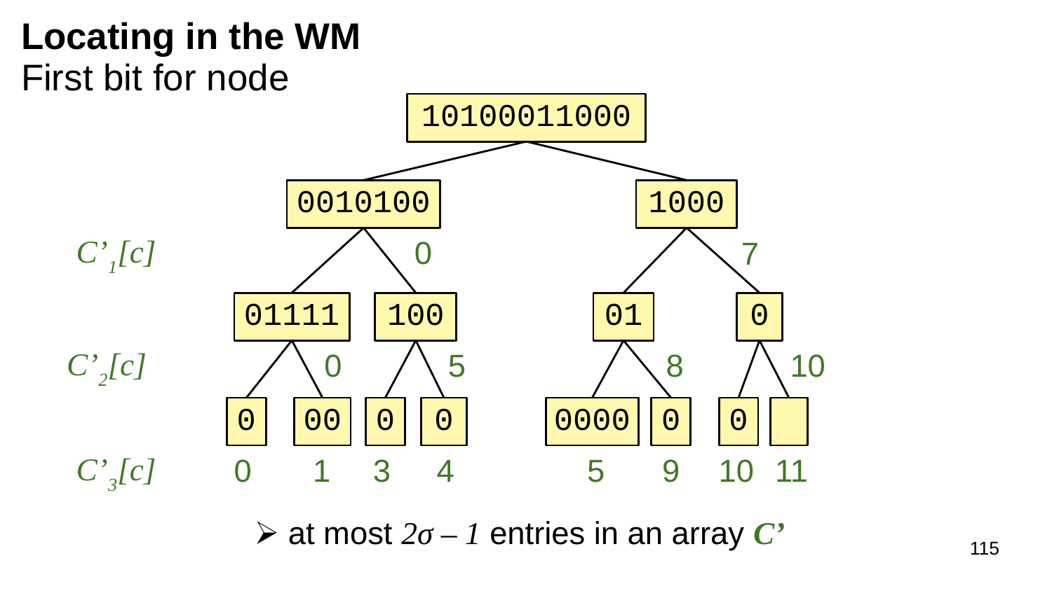# Locating in the WM

First bit for node

```
                      10100011000
                /                        \
          0010100                        1000
   C'_1[c]  /    \  0               /            \  7
      01111       100             01               0
   C'_2[c] / \ 0  / \ 5          /  \ 8           / \ 10
      0    00    0   0       0000    0           0   [ ]
   C'_3[c]
      0    1     3   4          5    9          10   11
```

- at most $2\sigma - 1$ entries in an array $C'$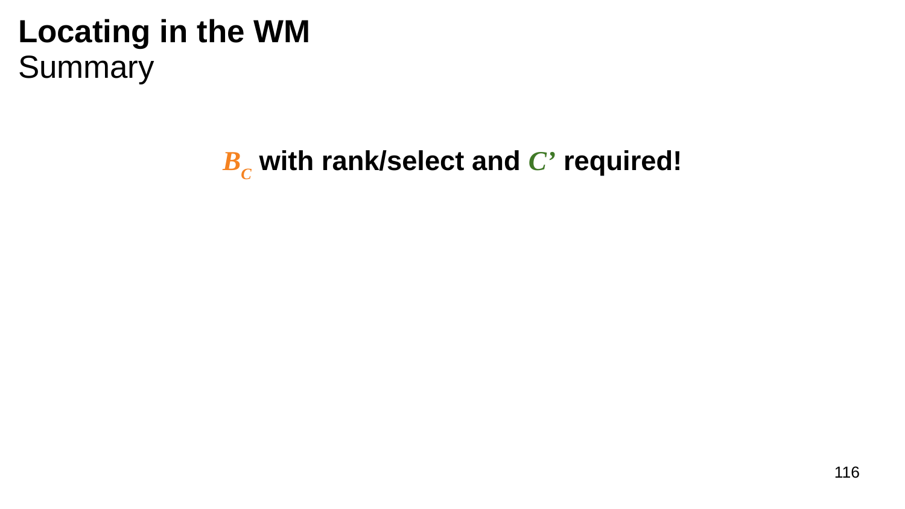# Locating in the WM
## Summary

**$B_C$ with rank/select and $C'$ required!**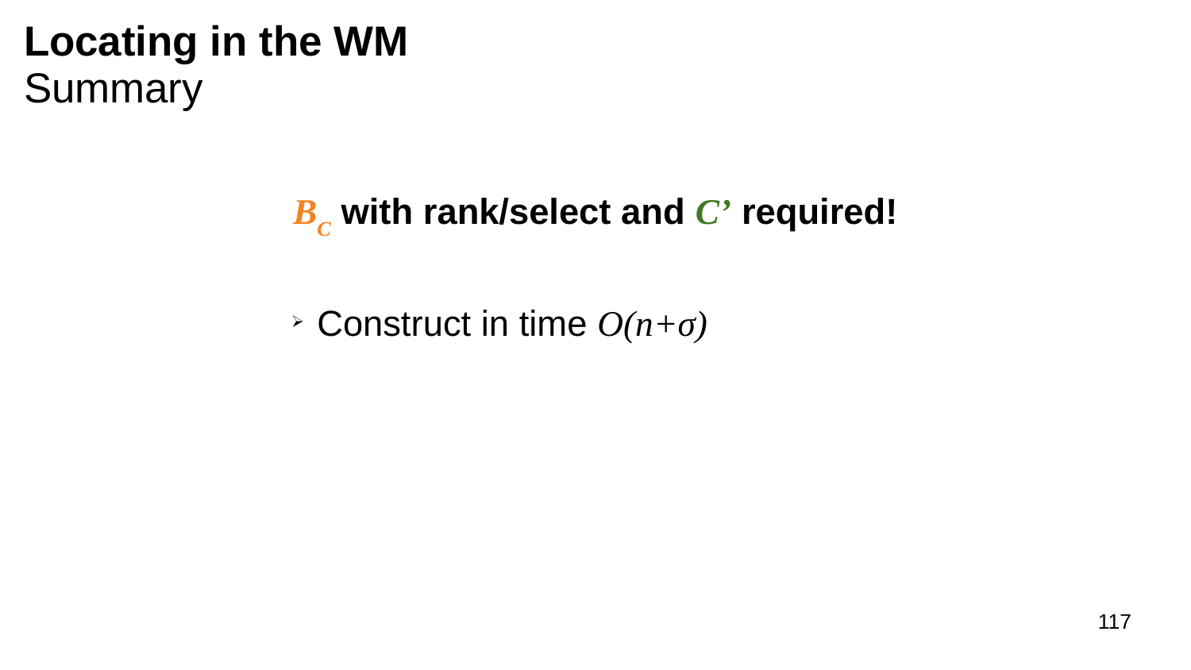# Locating in the WM

## Summary

**$B_C$ with rank/select and $C'$ required!**

- Construct in time $O(n+\sigma)$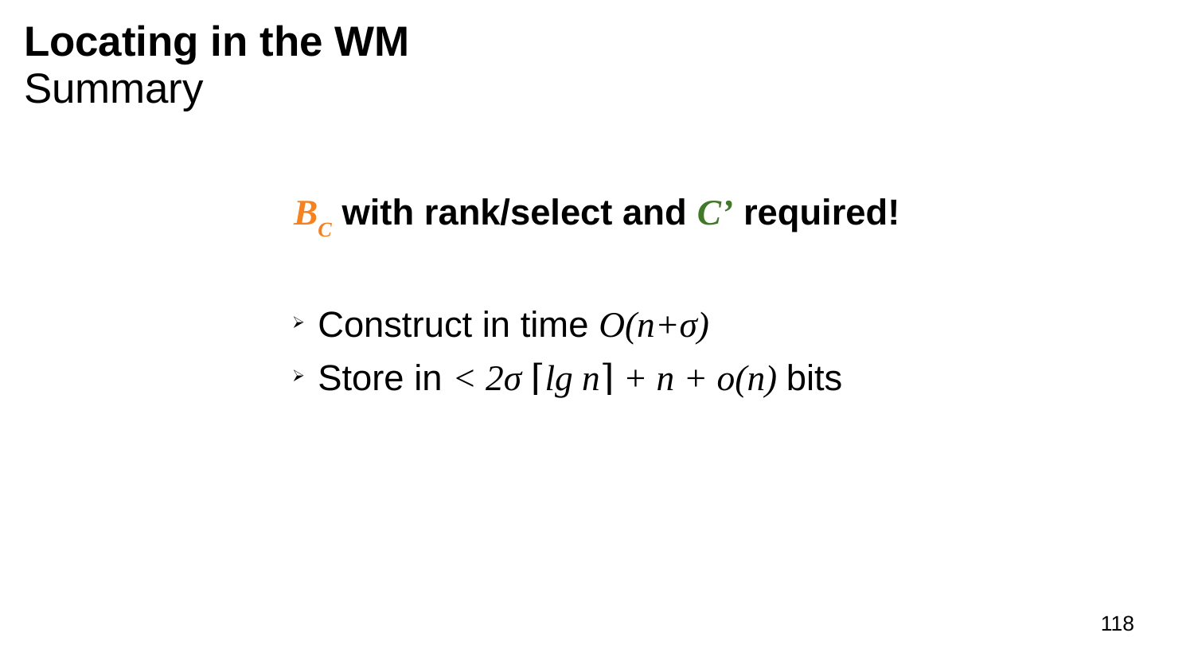# Locating in the WM

## Summary

**$B_C$ with rank/select and $C'$ required!**

- Construct in time $O(n+\sigma)$
- Store in $< 2\sigma \lceil lg\ n \rceil + n + o(n)$ bits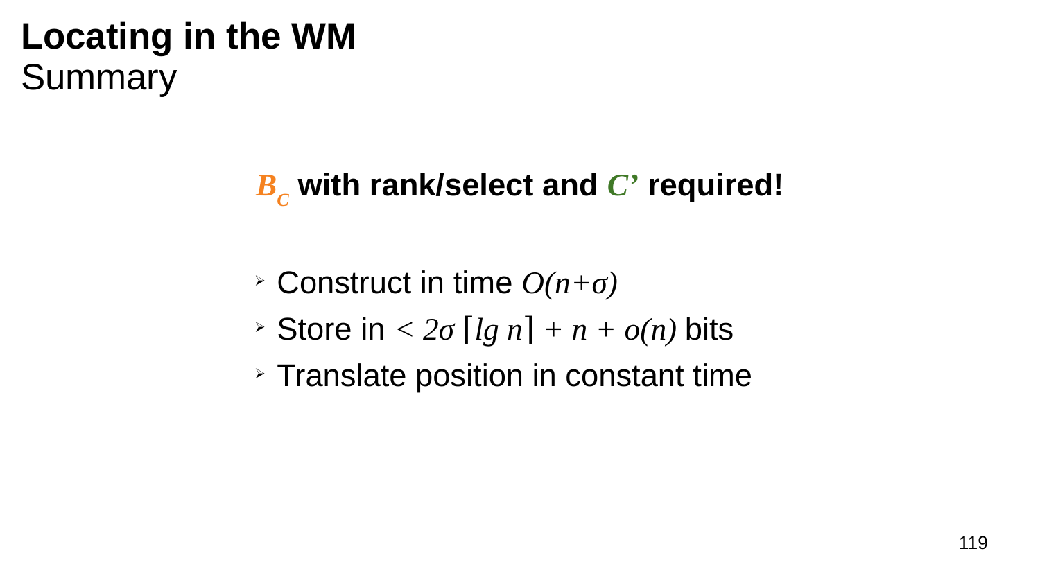# Locating in the WM

## Summary

**$B_C$ with rank/select and $C'$ required!**

- Construct in time $O(n+\sigma)$
- Store in $< 2\sigma\lceil lg\ n\rceil + n + o(n)$ bits
- Translate position in constant time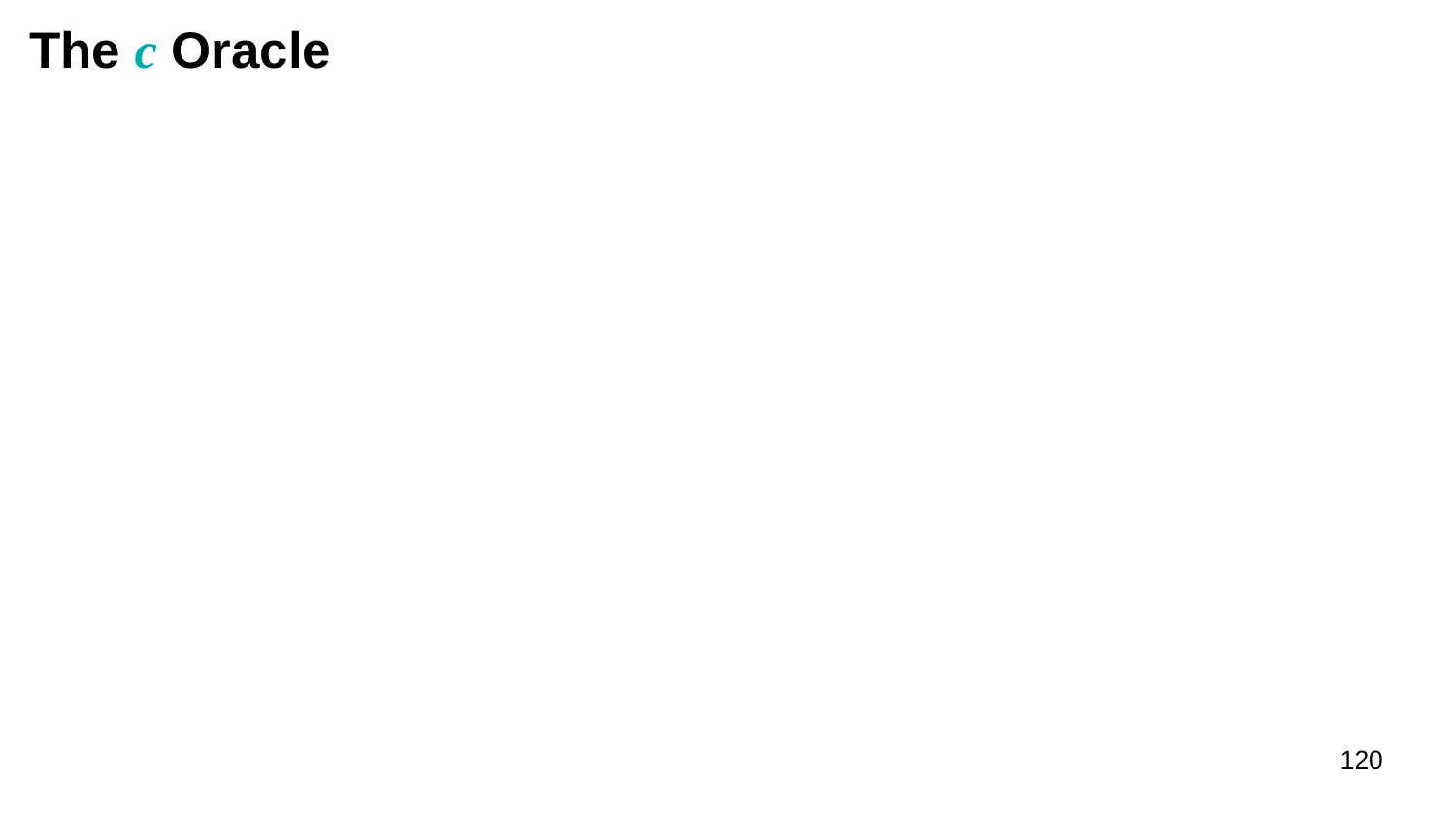# The $c$ Oracle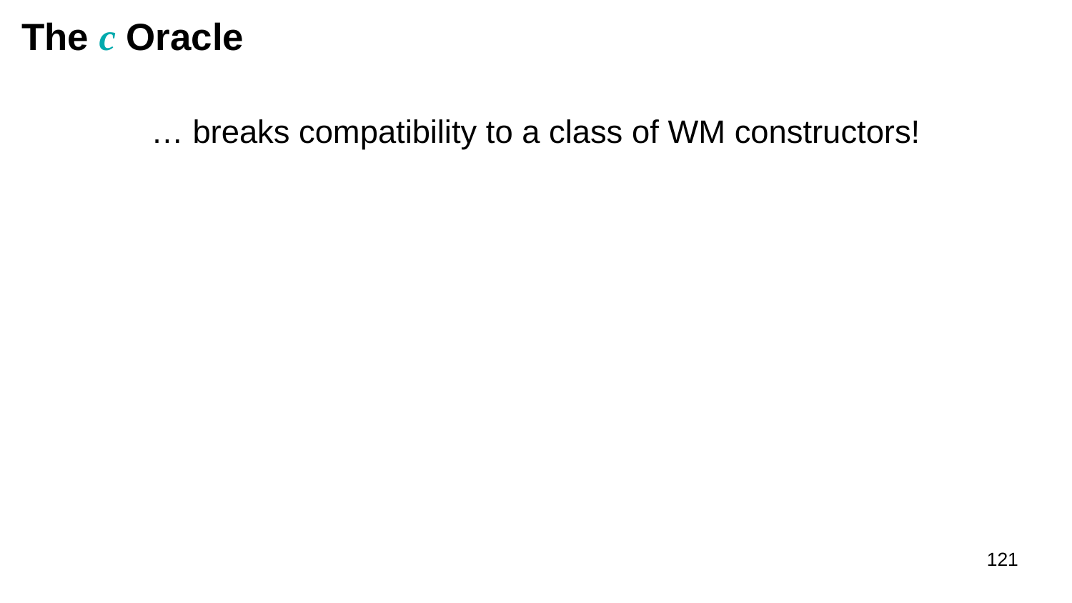# The $c$ Oracle

… breaks compatibility to a class of WM constructors!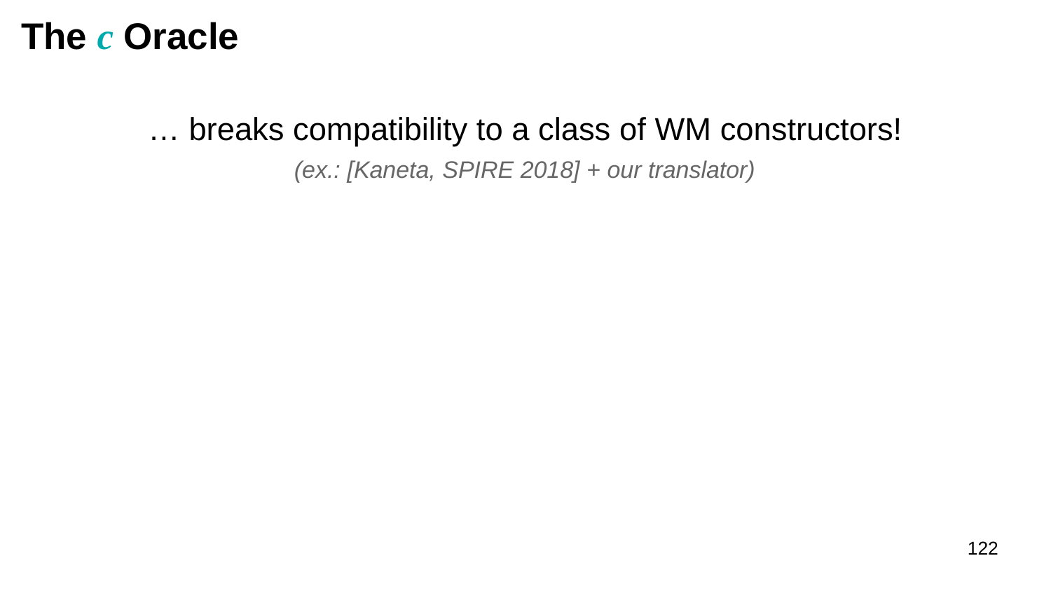# The $c$ Oracle

… breaks compatibility to a class of WM constructors!

*(ex.: [Kaneta, SPIRE 2018] + our translator)*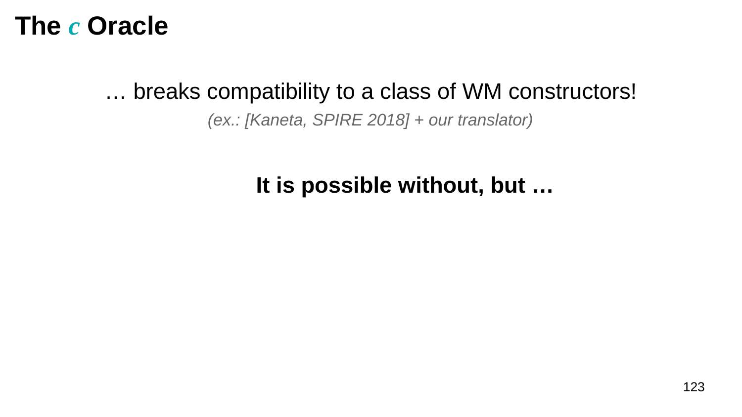# The $c$ Oracle

… breaks compatibility to a class of WM constructors!

*(ex.: [Kaneta, SPIRE 2018] + our translator)*

**It is possible without, but …**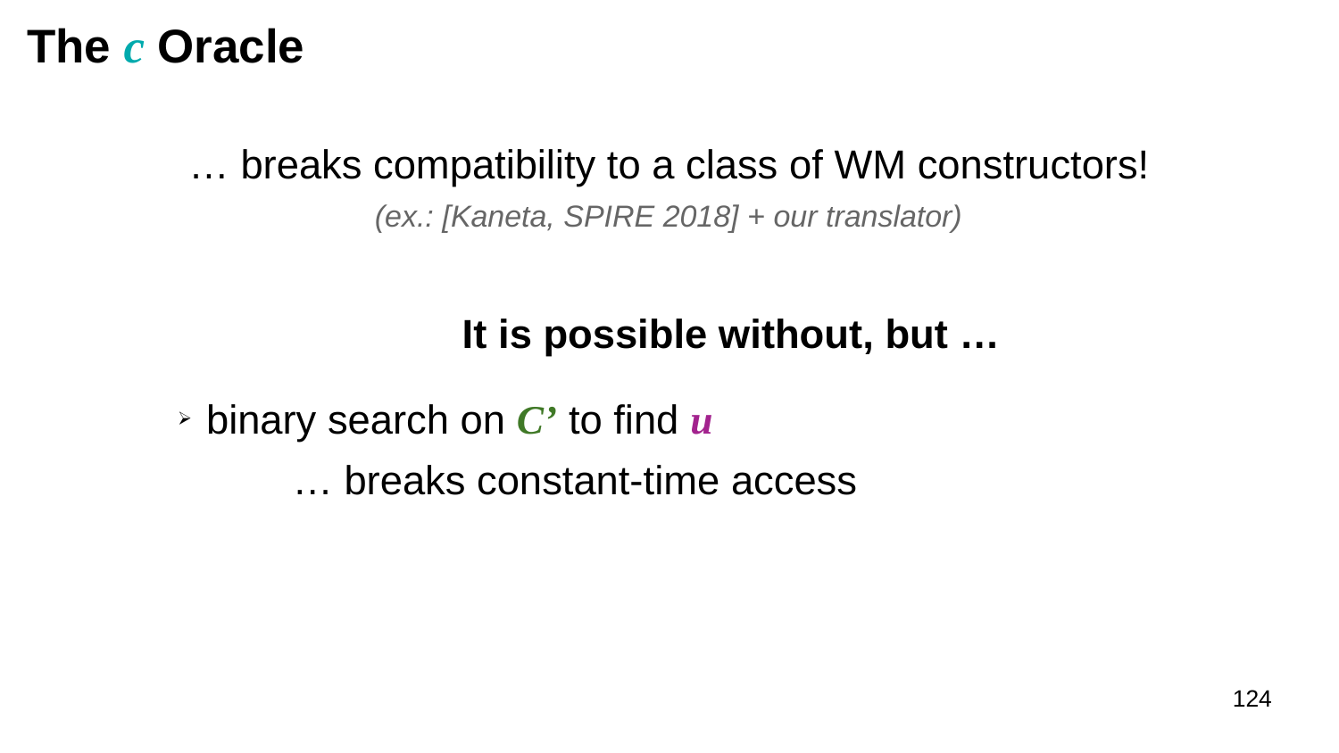# The $c$ Oracle

… breaks compatibility to a class of WM constructors!

*(ex.: [Kaneta, SPIRE 2018] + our translator)*

**It is possible without, but …**

- binary search on $C'$ to find $u$

  … breaks constant-time access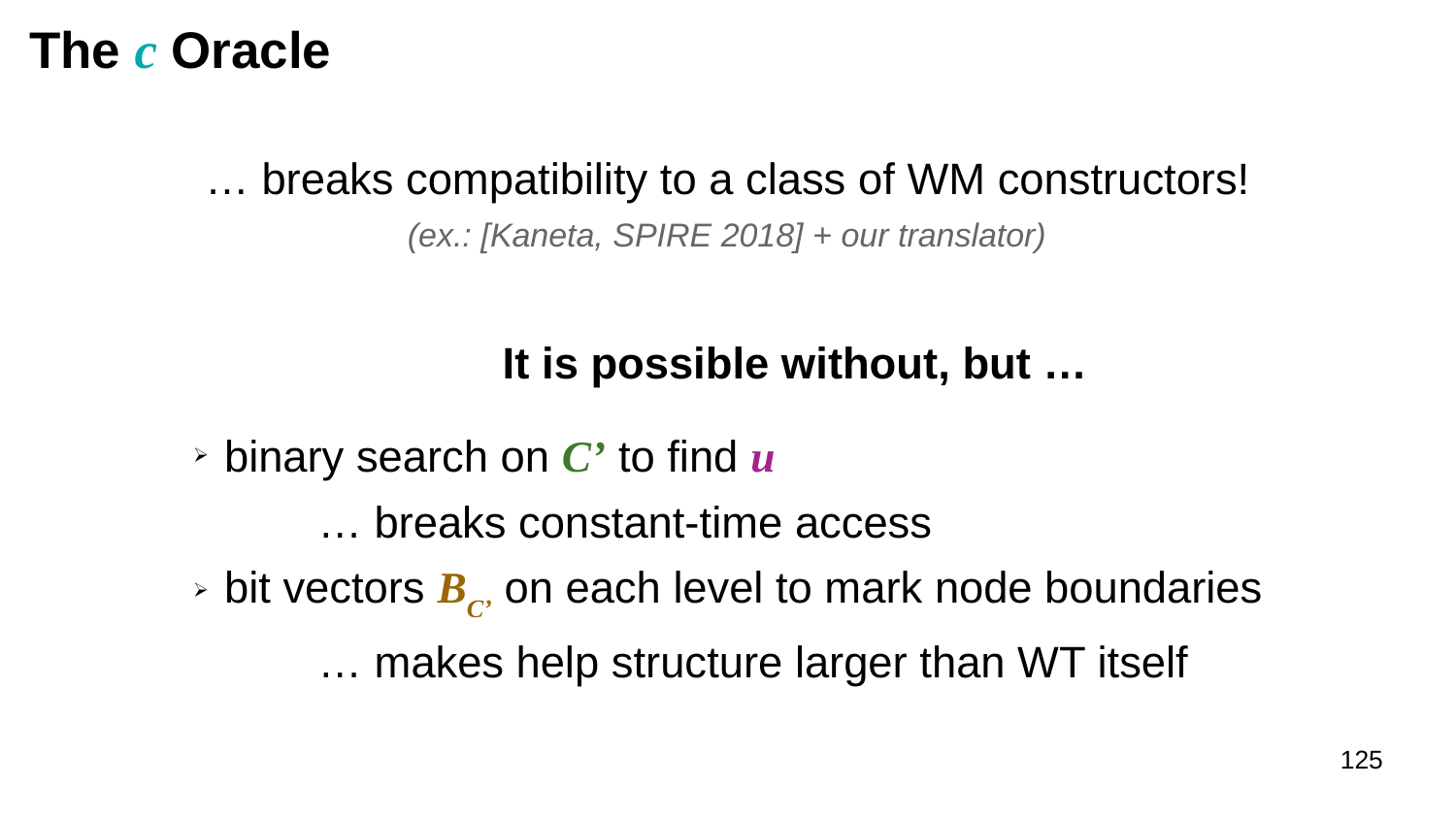# The $c$ Oracle

… breaks compatibility to a class of WM constructors!

*(ex.: [Kaneta, SPIRE 2018] + our translator)*

**It is possible without, but …**

- binary search on $C'$ to find $u$

  … breaks constant-time access

- bit vectors $B_{C'}$ on each level to mark node boundaries

  … makes help structure larger than WT itself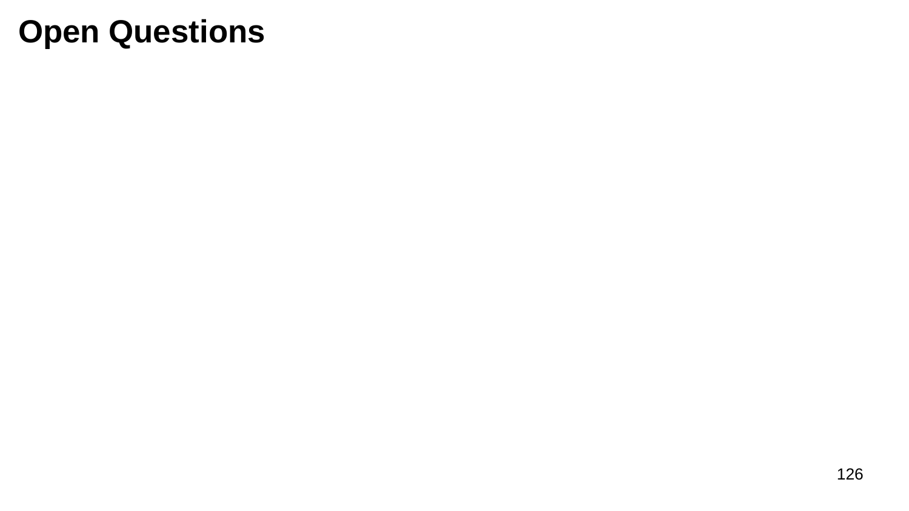# Open Questions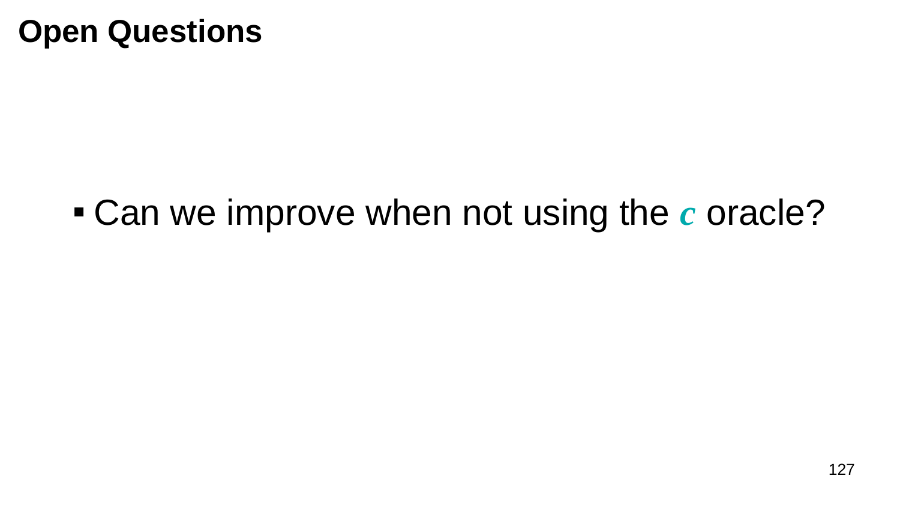# Open Questions

- Can we improve when not using the $c$ oracle?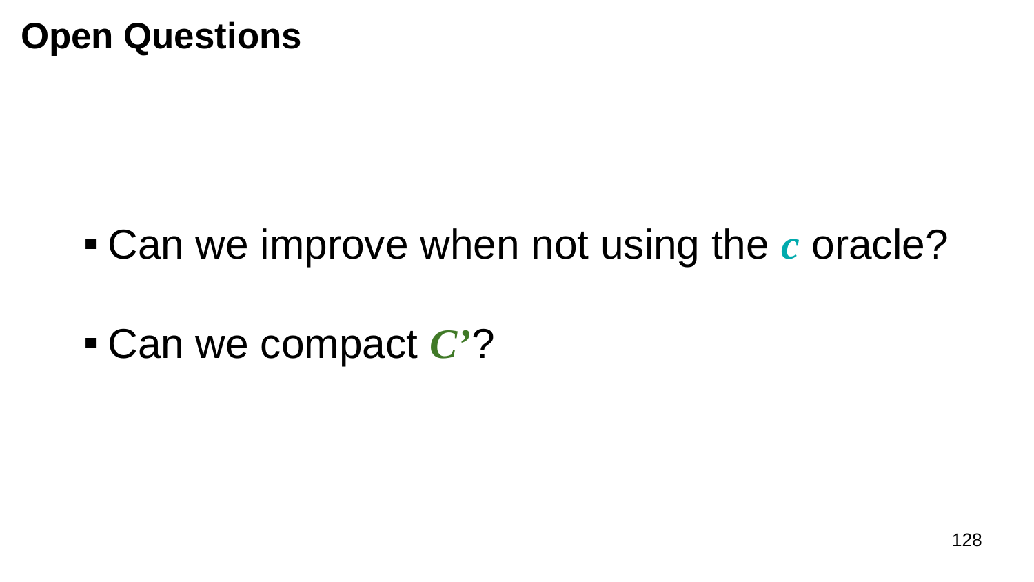# Open Questions

- Can we improve when not using the $c$ oracle?
- Can we compact $C'$?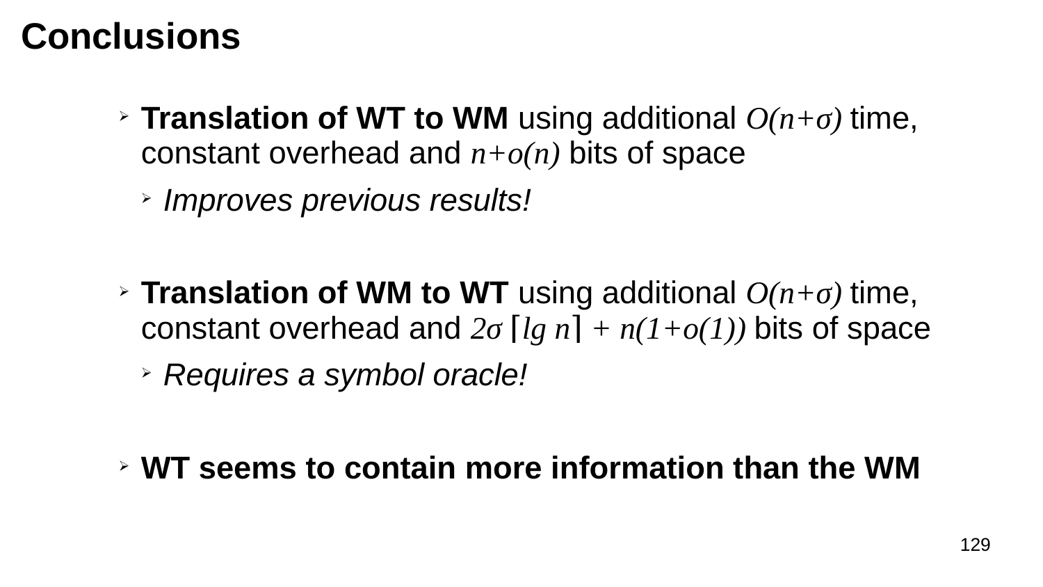# Conclusions

- **Translation of WT to WM** using additional $O(n+\sigma)$ time, constant overhead and $n+o(n)$ bits of space
  - *Improves previous results!*
- **Translation of WM to WT** using additional $O(n+\sigma)$ time, constant overhead and $2\sigma\lceil lg\ n\rceil + n(1+o(1))$ bits of space
  - *Requires a symbol oracle!*
- **WT seems to contain more information than the WM**